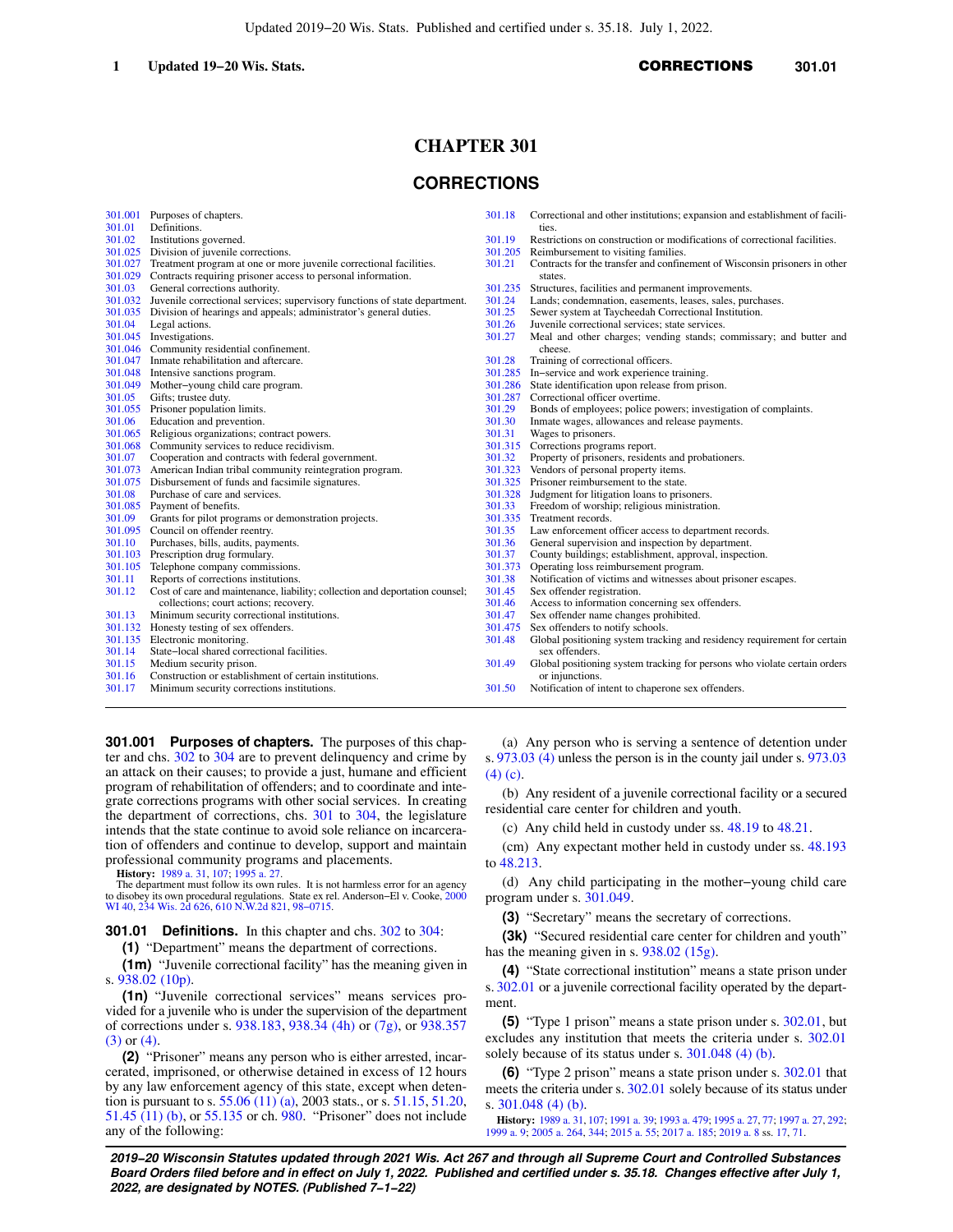# CHAPTER 301

## CORRECTIONS

301.001 Purposes of chapters.
301.01 Definitions.
301.02 Institutions governed.
301.025 Division of juvenile corrections.
301.027 Treatment program at one or more juvenile correctional facilities.
301.029 Contracts requiring prisoner access to personal information.
301.03 General corrections authority.
301.032 Juvenile correctional services; supervisory functions of state department.
301.035 Division of hearings and appeals; administrator's general duties.
301.04 Legal actions.
301.045 Investigations.
301.046 Community residential confinement.
301.047 Inmate rehabilitation and aftercare.
301.048 Intensive sanctions program.
301.049 Mother−young child care program.
301.05 Gifts; trustee duty.
301.055 Prisoner population limits.
301.06 Education and prevention.
301.065 Religious organizations; contract powers.
301.068 Community services to reduce recidivism.
301.07 Cooperation and contracts with federal government.
301.073 American Indian tribal community reintegration program.
301.075 Disbursement of funds and facsimile signatures.
301.08 Purchase of care and services.
301.085 Payment of benefits.
301.09 Grants for pilot programs or demonstration projects.
301.095 Council on offender reentry.
301.10 Purchases, bills, audits, payments.
301.103 Prescription drug formulary.
301.105 Telephone company commissions.
301.11 Reports of corrections institutions.
301.12 Cost of care and maintenance, liability; collection and deportation counsel; collections; court actions; recovery.
301.13 Minimum security correctional institutions.
301.132 Honesty testing of sex offenders.
301.135 Electronic monitoring.
301.14 State−local shared correctional facilities.
301.15 Medium security prison.
301.16 Construction or establishment of certain institutions.
301.17 Minimum security corrections institutions.
301.18 Correctional and other institutions; expansion and establishment of facilities.
301.19 Restrictions on construction or modifications of correctional facilities.
301.205 Reimbursement to visiting families.
301.21 Contracts for the transfer and confinement of Wisconsin prisoners in other states.
301.235 Structures, facilities and permanent improvements.
301.24 Lands; condemnation, easements, leases, sales, purchases.
301.25 Sewer system at Taycheedah Correctional Institution.
301.26 Juvenile correctional services; state services.
301.27 Meal and other charges; vending stands; commissary; and butter and cheese.
301.28 Training of correctional officers.
301.285 In−service and work experience training.
301.286 State identification upon release from prison.
301.287 Correctional officer overtime.
301.29 Bonds of employees; police powers; investigation of complaints.
301.30 Inmate wages, allowances and release payments.
301.31 Wages to prisoners.
301.315 Corrections programs report.
301.32 Property of prisoners, residents and probationers.
301.323 Vendors of personal property items.
301.325 Prisoner reimbursement to the state.
301.328 Judgment for litigation loans to prisoners.
301.33 Freedom of worship; religious ministration.
301.335 Treatment records.
301.35 Law enforcement officer access to department records.
301.36 General supervision and inspection by department.
301.37 County buildings; establishment, approval, inspection.
301.373 Operating loss reimbursement program.
301.38 Notification of victims and witnesses about prisoner escapes.
301.45 Sex offender registration.
301.46 Access to information concerning sex offenders.
301.47 Sex offender name changes prohibited.
301.475 Sex offenders to notify schools.
301.48 Global positioning system tracking and residency requirement for certain sex offenders.
301.49 Global positioning system tracking for persons who violate certain orders or injunctions.
301.50 Notification of intent to chaperone sex offenders.

**301.001 Purposes of chapters.** The purposes of this chapter and chs. 302 to 304 are to prevent delinquency and crime by an attack on their causes; to provide a just, humane and efficient program of rehabilitation of offenders; and to coordinate and integrate corrections programs with other social services. In creating the department of corrections, chs. 301 to 304, the legislature intends that the state continue to avoid sole reliance on incarceration of offenders and continue to develop, support and maintain professional community programs and placements.

**History:** 1989 a. 31, 107; 1995 a. 27.

The department must follow its own rules. It is not harmless error for an agency to disobey its own procedural regulations. State ex rel. Anderson−El v. Cooke, 2000 WI 40, 234 Wis. 2d 626, 610 N.W.2d 821, 98−0715.

**301.01 Definitions.** In this chapter and chs. 302 to 304:

**(1)** "Department" means the department of corrections.

**(1m)** "Juvenile correctional facility" has the meaning given in s. 938.02 (10p).

**(1n)** "Juvenile correctional services" means services provided for a juvenile who is under the supervision of the department of corrections under s. 938.183, 938.34 (4h) or (7g), or 938.357 (3) or (4).

**(2)** "Prisoner" means any person who is either arrested, incarcerated, imprisoned, or otherwise detained in excess of 12 hours by any law enforcement agency of this state, except when detention is pursuant to s. 55.06 (11) (a), 2003 stats., or s. 51.15, 51.20, 51.45 (11) (b), or 55.135 or ch. 980. "Prisoner" does not include any of the following:

(a) Any person who is serving a sentence of detention under s. 973.03 (4) unless the person is in the county jail under s. 973.03 (4) (c).

(b) Any resident of a juvenile correctional facility or a secured residential care center for children and youth.

(c) Any child held in custody under ss. 48.19 to 48.21.

(cm) Any expectant mother held in custody under ss. 48.193 to 48.213.

(d) Any child participating in the mother−young child care program under s. 301.049.

**(3)** "Secretary" means the secretary of corrections.

**(3k)** "Secured residential care center for children and youth" has the meaning given in s. 938.02 (15g).

**(4)** "State correctional institution" means a state prison under s. 302.01 or a juvenile correctional facility operated by the department.

**(5)** "Type 1 prison" means a state prison under s. 302.01, but excludes any institution that meets the criteria under s. 302.01 solely because of its status under s. 301.048 (4) (b).

**(6)** "Type 2 prison" means a state prison under s. 302.01 that meets the criteria under s. 302.01 solely because of its status under s. 301.048 (4) (b).

**History:** 1989 a. 31, 107; 1991 a. 39; 1993 a. 479; 1995 a. 27, 77; 1997 a. 27, 292; 1999 a. 9; 2005 a. 264, 344; 2015 a. 55; 2017 a. 185; 2019 a. 8 ss. 17, 71.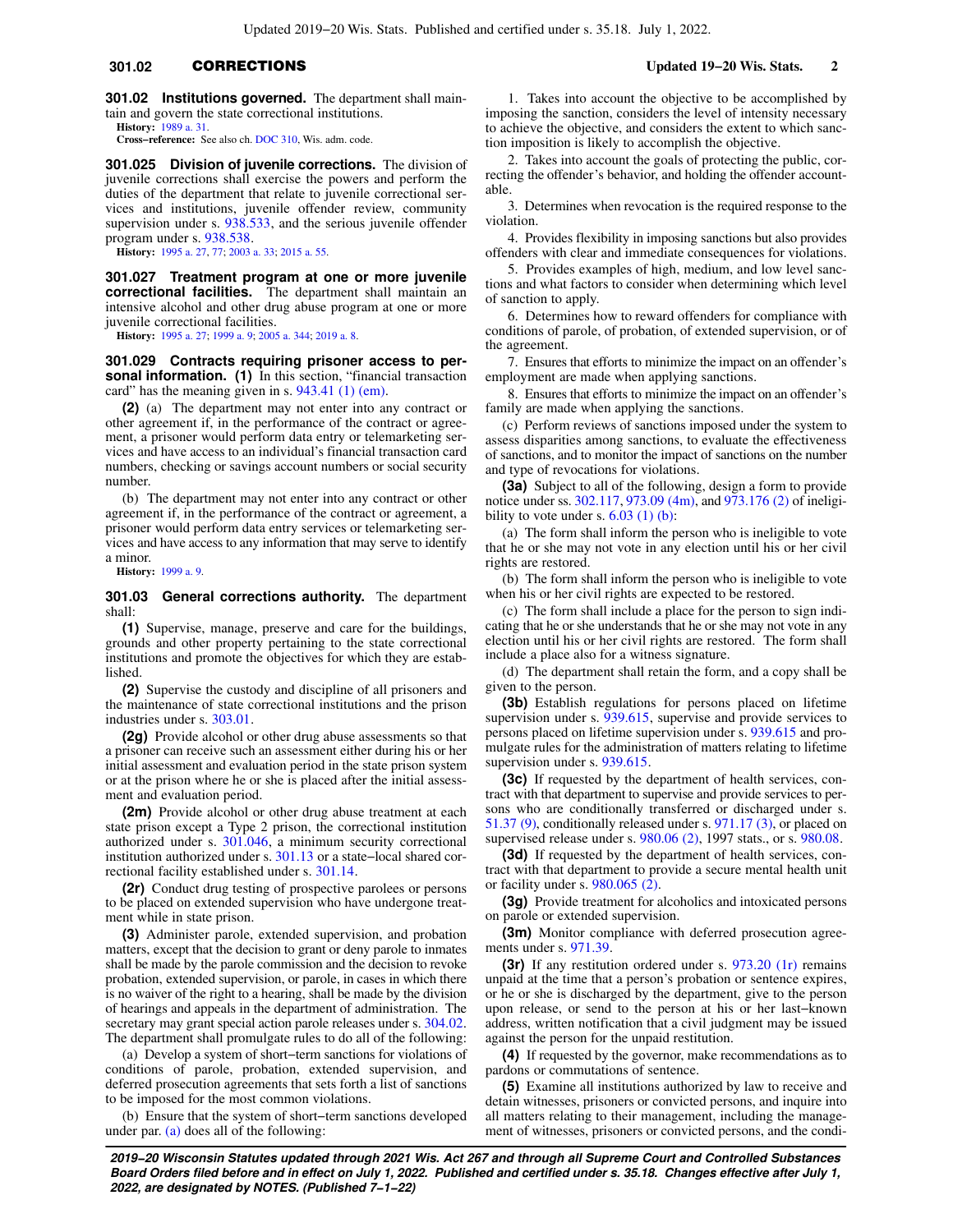**301.02 Institutions governed.** The department shall maintain and govern the state correctional institutions.

**History:** 1989 a. 31.

**Cross−reference:** See also ch. DOC 310, Wis. adm. code.

**301.025 Division of juvenile corrections.** The division of juvenile corrections shall exercise the powers and perform the duties of the department that relate to juvenile correctional services and institutions, juvenile offender review, community supervision under s. 938.533, and the serious juvenile offender program under s. 938.538.

**History:** 1995 a. 27, 77; 2003 a. 33; 2015 a. 55.

**301.027 Treatment program at one or more juvenile correctional facilities.** The department shall maintain an intensive alcohol and other drug abuse program at one or more juvenile correctional facilities.

**History:** 1995 a. 27; 1999 a. 9; 2005 a. 344; 2019 a. 8.

**301.029 Contracts requiring prisoner access to personal information.** **(1)** In this section, "financial transaction card" has the meaning given in s. 943.41 (1) (em).

**(2)** (a) The department may not enter into any contract or other agreement if, in the performance of the contract or agreement, a prisoner would perform data entry or telemarketing services and have access to an individual's financial transaction card numbers, checking or savings account numbers or social security number.

(b) The department may not enter into any contract or other agreement if, in the performance of the contract or agreement, a prisoner would perform data entry services or telemarketing services and have access to any information that may serve to identify a minor.

**History:** 1999 a. 9.

**301.03 General corrections authority.** The department shall:

**(1)** Supervise, manage, preserve and care for the buildings, grounds and other property pertaining to the state correctional institutions and promote the objectives for which they are established.

**(2)** Supervise the custody and discipline of all prisoners and the maintenance of state correctional institutions and the prison industries under s. 303.01.

**(2g)** Provide alcohol or other drug abuse assessments so that a prisoner can receive such an assessment either during his or her initial assessment and evaluation period in the state prison system or at the prison where he or she is placed after the initial assessment and evaluation period.

**(2m)** Provide alcohol or other drug abuse treatment at each state prison except a Type 2 prison, the correctional institution authorized under s. 301.046, a minimum security correctional institution authorized under s. 301.13 or a state−local shared correctional facility established under s. 301.14.

**(2r)** Conduct drug testing of prospective parolees or persons to be placed on extended supervision who have undergone treatment while in state prison.

**(3)** Administer parole, extended supervision, and probation matters, except that the decision to grant or deny parole to inmates shall be made by the parole commission and the decision to revoke probation, extended supervision, or parole, in cases in which there is no waiver of the right to a hearing, shall be made by the division of hearings and appeals in the department of administration. The secretary may grant special action parole releases under s. 304.02. The department shall promulgate rules to do all of the following:

(a) Develop a system of short−term sanctions for violations of conditions of parole, probation, extended supervision, and deferred prosecution agreements that sets forth a list of sanctions to be imposed for the most common violations.

(b) Ensure that the system of short−term sanctions developed under par. (a) does all of the following:

1. Takes into account the objective to be accomplished by imposing the sanction, considers the level of intensity necessary to achieve the objective, and considers the extent to which sanction imposition is likely to accomplish the objective.

2. Takes into account the goals of protecting the public, correcting the offender's behavior, and holding the offender accountable.

3. Determines when revocation is the required response to the violation.

4. Provides flexibility in imposing sanctions but also provides offenders with clear and immediate consequences for violations.

5. Provides examples of high, medium, and low level sanctions and what factors to consider when determining which level of sanction to apply.

6. Determines how to reward offenders for compliance with conditions of parole, of probation, of extended supervision, or of the agreement.

7. Ensures that efforts to minimize the impact on an offender's employment are made when applying sanctions.

8. Ensures that efforts to minimize the impact on an offender's family are made when applying the sanctions.

(c) Perform reviews of sanctions imposed under the system to assess disparities among sanctions, to evaluate the effectiveness of sanctions, and to monitor the impact of sanctions on the number and type of revocations for violations.

**(3a)** Subject to all of the following, design a form to provide notice under ss. 302.117, 973.09 (4m), and 973.176 (2) of ineligibility to vote under s. 6.03 (1) (b):

(a) The form shall inform the person who is ineligible to vote that he or she may not vote in any election until his or her civil rights are restored.

(b) The form shall inform the person who is ineligible to vote when his or her civil rights are expected to be restored.

(c) The form shall include a place for the person to sign indicating that he or she understands that he or she may not vote in any election until his or her civil rights are restored. The form shall include a place also for a witness signature.

(d) The department shall retain the form, and a copy shall be given to the person.

**(3b)** Establish regulations for persons placed on lifetime supervision under s. 939.615, supervise and provide services to persons placed on lifetime supervision under s. 939.615 and promulgate rules for the administration of matters relating to lifetime supervision under s. 939.615.

**(3c)** If requested by the department of health services, contract with that department to supervise and provide services to persons who are conditionally transferred or discharged under s. 51.37 (9), conditionally released under s. 971.17 (3), or placed on supervised release under s. 980.06 (2), 1997 stats., or s. 980.08.

**(3d)** If requested by the department of health services, contract with that department to provide a secure mental health unit or facility under s. 980.065 (2).

**(3g)** Provide treatment for alcoholics and intoxicated persons on parole or extended supervision.

**(3m)** Monitor compliance with deferred prosecution agreements under s. 971.39.

**(3r)** If any restitution ordered under s. 973.20 (1r) remains unpaid at the time that a person's probation or sentence expires, or he or she is discharged by the department, give to the person upon release, or send to the person at his or her last−known address, written notification that a civil judgment may be issued against the person for the unpaid restitution.

**(4)** If requested by the governor, make recommendations as to pardons or commutations of sentence.

**(5)** Examine all institutions authorized by law to receive and detain witnesses, prisoners or convicted persons, and inquire into all matters relating to their management, including the management of witnesses, prisoners or convicted persons, and the condi-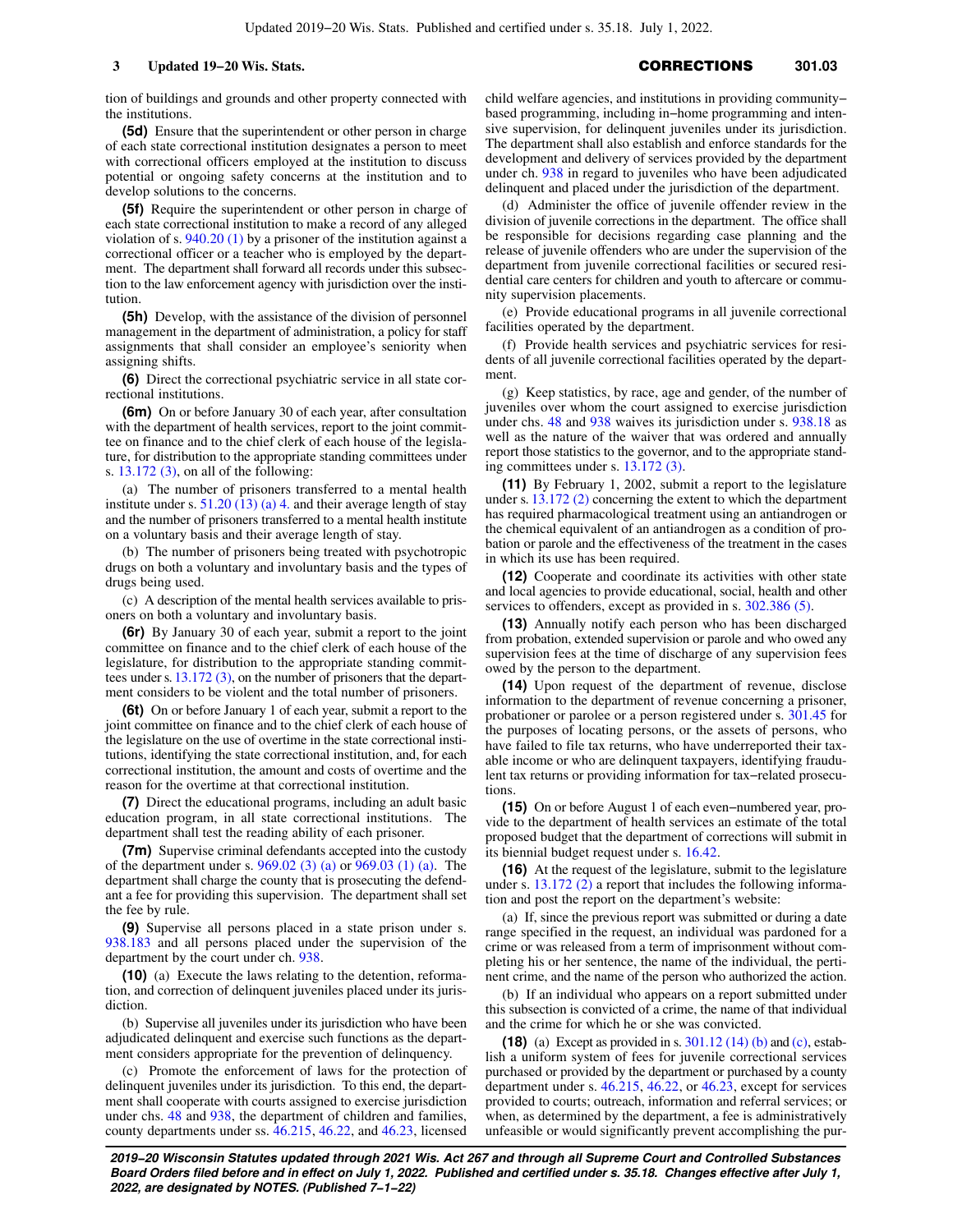tion of buildings and grounds and other property connected with the institutions.

**(5d)** Ensure that the superintendent or other person in charge of each state correctional institution designates a person to meet with correctional officers employed at the institution to discuss potential or ongoing safety concerns at the institution and to develop solutions to the concerns.

**(5f)** Require the superintendent or other person in charge of each state correctional institution to make a record of any alleged violation of s. 940.20 (1) by a prisoner of the institution against a correctional officer or a teacher who is employed by the department. The department shall forward all records under this subsection to the law enforcement agency with jurisdiction over the institution.

**(5h)** Develop, with the assistance of the division of personnel management in the department of administration, a policy for staff assignments that shall consider an employee's seniority when assigning shifts.

**(6)** Direct the correctional psychiatric service in all state correctional institutions.

**(6m)** On or before January 30 of each year, after consultation with the department of health services, report to the joint committee on finance and to the chief clerk of each house of the legislature, for distribution to the appropriate standing committees under s. 13.172 (3), on all of the following:

(a) The number of prisoners transferred to a mental health institute under s. 51.20 (13) (a) 4. and their average length of stay and the number of prisoners transferred to a mental health institute on a voluntary basis and their average length of stay.

(b) The number of prisoners being treated with psychotropic drugs on both a voluntary and involuntary basis and the types of drugs being used.

(c) A description of the mental health services available to prisoners on both a voluntary and involuntary basis.

**(6r)** By January 30 of each year, submit a report to the joint committee on finance and to the chief clerk of each house of the legislature, for distribution to the appropriate standing committees under s. 13.172 (3), on the number of prisoners that the department considers to be violent and the total number of prisoners.

**(6t)** On or before January 1 of each year, submit a report to the joint committee on finance and to the chief clerk of each house of the legislature on the use of overtime in the state correctional institutions, identifying the state correctional institution, and, for each correctional institution, the amount and costs of overtime and the reason for the overtime at that correctional institution.

**(7)** Direct the educational programs, including an adult basic education program, in all state correctional institutions. The department shall test the reading ability of each prisoner.

**(7m)** Supervise criminal defendants accepted into the custody of the department under s. 969.02 (3) (a) or 969.03 (1) (a). The department shall charge the county that is prosecuting the defendant a fee for providing this supervision. The department shall set the fee by rule.

**(9)** Supervise all persons placed in a state prison under s. 938.183 and all persons placed under the supervision of the department by the court under ch. 938.

**(10)** (a) Execute the laws relating to the detention, reformation, and correction of delinquent juveniles placed under its jurisdiction.

(b) Supervise all juveniles under its jurisdiction who have been adjudicated delinquent and exercise such functions as the department considers appropriate for the prevention of delinquency.

(c) Promote the enforcement of laws for the protection of delinquent juveniles under its jurisdiction. To this end, the department shall cooperate with courts assigned to exercise jurisdiction under chs. 48 and 938, the department of children and families, county departments under ss. 46.215, 46.22, and 46.23, licensed child welfare agencies, and institutions in providing community−based programming, including in−home programming and intensive supervision, for delinquent juveniles under its jurisdiction. The department shall also establish and enforce standards for the development and delivery of services provided by the department under ch. 938 in regard to juveniles who have been adjudicated delinquent and placed under the jurisdiction of the department.

(d) Administer the office of juvenile offender review in the division of juvenile corrections in the department. The office shall be responsible for decisions regarding case planning and the release of juvenile offenders who are under the supervision of the department from juvenile correctional facilities or secured residential care centers for children and youth to aftercare or community supervision placements.

(e) Provide educational programs in all juvenile correctional facilities operated by the department.

(f) Provide health services and psychiatric services for residents of all juvenile correctional facilities operated by the department.

(g) Keep statistics, by race, age and gender, of the number of juveniles over whom the court assigned to exercise jurisdiction under chs. 48 and 938 waives its jurisdiction under s. 938.18 as well as the nature of the waiver that was ordered and annually report those statistics to the governor, and to the appropriate standing committees under s. 13.172 (3).

**(11)** By February 1, 2002, submit a report to the legislature under s. 13.172 (2) concerning the extent to which the department has required pharmacological treatment using an antiandrogen or the chemical equivalent of an antiandrogen as a condition of probation or parole and the effectiveness of the treatment in the cases in which its use has been required.

**(12)** Cooperate and coordinate its activities with other state and local agencies to provide educational, social, health and other services to offenders, except as provided in s. 302.386 (5).

**(13)** Annually notify each person who has been discharged from probation, extended supervision or parole and who owed any supervision fees at the time of discharge of any supervision fees owed by the person to the department.

**(14)** Upon request of the department of revenue, disclose information to the department of revenue concerning a prisoner, probationer or parolee or a person registered under s. 301.45 for the purposes of locating persons, or the assets of persons, who have failed to file tax returns, who have underreported their taxable income or who are delinquent taxpayers, identifying fraudulent tax returns or providing information for tax−related prosecutions.

**(15)** On or before August 1 of each even−numbered year, provide to the department of health services an estimate of the total proposed budget that the department of corrections will submit in its biennial budget request under s. 16.42.

**(16)** At the request of the legislature, submit to the legislature under s. 13.172 (2) a report that includes the following information and post the report on the department's website:

(a) If, since the previous report was submitted or during a date range specified in the request, an individual was pardoned for a crime or was released from a term of imprisonment without completing his or her sentence, the name of the individual, the pertinent crime, and the name of the person who authorized the action.

(b) If an individual who appears on a report submitted under this subsection is convicted of a crime, the name of that individual and the crime for which he or she was convicted.

**(18)** (a) Except as provided in s. 301.12 (14) (b) and (c), establish a uniform system of fees for juvenile correctional services purchased or provided by the department or purchased by a county department under s. 46.215, 46.22, or 46.23, except for services provided to courts; outreach, information and referral services; or when, as determined by the department, a fee is administratively unfeasible or would significantly prevent accomplishing the pur-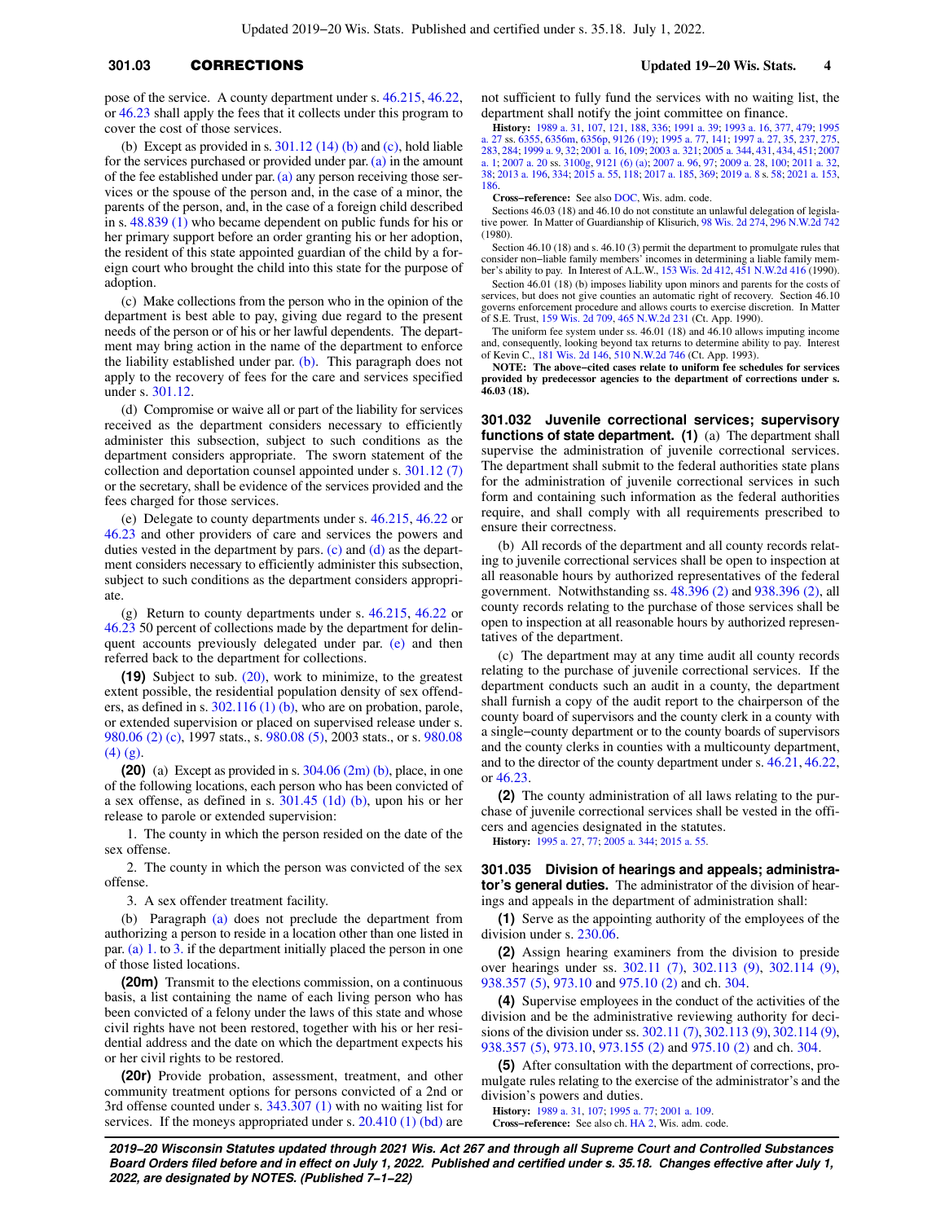pose of the service. A county department under s. 46.215, 46.22, or 46.23 shall apply the fees that it collects under this program to cover the cost of those services.

(b) Except as provided in s. 301.12 (14) (b) and (c), hold liable for the services purchased or provided under par. (a) in the amount of the fee established under par. (a) any person receiving those services or the spouse of the person and, in the case of a minor, the parents of the person, and, in the case of a foreign child described in s. 48.839 (1) who became dependent on public funds for his or her primary support before an order granting his or her adoption, the resident of this state appointed guardian of the child by a foreign court who brought the child into this state for the purpose of adoption.

(c) Make collections from the person who in the opinion of the department is best able to pay, giving due regard to the present needs of the person or of his or her lawful dependents. The department may bring action in the name of the department to enforce the liability established under par. (b). This paragraph does not apply to the recovery of fees for the care and services specified under s. 301.12.

(d) Compromise or waive all or part of the liability for services received as the department considers necessary to efficiently administer this subsection, subject to such conditions as the department considers appropriate. The sworn statement of the collection and deportation counsel appointed under s. 301.12 (7) or the secretary, shall be evidence of the services provided and the fees charged for those services.

(e) Delegate to county departments under s. 46.215, 46.22 or 46.23 and other providers of care and services the powers and duties vested in the department by pars. (c) and (d) as the department considers necessary to efficiently administer this subsection, subject to such conditions as the department considers appropriate.

(g) Return to county departments under s. 46.215, 46.22 or 46.23 50 percent of collections made by the department for delinquent accounts previously delegated under par. (e) and then referred back to the department for collections.

**(19)** Subject to sub. (20), work to minimize, to the greatest extent possible, the residential population density of sex offenders, as defined in s. 302.116 (1) (b), who are on probation, parole, or extended supervision or placed on supervised release under s. 980.06 (2) (c), 1997 stats., s. 980.08 (5), 2003 stats., or s. 980.08 (4) (g).

**(20)** (a) Except as provided in s. 304.06 (2m) (b), place, in one of the following locations, each person who has been convicted of a sex offense, as defined in s. 301.45 (1d) (b), upon his or her release to parole or extended supervision:

1. The county in which the person resided on the date of the sex offense.

2. The county in which the person was convicted of the sex offense.

3. A sex offender treatment facility.

(b) Paragraph (a) does not preclude the department from authorizing a person to reside in a location other than one listed in par. (a) 1. to 3. if the department initially placed the person in one of those listed locations.

**(20m)** Transmit to the elections commission, on a continuous basis, a list containing the name of each living person who has been convicted of a felony under the laws of this state and whose civil rights have not been restored, together with his or her residential address and the date on which the department expects his or her civil rights to be restored.

**(20r)** Provide probation, assessment, treatment, and other community treatment options for persons convicted of a 2nd or 3rd offense counted under s. 343.307 (1) with no waiting list for services. If the moneys appropriated under s. 20.410 (1) (bd) are not sufficient to fully fund the services with no waiting list, the department shall notify the joint committee on finance.

**History:** 1989 a. 31, 107, 121, 188, 336; 1991 a. 39; 1993 a. 16, 377, 479; 1995 a. 27 ss. 6355, 6356m, 6356p, 9126 (19); 1995 a. 77, 141; 1997 a. 27, 35, 237, 275, 283, 284; 1999 a. 9, 32; 2001 a. 16, 109; 2003 a. 321; 2005 a. 344, 431, 434, 451; 2007 a. 1; 2007 a. 20 ss. 3100g, 9121 (6) (a); 2007 a. 96, 97; 2009 a. 28, 100; 2011 a. 32, 38; 2013 a. 196, 334; 2015 a. 55, 118; 2017 a. 185, 369; 2019 a. 8 s. 58; 2021 a. 153, 186.

**Cross−reference:** See also DOC, Wis. adm. code.

Sections 46.03 (18) and 46.10 do not constitute an unlawful delegation of legislative power. In Matter of Guardianship of Klisurich, 98 Wis. 2d 274, 296 N.W.2d 742 (1980).

Section 46.10 (18) and s. 46.10 (3) permit the department to promulgate rules that consider non−liable family members' incomes in determining a liable family member's ability to pay. In Interest of A.L.W., 153 Wis. 2d 412, 451 N.W.2d 416 (1990).

Section 46.01 (18) (b) imposes liability upon minors and parents for the costs of services, but does not give counties an automatic right of recovery. Section 46.10 governs enforcement procedure and allows courts to exercise discretion. In Matter of S.E. Trust, 159 Wis. 2d 709, 465 N.W.2d 231 (Ct. App. 1990).

The uniform fee system under ss. 46.01 (18) and 46.10 allows imputing income and, consequently, looking beyond tax returns to determine ability to pay. Interest of Kevin C., 181 Wis. 2d 146, 510 N.W.2d 746 (Ct. App. 1993).

**NOTE: The above−cited cases relate to uniform fee schedules for services provided by predecessor agencies to the department of corrections under s. 46.03 (18).**

**301.032 Juvenile correctional services; supervisory functions of state department.** **(1)** (a) The department shall supervise the administration of juvenile correctional services. The department shall submit to the federal authorities state plans for the administration of juvenile correctional services in such form and containing such information as the federal authorities require, and shall comply with all requirements prescribed to ensure their correctness.

(b) All records of the department and all county records relating to juvenile correctional services shall be open to inspection at all reasonable hours by authorized representatives of the federal government. Notwithstanding ss. 48.396 (2) and 938.396 (2), all county records relating to the purchase of those services shall be open to inspection at all reasonable hours by authorized representatives of the department.

(c) The department may at any time audit all county records relating to the purchase of juvenile correctional services. If the department conducts such an audit in a county, the department shall furnish a copy of the audit report to the chairperson of the county board of supervisors and the county clerk in a county with a single−county department or to the county boards of supervisors and the county clerks in counties with a multicounty department, and to the director of the county department under s. 46.21, 46.22, or 46.23.

**(2)** The county administration of all laws relating to the purchase of juvenile correctional services shall be vested in the officers and agencies designated in the statutes.

**History:** 1995 a. 27, 77; 2005 a. 344; 2015 a. 55.

**301.035 Division of hearings and appeals; administrator's general duties.** The administrator of the division of hearings and appeals in the department of administration shall:

**(1)** Serve as the appointing authority of the employees of the division under s. 230.06.

**(2)** Assign hearing examiners from the division to preside over hearings under ss. 302.11 (7), 302.113 (9), 302.114 (9), 938.357 (5), 973.10 and 975.10 (2) and ch. 304.

**(4)** Supervise employees in the conduct of the activities of the division and be the administrative reviewing authority for decisions of the division under ss. 302.11 (7), 302.113 (9), 302.114 (9), 938.357 (5), 973.10, 973.155 (2) and 975.10 (2) and ch. 304.

**(5)** After consultation with the department of corrections, promulgate rules relating to the exercise of the administrator's and the division's powers and duties.

**History:** 1989 a. 31, 107; 1995 a. 77; 2001 a. 109.

**Cross−reference:** See also ch. HA 2, Wis. adm. code.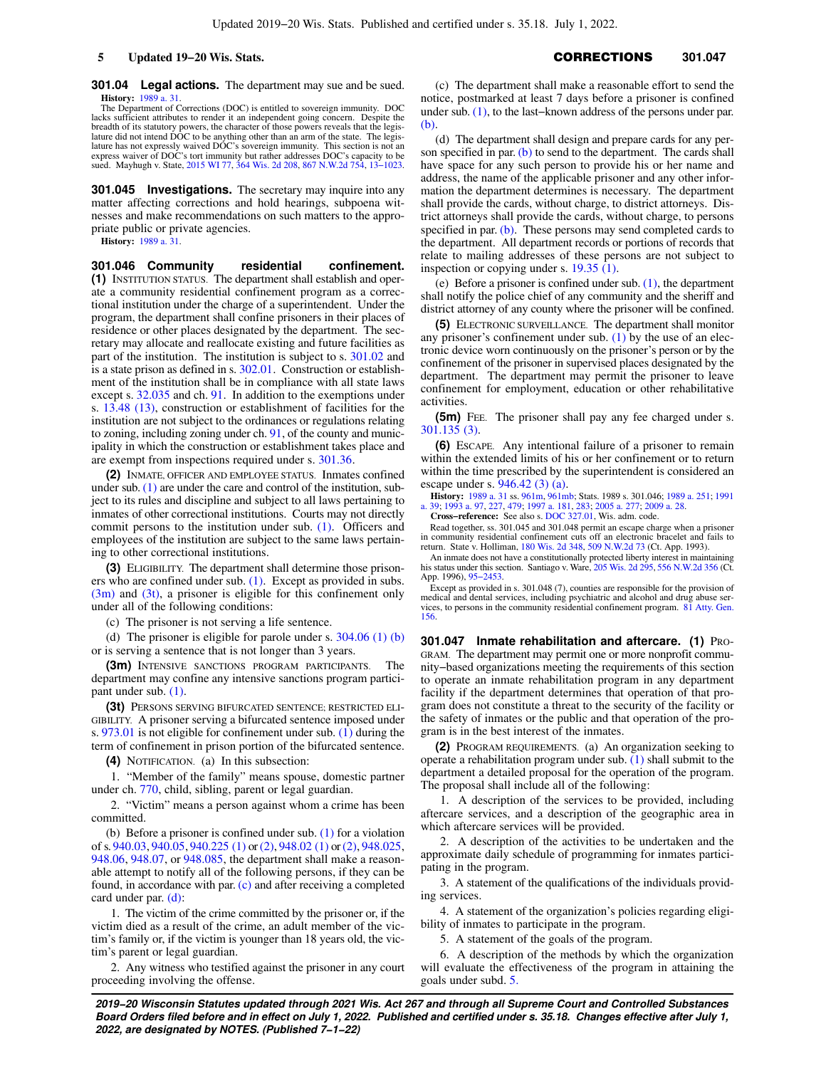**301.04 Legal actions.** The department may sue and be sued.

**History:** 1989 a. 31.

The Department of Corrections (DOC) is entitled to sovereign immunity. DOC lacks sufficient attributes to render it an independent going concern. Despite the breadth of its statutory powers, the character of those powers reveals that the legislature did not intend DOC to be anything other than an arm of the state. The legislature has not expressly waived DOC's sovereign immunity. This section is not an express waiver of DOC's tort immunity but rather addresses DOC's capacity to be sued. Mayhugh v. State, 2015 WI 77, 364 Wis. 2d 208, 867 N.W.2d 754, 13−1023.

**301.045 Investigations.** The secretary may inquire into any matter affecting corrections and hold hearings, subpoena witnesses and make recommendations on such matters to the appropriate public or private agencies.

**History:** 1989 a. 31.

**301.046 Community residential confinement.** **(1)** INSTITUTION STATUS. The department shall establish and operate a community residential confinement program as a correctional institution under the charge of a superintendent. Under the program, the department shall confine prisoners in their places of residence or other places designated by the department. The secretary may allocate and reallocate existing and future facilities as part of the institution. The institution is subject to s. 301.02 and is a state prison as defined in s. 302.01. Construction or establishment of the institution shall be in compliance with all state laws except s. 32.035 and ch. 91. In addition to the exemptions under s. 13.48 (13), construction or establishment of facilities for the institution are not subject to the ordinances or regulations relating to zoning, including zoning under ch. 91, of the county and municipality in which the construction or establishment takes place and are exempt from inspections required under s. 301.36.

**(2)** INMATE, OFFICER AND EMPLOYEE STATUS. Inmates confined under sub. (1) are under the care and control of the institution, subject to its rules and discipline and subject to all laws pertaining to inmates of other correctional institutions. Courts may not directly commit persons to the institution under sub. (1). Officers and employees of the institution are subject to the same laws pertaining to other correctional institutions.

**(3)** ELIGIBILITY. The department shall determine those prisoners who are confined under sub. (1). Except as provided in subs. (3m) and (3t), a prisoner is eligible for this confinement only under all of the following conditions:

(c) The prisoner is not serving a life sentence.

(d) The prisoner is eligible for parole under s. 304.06 (1) (b) or is serving a sentence that is not longer than 3 years.

**(3m)** INTENSIVE SANCTIONS PROGRAM PARTICIPANTS. The department may confine any intensive sanctions program participant under sub. (1).

**(3t)** PERSONS SERVING BIFURCATED SENTENCE; RESTRICTED ELIGIBILITY. A prisoner serving a bifurcated sentence imposed under s. 973.01 is not eligible for confinement under sub. (1) during the term of confinement in prison portion of the bifurcated sentence.

**(4)** NOTIFICATION. (a) In this subsection:

1. "Member of the family" means spouse, domestic partner under ch. 770, child, sibling, parent or legal guardian.

2. "Victim" means a person against whom a crime has been committed.

(b) Before a prisoner is confined under sub. (1) for a violation of s. 940.03, 940.05, 940.225 (1) or (2), 948.02 (1) or (2), 948.025, 948.06, 948.07, or 948.085, the department shall make a reasonable attempt to notify all of the following persons, if they can be found, in accordance with par. (c) and after receiving a completed card under par. (d):

1. The victim of the crime committed by the prisoner or, if the victim died as a result of the crime, an adult member of the victim's family or, if the victim is younger than 18 years old, the victim's parent or legal guardian.

2. Any witness who testified against the prisoner in any court proceeding involving the offense.

(c) The department shall make a reasonable effort to send the notice, postmarked at least 7 days before a prisoner is confined under sub. (1), to the last−known address of the persons under par. (b).

(d) The department shall design and prepare cards for any person specified in par. (b) to send to the department. The cards shall have space for any such person to provide his or her name and address, the name of the applicable prisoner and any other information the department determines is necessary. The department shall provide the cards, without charge, to district attorneys. District attorneys shall provide the cards, without charge, to persons specified in par. (b). These persons may send completed cards to the department. All department records or portions of records that relate to mailing addresses of these persons are not subject to inspection or copying under s. 19.35 (1).

(e) Before a prisoner is confined under sub. (1), the department shall notify the police chief of any community and the sheriff and district attorney of any county where the prisoner will be confined.

**(5)** ELECTRONIC SURVEILLANCE. The department shall monitor any prisoner's confinement under sub. (1) by the use of an electronic device worn continuously on the prisoner's person or by the confinement of the prisoner in supervised places designated by the department. The department may permit the prisoner to leave confinement for employment, education or other rehabilitative activities.

**(5m)** FEE. The prisoner shall pay any fee charged under s. 301.135 (3).

**(6)** ESCAPE. Any intentional failure of a prisoner to remain within the extended limits of his or her confinement or to return within the time prescribed by the superintendent is considered an escape under s. 946.42 (3) (a).

**History:** 1989 a. 31 ss. 961m, 961mb; Stats. 1989 s. 301.046; 1989 a. 251; 1991 a. 39; 1993 a. 97, 227, 479; 1997 a. 181, 283; 2005 a. 277; 2009 a. 28.

**Cross−reference:** See also s. DOC 327.01, Wis. adm. code.

Read together, ss. 301.045 and 301.048 permit an escape charge when a prisoner in community residential confinement cuts off an electronic bracelet and fails to return. State v. Holliman, 180 Wis. 2d 348, 509 N.W.2d 73 (Ct. App. 1993).

An inmate does not have a constitutionally protected liberty interest in maintaining his status under this section. Santiago v. Ware, 205 Wis. 2d 295, 556 N.W.2d 356 (Ct. App. 1996), 95−2453.

Except as provided in s. 301.048 (7), counties are responsible for the provision of medical and dental services, including psychiatric and alcohol and drug abuse services, to persons in the community residential confinement program. 81 Atty. Gen. 156.

**301.047 Inmate rehabilitation and aftercare.** **(1)** PROGRAM. The department may permit one or more nonprofit community−based organizations meeting the requirements of this section to operate an inmate rehabilitation program in any department facility if the department determines that operation of that program does not constitute a threat to the security of the facility or the safety of inmates or the public and that operation of the program is in the best interest of the inmates.

**(2)** PROGRAM REQUIREMENTS. (a) An organization seeking to operate a rehabilitation program under sub. (1) shall submit to the department a detailed proposal for the operation of the program. The proposal shall include all of the following:

1. A description of the services to be provided, including aftercare services, and a description of the geographic area in which aftercare services will be provided.

2. A description of the activities to be undertaken and the approximate daily schedule of programming for inmates participating in the program.

3. A statement of the qualifications of the individuals providing services.

4. A statement of the organization's policies regarding eligibility of inmates to participate in the program.

5. A statement of the goals of the program.

6. A description of the methods by which the organization will evaluate the effectiveness of the program in attaining the goals under subd. 5.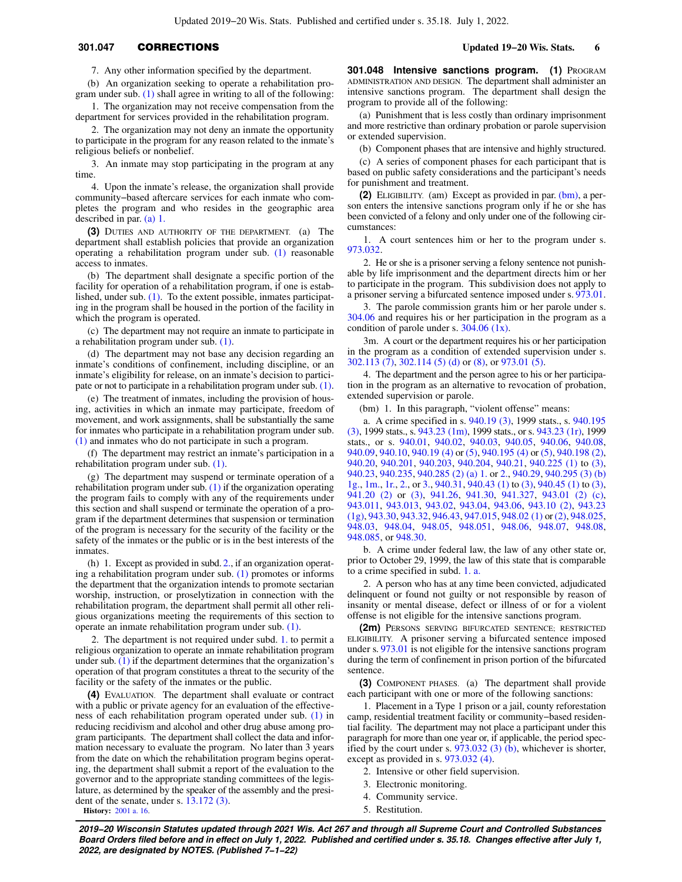7. Any other information specified by the department.

(b) An organization seeking to operate a rehabilitation program under sub. (1) shall agree in writing to all of the following:

1. The organization may not receive compensation from the department for services provided in the rehabilitation program.

2. The organization may not deny an inmate the opportunity to participate in the program for any reason related to the inmate's religious beliefs or nonbelief.

3. An inmate may stop participating in the program at any time.

4. Upon the inmate's release, the organization shall provide community−based aftercare services for each inmate who completes the program and who resides in the geographic area described in par. (a) 1.

**(3)** DUTIES AND AUTHORITY OF THE DEPARTMENT. (a) The department shall establish policies that provide an organization operating a rehabilitation program under sub. (1) reasonable access to inmates.

(b) The department shall designate a specific portion of the facility for operation of a rehabilitation program, if one is established, under sub. (1). To the extent possible, inmates participating in the program shall be housed in the portion of the facility in which the program is operated.

(c) The department may not require an inmate to participate in a rehabilitation program under sub. (1).

(d) The department may not base any decision regarding an inmate's conditions of confinement, including discipline, or an inmate's eligibility for release, on an inmate's decision to participate or not to participate in a rehabilitation program under sub. (1).

(e) The treatment of inmates, including the provision of housing, activities in which an inmate may participate, freedom of movement, and work assignments, shall be substantially the same for inmates who participate in a rehabilitation program under sub. (1) and inmates who do not participate in such a program.

(f) The department may restrict an inmate's participation in a rehabilitation program under sub. (1).

(g) The department may suspend or terminate operation of a rehabilitation program under sub. (1) if the organization operating the program fails to comply with any of the requirements under this section and shall suspend or terminate the operation of a program if the department determines that suspension or termination of the program is necessary for the security of the facility or the safety of the inmates or the public or is in the best interests of the inmates.

(h) 1. Except as provided in subd. 2., if an organization operating a rehabilitation program under sub. (1) promotes or informs the department that the organization intends to promote sectarian worship, instruction, or proselytization in connection with the rehabilitation program, the department shall permit all other religious organizations meeting the requirements of this section to operate an inmate rehabilitation program under sub. (1).

2. The department is not required under subd. 1. to permit a religious organization to operate an inmate rehabilitation program under sub. (1) if the department determines that the organization's operation of that program constitutes a threat to the security of the facility or the safety of the inmates or the public.

**(4)** EVALUATION. The department shall evaluate or contract with a public or private agency for an evaluation of the effectiveness of each rehabilitation program operated under sub. (1) in reducing recidivism and alcohol and other drug abuse among program participants. The department shall collect the data and information necessary to evaluate the program. No later than 3 years from the date on which the rehabilitation program begins operating, the department shall submit a report of the evaluation to the governor and to the appropriate standing committees of the legislature, as determined by the speaker of the assembly and the president of the senate, under s. 13.172 (3).

**History:** 2001 a. 16.

**301.048 Intensive sanctions program. (1)** PROGRAM ADMINISTRATION AND DESIGN. The department shall administer an intensive sanctions program. The department shall design the program to provide all of the following:

(a) Punishment that is less costly than ordinary imprisonment and more restrictive than ordinary probation or parole supervision or extended supervision.

(b) Component phases that are intensive and highly structured.

(c) A series of component phases for each participant that is based on public safety considerations and the participant's needs for punishment and treatment.

**(2)** ELIGIBILITY. (am) Except as provided in par. (bm), a person enters the intensive sanctions program only if he or she has been convicted of a felony and only under one of the following circumstances:

1. A court sentences him or her to the program under s. 973.032.

2. He or she is a prisoner serving a felony sentence not punishable by life imprisonment and the department directs him or her to participate in the program. This subdivision does not apply to a prisoner serving a bifurcated sentence imposed under s. 973.01.

3. The parole commission grants him or her parole under s. 304.06 and requires his or her participation in the program as a condition of parole under s. 304.06 (1x).

3m. A court or the department requires his or her participation in the program as a condition of extended supervision under s. 302.113 (7), 302.114 (5) (d) or (8), or 973.01 (5).

4. The department and the person agree to his or her participation in the program as an alternative to revocation of probation, extended supervision or parole.

(bm) 1. In this paragraph, "violent offense" means:

a. A crime specified in s. 940.19 (3), 1999 stats., s. 940.195 (3), 1999 stats., s. 943.23 (1m), 1999 stats., or s. 943.23 (1r), 1999 stats., or s. 940.01, 940.02, 940.03, 940.05, 940.06, 940.08, 940.09, 940.10, 940.19 (4) or (5), 940.195 (4) or (5), 940.198 (2), 940.20, 940.201, 940.203, 940.204, 940.21, 940.225 (1) to (3), 940.23, 940.235, 940.285 (2) (a) 1. or 2., 940.29, 940.295 (3) (b) 1g., 1m., 1r., 2., or 3., 940.31, 940.43 (1) to (3), 940.45 (1) to (3), 941.20 (2) or (3), 941.26, 941.30, 941.327, 943.01 (2) (c), 943.011, 943.013, 943.02, 943.04, 943.06, 943.10 (2), 943.23 (1g), 943.30, 943.32, 946.43, 947.015, 948.02 (1) or (2), 948.025, 948.03, 948.04, 948.05, 948.051, 948.06, 948.07, 948.08, 948.085, or 948.30.

b. A crime under federal law, the law of any other state or, prior to October 29, 1999, the law of this state that is comparable to a crime specified in subd. 1. a.

2. A person who has at any time been convicted, adjudicated delinquent or found not guilty or not responsible by reason of insanity or mental disease, defect or illness of or for a violent offense is not eligible for the intensive sanctions program.

**(2m)** PERSONS SERVING BIFURCATED SENTENCE; RESTRICTED ELIGIBILITY. A prisoner serving a bifurcated sentence imposed under s. 973.01 is not eligible for the intensive sanctions program during the term of confinement in prison portion of the bifurcated sentence.

**(3)** COMPONENT PHASES. (a) The department shall provide each participant with one or more of the following sanctions:

1. Placement in a Type 1 prison or a jail, county reforestation camp, residential treatment facility or community−based residential facility. The department may not place a participant under this paragraph for more than one year or, if applicable, the period specified by the court under s. 973.032 (3) (b), whichever is shorter, except as provided in s. 973.032 (4).

2. Intensive or other field supervision.

3. Electronic monitoring.

4. Community service.

5. Restitution.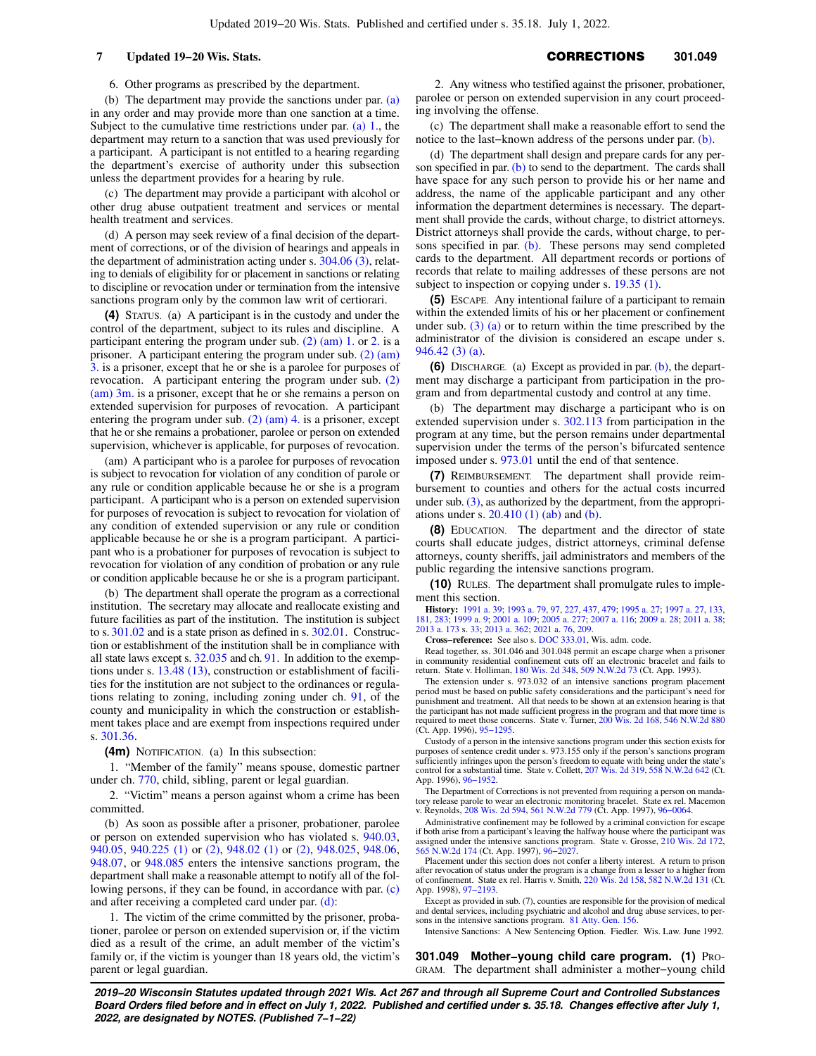6. Other programs as prescribed by the department.

(b) The department may provide the sanctions under par. (a) in any order and may provide more than one sanction at a time. Subject to the cumulative time restrictions under par. (a) 1., the department may return to a sanction that was used previously for a participant. A participant is not entitled to a hearing regarding the department's exercise of authority under this subsection unless the department provides for a hearing by rule.

(c) The department may provide a participant with alcohol or other drug abuse outpatient treatment and services or mental health treatment and services.

(d) A person may seek review of a final decision of the department of corrections, or of the division of hearings and appeals in the department of administration acting under s. 304.06 (3), relating to denials of eligibility for or placement in sanctions or relating to discipline or revocation under or termination from the intensive sanctions program only by the common law writ of certiorari.

**(4)** STATUS. (a) A participant is in the custody and under the control of the department, subject to its rules and discipline. A participant entering the program under sub. (2) (am) 1. or 2. is a prisoner. A participant entering the program under sub. (2) (am) 3. is a prisoner, except that he or she is a parolee for purposes of revocation. A participant entering the program under sub. (2) (am) 3m. is a prisoner, except that he or she remains a person on extended supervision for purposes of revocation. A participant entering the program under sub. (2) (am) 4. is a prisoner, except that he or she remains a probationer, parolee or person on extended supervision, whichever is applicable, for purposes of revocation.

(am) A participant who is a parolee for purposes of revocation is subject to revocation for violation of any condition of parole or any rule or condition applicable because he or she is a program participant. A participant who is a person on extended supervision for purposes of revocation is subject to revocation for violation of any condition of extended supervision or any rule or condition applicable because he or she is a program participant. A participant who is a probationer for purposes of revocation is subject to revocation for violation of any condition of probation or any rule or condition applicable because he or she is a program participant.

(b) The department shall operate the program as a correctional institution. The secretary may allocate and reallocate existing and future facilities as part of the institution. The institution is subject to s. 301.02 and is a state prison as defined in s. 302.01. Construction or establishment of the institution shall be in compliance with all state laws except s. 32.035 and ch. 91. In addition to the exemptions under s. 13.48 (13), construction or establishment of facilities for the institution are not subject to the ordinances or regulations relating to zoning, including zoning under ch. 91, of the county and municipality in which the construction or establishment takes place and are exempt from inspections required under s. 301.36.

**(4m)** NOTIFICATION. (a) In this subsection:

1. "Member of the family" means spouse, domestic partner under ch. 770, child, sibling, parent or legal guardian.

2. "Victim" means a person against whom a crime has been committed.

(b) As soon as possible after a prisoner, probationer, parolee or person on extended supervision who has violated s. 940.03, 940.05, 940.225 (1) or (2), 948.02 (1) or (2), 948.025, 948.06, 948.07, or 948.085 enters the intensive sanctions program, the department shall make a reasonable attempt to notify all of the following persons, if they can be found, in accordance with par. (c) and after receiving a completed card under par. (d):

1. The victim of the crime committed by the prisoner, probationer, parolee or person on extended supervision or, if the victim died as a result of the crime, an adult member of the victim's family or, if the victim is younger than 18 years old, the victim's parent or legal guardian.

2. Any witness who testified against the prisoner, probationer, parolee or person on extended supervision in any court proceeding involving the offense.

(c) The department shall make a reasonable effort to send the notice to the last-known address of the persons under par. (b).

(d) The department shall design and prepare cards for any person specified in par. (b) to send to the department. The cards shall have space for any such person to provide his or her name and address, the name of the applicable participant and any other information the department determines is necessary. The department shall provide the cards, without charge, to district attorneys. District attorneys shall provide the cards, without charge, to persons specified in par. (b). These persons may send completed cards to the department. All department records or portions of records that relate to mailing addresses of these persons are not subject to inspection or copying under s. 19.35 (1).

**(5)** ESCAPE. Any intentional failure of a participant to remain within the extended limits of his or her placement or confinement under sub. (3) (a) or to return within the time prescribed by the administrator of the division is considered an escape under s. 946.42 (3) (a).

**(6)** DISCHARGE. (a) Except as provided in par. (b), the department may discharge a participant from participation in the program and from departmental custody and control at any time.

(b) The department may discharge a participant who is on extended supervision under s. 302.113 from participation in the program at any time, but the person remains under departmental supervision under the terms of the person's bifurcated sentence imposed under s. 973.01 until the end of that sentence.

**(7)** REIMBURSEMENT. The department shall provide reimbursement to counties and others for the actual costs incurred under sub. (3), as authorized by the department, from the appropriations under s. 20.410 (1) (ab) and (b).

**(8)** EDUCATION. The department and the director of state courts shall educate judges, district attorneys, criminal defense attorneys, county sheriffs, jail administrators and members of the public regarding the intensive sanctions program.

**(10)** RULES. The department shall promulgate rules to implement this section.

**History:** 1991 a. 39; 1993 a. 79, 97, 227, 437, 479; 1995 a. 27; 1997 a. 27, 133, 181, 283; 1999 a. 9; 2001 a. 109; 2005 a. 277; 2007 a. 116; 2009 a. 28; 2011 a. 38; 2013 a. 173 s. 33; 2013 a. 362; 2021 a. 76, 209.

**Cross-reference:** See also s. DOC 333.01, Wis. adm. code.

Read together, ss. 301.046 and 301.048 permit an escape charge when a prisoner in community residential confinement cuts off an electronic bracelet and fails to return. State v. Holliman, 180 Wis. 2d 348, 509 N.W.2d 73 (Ct. App. 1993).

The extension under s. 973.032 of an intensive sanctions program placement period must be based on public safety considerations and the participant's need for punishment and treatment. All that needs to be shown at an extension hearing is that the participant has not made sufficient progress in the program and that more time is required to meet those concerns. State v. Turner, 200 Wis. 2d 168, 546 N.W.2d 880 (Ct. App. 1996), 95-1295.

Custody of a person in the intensive sanctions program under this section exists for purposes of sentence credit under s. 973.155 only if the person's sanctions program sufficiently infringes upon the person's freedom to equate with being under the state's control for a substantial time. State v. Collett, 207 Wis. 2d 319, 558 N.W.2d 642 (Ct. App. 1996), 96-1952.

The Department of Corrections is not prevented from requiring a person on mandatory release parole to wear an electronic monitoring bracelet. State ex rel. Macemon v. Reynolds, 208 Wis. 2d 594, 561 N.W.2d 779 (Ct. App. 1997), 96-0064.

Administrative confinement may be followed by a criminal conviction for escape if both arise from a participant's leaving the halfway house where the participant was assigned under the intensive sanctions program. State v. Grosse, 210 Wis. 2d 172, 565 N.W.2d 174 (Ct. App. 1997), 96-2027.

Placement under this section does not confer a liberty interest. A return to prison after revocation of status under the program is a change from a lesser to a higher from of confinement. State ex rel. Harris v. Smith, 220 Wis. 2d 158, 582 N.W.2d 131 (Ct. App. 1998), 97-2193.

Except as provided in sub. (7), counties are responsible for the provision of medical and dental services, including psychiatric and alcohol and drug abuse services, to persons in the intensive sanctions program. 81 Atty. Gen. 156.

Intensive Sanctions: A New Sentencing Option. Fiedler. Wis. Law. June 1992.

## 301.049 Mother-young child care program.

**(1)** PROGRAM. The department shall administer a mother-young child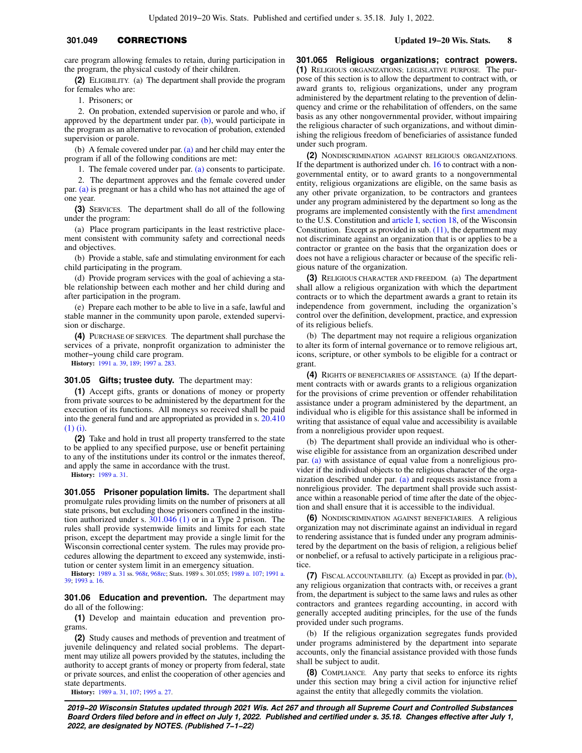care program allowing females to retain, during participation in the program, the physical custody of their children.

**(2)** ELIGIBILITY. (a) The department shall provide the program for females who are:

1. Prisoners; or

2. On probation, extended supervision or parole and who, if approved by the department under par. (b), would participate in the program as an alternative to revocation of probation, extended supervision or parole.

(b) A female covered under par. (a) and her child may enter the program if all of the following conditions are met:

1. The female covered under par. (a) consents to participate.

2. The department approves and the female covered under par. (a) is pregnant or has a child who has not attained the age of one year.

**(3)** SERVICES. The department shall do all of the following under the program:

(a) Place program participants in the least restrictive placement consistent with community safety and correctional needs and objectives.

(b) Provide a stable, safe and stimulating environment for each child participating in the program.

(d) Provide program services with the goal of achieving a stable relationship between each mother and her child during and after participation in the program.

(e) Prepare each mother to be able to live in a safe, lawful and stable manner in the community upon parole, extended supervision or discharge.

**(4)** PURCHASE OF SERVICES. The department shall purchase the services of a private, nonprofit organization to administer the mother−young child care program.

**History:** 1991 a. 39, 189; 1997 a. 283.

**301.05 Gifts; trustee duty.** The department may:

**(1)** Accept gifts, grants or donations of money or property from private sources to be administered by the department for the execution of its functions. All moneys so received shall be paid into the general fund and are appropriated as provided in s. 20.410 (1) (i).

**(2)** Take and hold in trust all property transferred to the state to be applied to any specified purpose, use or benefit pertaining to any of the institutions under its control or the inmates thereof, and apply the same in accordance with the trust.

**History:** 1989 a. 31.

**301.055 Prisoner population limits.** The department shall promulgate rules providing limits on the number of prisoners at all state prisons, but excluding those prisoners confined in the institution authorized under s. 301.046 (1) or in a Type 2 prison. The rules shall provide systemwide limits and limits for each state prison, except the department may provide a single limit for the Wisconsin correctional center system. The rules may provide procedures allowing the department to exceed any systemwide, institution or center system limit in an emergency situation.

**History:** 1989 a. 31 ss. 968r, 968rc; Stats. 1989 s. 301.055; 1989 a. 107; 1991 a. 39; 1993 a. 16.

**301.06 Education and prevention.** The department may do all of the following:

**(1)** Develop and maintain education and prevention programs.

**(2)** Study causes and methods of prevention and treatment of juvenile delinquency and related social problems. The department may utilize all powers provided by the statutes, including the authority to accept grants of money or property from federal, state or private sources, and enlist the cooperation of other agencies and state departments.

**History:** 1989 a. 31, 107; 1995 a. 27.

**301.065 Religious organizations; contract powers.**

**(1)** RELIGIOUS ORGANIZATIONS; LEGISLATIVE PURPOSE. The purpose of this section is to allow the department to contract with, or award grants to, religious organizations, under any program administered by the department relating to the prevention of delinquency and crime or the rehabilitation of offenders, on the same basis as any other nongovernmental provider, without impairing the religious character of such organizations, and without diminishing the religious freedom of beneficiaries of assistance funded under such program.

**(2)** NONDISCRIMINATION AGAINST RELIGIOUS ORGANIZATIONS. If the department is authorized under ch. 16 to contract with a nongovernmental entity, or to award grants to a nongovernmental entity, religious organizations are eligible, on the same basis as any other private organization, to be contractors and grantees under any program administered by the department so long as the programs are implemented consistently with the first amendment to the U.S. Constitution and article I, section 18, of the Wisconsin Constitution. Except as provided in sub. (11), the department may not discriminate against an organization that is or applies to be a contractor or grantee on the basis that the organization does or does not have a religious character or because of the specific religious nature of the organization.

**(3)** RELIGIOUS CHARACTER AND FREEDOM. (a) The department shall allow a religious organization with which the department contracts or to which the department awards a grant to retain its independence from government, including the organization's control over the definition, development, practice, and expression of its religious beliefs.

(b) The department may not require a religious organization to alter its form of internal governance or to remove religious art, icons, scripture, or other symbols to be eligible for a contract or grant.

**(4)** RIGHTS OF BENEFICIARIES OF ASSISTANCE. (a) If the department contracts with or awards grants to a religious organization for the provisions of crime prevention or offender rehabilitation assistance under a program administered by the department, an individual who is eligible for this assistance shall be informed in writing that assistance of equal value and accessibility is available from a nonreligious provider upon request.

(b) The department shall provide an individual who is otherwise eligible for assistance from an organization described under par. (a) with assistance of equal value from a nonreligious provider if the individual objects to the religious character of the organization described under par. (a) and requests assistance from a nonreligious provider. The department shall provide such assistance within a reasonable period of time after the date of the objection and shall ensure that it is accessible to the individual.

**(6)** NONDISCRIMINATION AGAINST BENEFICIARIES. A religious organization may not discriminate against an individual in regard to rendering assistance that is funded under any program administered by the department on the basis of religion, a religious belief or nonbelief, or a refusal to actively participate in a religious practice.

**(7)** FISCAL ACCOUNTABILITY. (a) Except as provided in par. (b), any religious organization that contracts with, or receives a grant from, the department is subject to the same laws and rules as other contractors and grantees regarding accounting, in accord with generally accepted auditing principles, for the use of the funds provided under such programs.

(b) If the religious organization segregates funds provided under programs administered by the department into separate accounts, only the financial assistance provided with those funds shall be subject to audit.

**(8)** COMPLIANCE. Any party that seeks to enforce its rights under this section may bring a civil action for injunctive relief against the entity that allegedly commits the violation.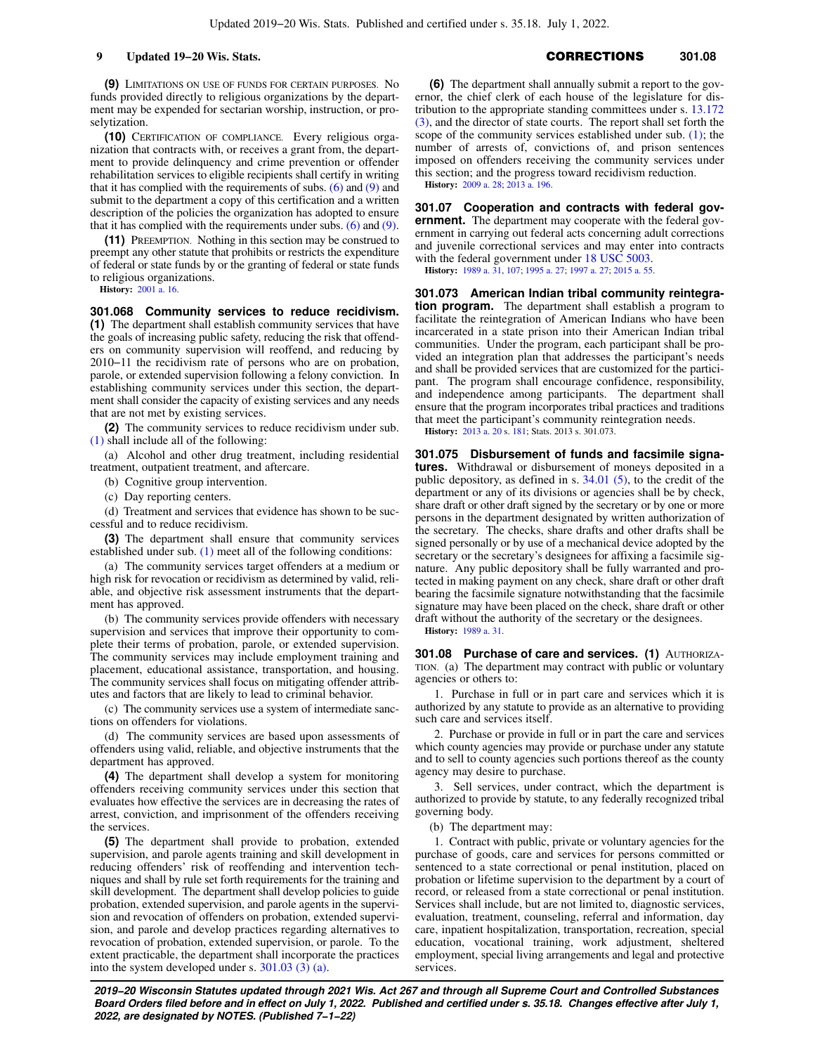**(9)** LIMITATIONS ON USE OF FUNDS FOR CERTAIN PURPOSES. No funds provided directly to religious organizations by the department may be expended for sectarian worship, instruction, or proselytization.

**(10)** CERTIFICATION OF COMPLIANCE. Every religious organization that contracts with, or receives a grant from, the department to provide delinquency and crime prevention or offender rehabilitation services to eligible recipients shall certify in writing that it has complied with the requirements of subs. (6) and (9) and submit to the department a copy of this certification and a written description of the policies the organization has adopted to ensure that it has complied with the requirements under subs. (6) and (9).

**(11)** PREEMPTION. Nothing in this section may be construed to preempt any other statute that prohibits or restricts the expenditure of federal or state funds by or the granting of federal or state funds to religious organizations.

**History:** 2001 a. 16.

**301.068 Community services to reduce recidivism.** **(1)** The department shall establish community services that have the goals of increasing public safety, reducing the risk that offenders on community supervision will reoffend, and reducing by 2010–11 the recidivism rate of persons who are on probation, parole, or extended supervision following a felony conviction. In establishing community services under this section, the department shall consider the capacity of existing services and any needs that are not met by existing services.

**(2)** The community services to reduce recidivism under sub. (1) shall include all of the following:

(a) Alcohol and other drug treatment, including residential treatment, outpatient treatment, and aftercare.

(b) Cognitive group intervention.

(c) Day reporting centers.

(d) Treatment and services that evidence has shown to be successful and to reduce recidivism.

**(3)** The department shall ensure that community services established under sub. (1) meet all of the following conditions:

(a) The community services target offenders at a medium or high risk for revocation or recidivism as determined by valid, reliable, and objective risk assessment instruments that the department has approved.

(b) The community services provide offenders with necessary supervision and services that improve their opportunity to complete their terms of probation, parole, or extended supervision. The community services may include employment training and placement, educational assistance, transportation, and housing. The community services shall focus on mitigating offender attributes and factors that are likely to lead to criminal behavior.

(c) The community services use a system of intermediate sanctions on offenders for violations.

(d) The community services are based upon assessments of offenders using valid, reliable, and objective instruments that the department has approved.

**(4)** The department shall develop a system for monitoring offenders receiving community services under this section that evaluates how effective the services are in decreasing the rates of arrest, conviction, and imprisonment of the offenders receiving the services.

**(5)** The department shall provide to probation, extended supervision, and parole agents training and skill development in reducing offenders' risk of reoffending and intervention techniques and shall by rule set forth requirements for the training and skill development. The department shall develop policies to guide probation, extended supervision, and parole agents in the supervision and revocation of offenders on probation, extended supervision, and parole and develop practices regarding alternatives to revocation of probation, extended supervision, or parole. To the extent practicable, the department shall incorporate the practices into the system developed under s. 301.03 (3) (a).

**(6)** The department shall annually submit a report to the governor, the chief clerk of each house of the legislature for distribution to the appropriate standing committees under s. 13.172 (3), and the director of state courts. The report shall set forth the scope of the community services established under sub. (1); the number of arrests of, convictions of, and prison sentences imposed on offenders receiving the community services under this section; and the progress toward recidivism reduction.

**History:** 2009 a. 28; 2013 a. 196.

**301.07 Cooperation and contracts with federal government.** The department may cooperate with the federal government in carrying out federal acts concerning adult corrections and juvenile correctional services and may enter into contracts with the federal government under 18 USC 5003.

**History:** 1989 a. 31, 107; 1995 a. 27; 1997 a. 27; 2015 a. 55.

**301.073 American Indian tribal community reintegration program.** The department shall establish a program to facilitate the reintegration of American Indians who have been incarcerated in a state prison into their American Indian tribal communities. Under the program, each participant shall be provided an integration plan that addresses the participant's needs and shall be provided services that are customized for the participant. The program shall encourage confidence, responsibility, and independence among participants. The department shall ensure that the program incorporates tribal practices and traditions that meet the participant's community reintegration needs.

**History:** 2013 a. 20 s. 181; Stats. 2013 s. 301.073.

**301.075 Disbursement of funds and facsimile signatures.** Withdrawal or disbursement of moneys deposited in a public depository, as defined in s. 34.01 (5), to the credit of the department or any of its divisions or agencies shall be by check, share draft or other draft signed by the secretary or by one or more persons in the department designated by written authorization of the secretary. The checks, share drafts and other drafts shall be signed personally or by use of a mechanical device adopted by the secretary or the secretary's designees for affixing a facsimile signature. Any public depository shall be fully warranted and protected in making payment on any check, share draft or other draft bearing the facsimile signature notwithstanding that the facsimile signature may have been placed on the check, share draft or other draft without the authority of the secretary or the designees.

**History:** 1989 a. 31.

**301.08 Purchase of care and services.** **(1)** AUTHORIZATION. (a) The department may contract with public or voluntary agencies or others to:

1. Purchase in full or in part care and services which it is authorized by any statute to provide as an alternative to providing such care and services itself.

2. Purchase or provide in full or in part the care and services which county agencies may provide or purchase under any statute and to sell to county agencies such portions thereof as the county agency may desire to purchase.

3. Sell services, under contract, which the department is authorized to provide by statute, to any federally recognized tribal governing body.

(b) The department may:

1. Contract with public, private or voluntary agencies for the purchase of goods, care and services for persons committed or sentenced to a state correctional or penal institution, placed on probation or lifetime supervision to the department by a court of record, or released from a state correctional or penal institution. Services shall include, but are not limited to, diagnostic services, evaluation, treatment, counseling, referral and information, day care, inpatient hospitalization, transportation, recreation, special education, vocational training, work adjustment, sheltered employment, special living arrangements and legal and protective services.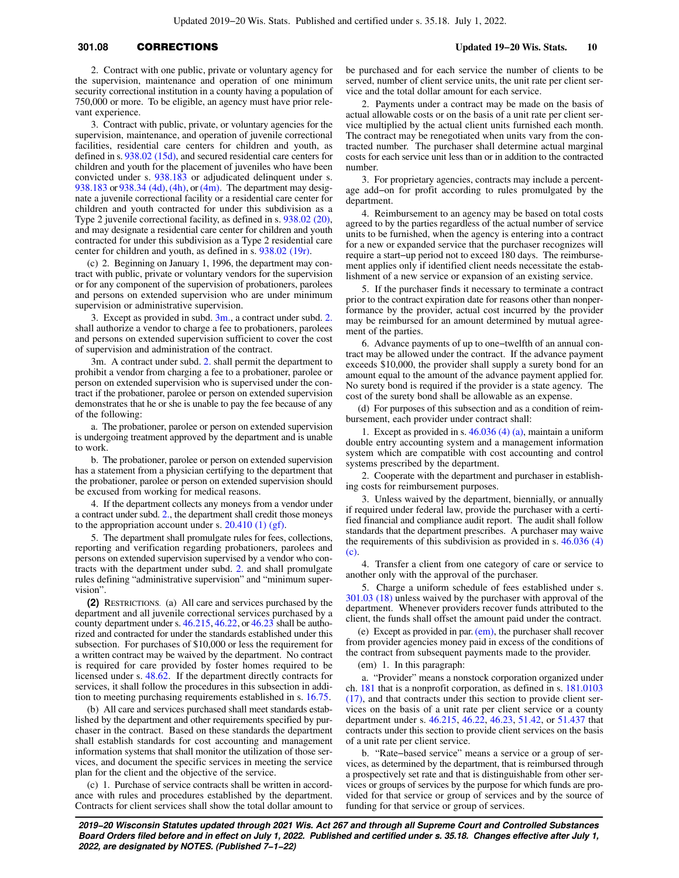2. Contract with one public, private or voluntary agency for the supervision, maintenance and operation of one minimum security correctional institution in a county having a population of 750,000 or more. To be eligible, an agency must have prior relevant experience.

3. Contract with public, private, or voluntary agencies for the supervision, maintenance, and operation of juvenile correctional facilities, residential care centers for children and youth, as defined in s. 938.02 (15d), and secured residential care centers for children and youth for the placement of juveniles who have been convicted under s. 938.183 or adjudicated delinquent under s. 938.183 or 938.34 (4d), (4h), or (4m). The department may designate a juvenile correctional facility or a residential care center for children and youth contracted for under this subdivision as a Type 2 juvenile correctional facility, as defined in s. 938.02 (20), and may designate a residential care center for children and youth contracted for under this subdivision as a Type 2 residential care center for children and youth, as defined in s. 938.02 (19r).

(c) 2. Beginning on January 1, 1996, the department may contract with public, private or voluntary vendors for the supervision or for any component of the supervision of probationers, parolees and persons on extended supervision who are under minimum supervision or administrative supervision.

3. Except as provided in subd. 3m., a contract under subd. 2. shall authorize a vendor to charge a fee to probationers, parolees and persons on extended supervision sufficient to cover the cost of supervision and administration of the contract.

3m. A contract under subd. 2. shall permit the department to prohibit a vendor from charging a fee to a probationer, parolee or person on extended supervision who is supervised under the contract if the probationer, parolee or person on extended supervision demonstrates that he or she is unable to pay the fee because of any of the following:

a. The probationer, parolee or person on extended supervision is undergoing treatment approved by the department and is unable to work.

b. The probationer, parolee or person on extended supervision has a statement from a physician certifying to the department that the probationer, parolee or person on extended supervision should be excused from working for medical reasons.

4. If the department collects any moneys from a vendor under a contract under subd. 2., the department shall credit those moneys to the appropriation account under s. 20.410 (1) (gf).

5. The department shall promulgate rules for fees, collections, reporting and verification regarding probationers, parolees and persons on extended supervision supervised by a vendor who contracts with the department under subd. 2. and shall promulgate rules defining "administrative supervision" and "minimum supervision".

**(2)** RESTRICTIONS. (a) All care and services purchased by the department and all juvenile correctional services purchased by a county department under s. 46.215, 46.22, or 46.23 shall be authorized and contracted for under the standards established under this subsection. For purchases of $10,000 or less the requirement for a written contract may be waived by the department. No contract is required for care provided by foster homes required to be licensed under s. 48.62. If the department directly contracts for services, it shall follow the procedures in this subsection in addition to meeting purchasing requirements established in s. 16.75.

(b) All care and services purchased shall meet standards established by the department and other requirements specified by purchaser in the contract. Based on these standards the department shall establish standards for cost accounting and management information systems that shall monitor the utilization of those services, and document the specific services in meeting the service plan for the client and the objective of the service.

(c) 1. Purchase of service contracts shall be written in accordance with rules and procedures established by the department. Contracts for client services shall show the total dollar amount to be purchased and for each service the number of clients to be served, number of client service units, the unit rate per client service and the total dollar amount for each service.

2. Payments under a contract may be made on the basis of actual allowable costs or on the basis of a unit rate per client service multiplied by the actual client units furnished each month. The contract may be renegotiated when units vary from the contracted number. The purchaser shall determine actual marginal costs for each service unit less than or in addition to the contracted number.

3. For proprietary agencies, contracts may include a percentage add−on for profit according to rules promulgated by the department.

4. Reimbursement to an agency may be based on total costs agreed to by the parties regardless of the actual number of service units to be furnished, when the agency is entering into a contract for a new or expanded service that the purchaser recognizes will require a start−up period not to exceed 180 days. The reimbursement applies only if identified client needs necessitate the establishment of a new service or expansion of an existing service.

5. If the purchaser finds it necessary to terminate a contract prior to the contract expiration date for reasons other than nonperformance by the provider, actual cost incurred by the provider may be reimbursed for an amount determined by mutual agreement of the parties.

6. Advance payments of up to one−twelfth of an annual contract may be allowed under the contract. If the advance payment exceeds $10,000, the provider shall supply a surety bond for an amount equal to the amount of the advance payment applied for. No surety bond is required if the provider is a state agency. The cost of the surety bond shall be allowable as an expense.

(d) For purposes of this subsection and as a condition of reimbursement, each provider under contract shall:

1. Except as provided in s. 46.036 (4) (a), maintain a uniform double entry accounting system and a management information system which are compatible with cost accounting and control systems prescribed by the department.

2. Cooperate with the department and purchaser in establishing costs for reimbursement purposes.

3. Unless waived by the department, biennially, or annually if required under federal law, provide the purchaser with a certified financial and compliance audit report. The audit shall follow standards that the department prescribes. A purchaser may waive the requirements of this subdivision as provided in s. 46.036 (4) (c).

4. Transfer a client from one category of care or service to another only with the approval of the purchaser.

5. Charge a uniform schedule of fees established under s. 301.03 (18) unless waived by the purchaser with approval of the department. Whenever providers recover funds attributed to the client, the funds shall offset the amount paid under the contract.

(e) Except as provided in par. (em), the purchaser shall recover from provider agencies money paid in excess of the conditions of the contract from subsequent payments made to the provider.

(em) 1. In this paragraph:

a. "Provider" means a nonstock corporation organized under ch. 181 that is a nonprofit corporation, as defined in s. 181.0103 (17), and that contracts under this section to provide client services on the basis of a unit rate per client service or a county department under s. 46.215, 46.22, 46.23, 51.42, or 51.437 that contracts under this section to provide client services on the basis of a unit rate per client service.

b. "Rate−based service" means a service or a group of services, as determined by the department, that is reimbursed through a prospectively set rate and that is distinguishable from other services or groups of services by the purpose for which funds are provided for that service or group of services and by the source of funding for that service or group of services.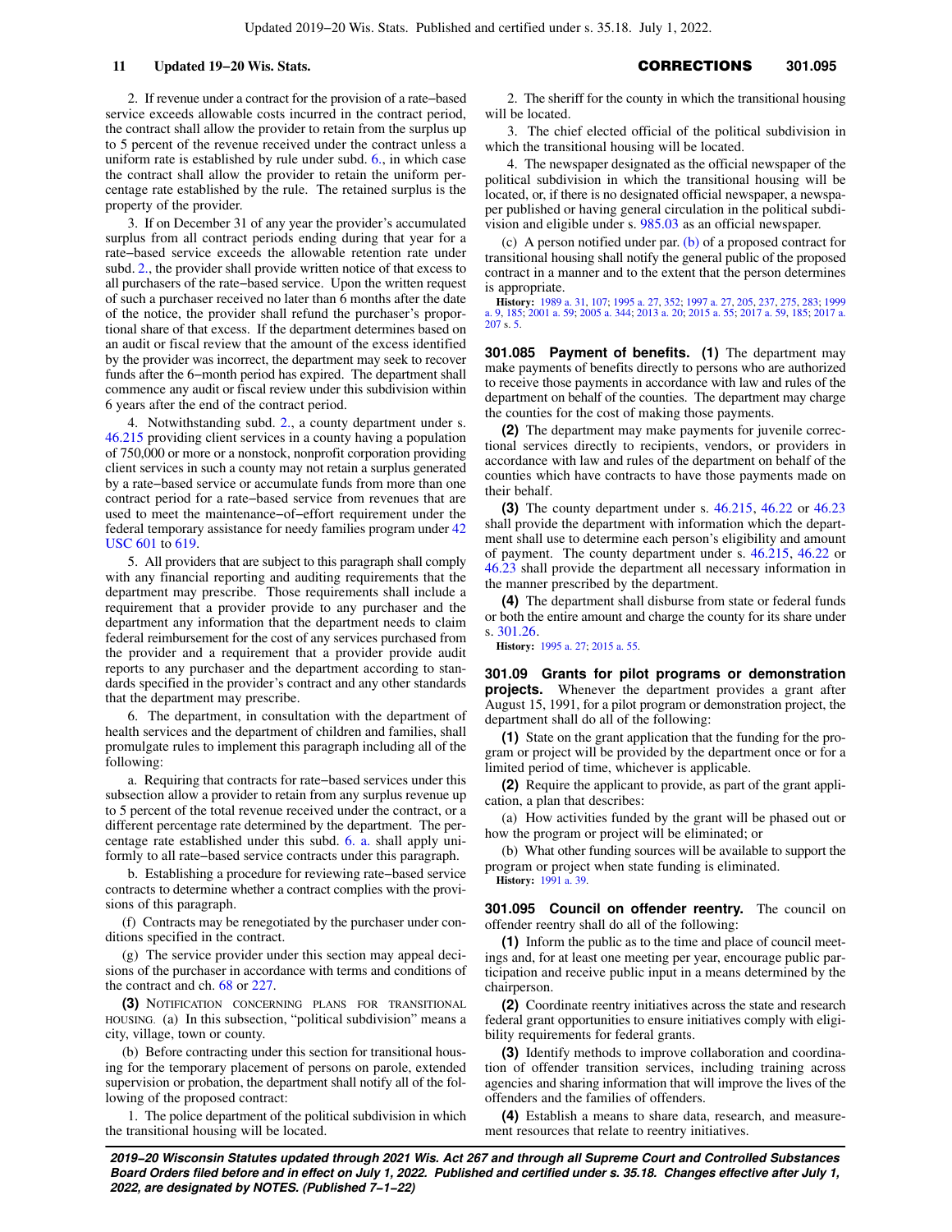2. If revenue under a contract for the provision of a rate−based service exceeds allowable costs incurred in the contract period, the contract shall allow the provider to retain from the surplus up to 5 percent of the revenue received under the contract unless a uniform rate is established by rule under subd. 6., in which case the contract shall allow the provider to retain the uniform percentage rate established by the rule. The retained surplus is the property of the provider.

3. If on December 31 of any year the provider's accumulated surplus from all contract periods ending during that year for a rate−based service exceeds the allowable retention rate under subd. 2., the provider shall provide written notice of that excess to all purchasers of the rate−based service. Upon the written request of such a purchaser received no later than 6 months after the date of the notice, the provider shall refund the purchaser's proportional share of that excess. If the department determines based on an audit or fiscal review that the amount of the excess identified by the provider was incorrect, the department may seek to recover funds after the 6−month period has expired. The department shall commence any audit or fiscal review under this subdivision within 6 years after the end of the contract period.

4. Notwithstanding subd. 2., a county department under s. 46.215 providing client services in a county having a population of 750,000 or more or a nonstock, nonprofit corporation providing client services in such a county may not retain a surplus generated by a rate−based service or accumulate funds from more than one contract period for a rate−based service from revenues that are used to meet the maintenance−of−effort requirement under the federal temporary assistance for needy families program under 42 USC 601 to 619.

5. All providers that are subject to this paragraph shall comply with any financial reporting and auditing requirements that the department may prescribe. Those requirements shall include a requirement that a provider provide to any purchaser and the department any information that the department needs to claim federal reimbursement for the cost of any services purchased from the provider and a requirement that a provider provide audit reports to any purchaser and the department according to standards specified in the provider's contract and any other standards that the department may prescribe.

6. The department, in consultation with the department of health services and the department of children and families, shall promulgate rules to implement this paragraph including all of the following:

a. Requiring that contracts for rate−based services under this subsection allow a provider to retain from any surplus revenue up to 5 percent of the total revenue received under the contract, or a different percentage rate determined by the department. The percentage rate established under this subd. 6. a. shall apply uniformly to all rate−based service contracts under this paragraph.

b. Establishing a procedure for reviewing rate−based service contracts to determine whether a contract complies with the provisions of this paragraph.

(f) Contracts may be renegotiated by the purchaser under conditions specified in the contract.

(g) The service provider under this section may appeal decisions of the purchaser in accordance with terms and conditions of the contract and ch. 68 or 227.

**(3)** NOTIFICATION CONCERNING PLANS FOR TRANSITIONAL HOUSING. (a) In this subsection, "political subdivision" means a city, village, town or county.

(b) Before contracting under this section for transitional housing for the temporary placement of persons on parole, extended supervision or probation, the department shall notify all of the following of the proposed contract:

1. The police department of the political subdivision in which the transitional housing will be located.

2. The sheriff for the county in which the transitional housing will be located.

3. The chief elected official of the political subdivision in which the transitional housing will be located.

4. The newspaper designated as the official newspaper of the political subdivision in which the transitional housing will be located, or, if there is no designated official newspaper, a newspaper published or having general circulation in the political subdivision and eligible under s. 985.03 as an official newspaper.

(c) A person notified under par. (b) of a proposed contract for transitional housing shall notify the general public of the proposed contract in a manner and to the extent that the person determines is appropriate.

**History:** 1989 a. 31, 107; 1995 a. 27, 352; 1997 a. 27, 205, 237, 275, 283; 1999 a. 9, 185; 2001 a. 59; 2005 a. 344; 2013 a. 20; 2015 a. 55; 2017 a. 59, 185; 2017 a. 207 s. 5.

**301.085 Payment of benefits. (1)** The department may make payments of benefits directly to persons who are authorized to receive those payments in accordance with law and rules of the department on behalf of the counties. The department may charge the counties for the cost of making those payments.

**(2)** The department may make payments for juvenile correctional services directly to recipients, vendors, or providers in accordance with law and rules of the department on behalf of the counties which have contracts to have those payments made on their behalf.

**(3)** The county department under s. 46.215, 46.22 or 46.23 shall provide the department with information which the department shall use to determine each person's eligibility and amount of payment. The county department under s. 46.215, 46.22 or 46.23 shall provide the department all necessary information in the manner prescribed by the department.

**(4)** The department shall disburse from state or federal funds or both the entire amount and charge the county for its share under s. 301.26.

**History:** 1995 a. 27; 2015 a. 55.

**301.09 Grants for pilot programs or demonstration projects.** Whenever the department provides a grant after August 15, 1991, for a pilot program or demonstration project, the department shall do all of the following:

**(1)** State on the grant application that the funding for the program or project will be provided by the department once or for a limited period of time, whichever is applicable.

**(2)** Require the applicant to provide, as part of the grant application, a plan that describes:

(a) How activities funded by the grant will be phased out or how the program or project will be eliminated; or

(b) What other funding sources will be available to support the program or project when state funding is eliminated.

**History:** 1991 a. 39.

**301.095 Council on offender reentry.** The council on offender reentry shall do all of the following:

**(1)** Inform the public as to the time and place of council meetings and, for at least one meeting per year, encourage public participation and receive public input in a means determined by the chairperson.

**(2)** Coordinate reentry initiatives across the state and research federal grant opportunities to ensure initiatives comply with eligibility requirements for federal grants.

**(3)** Identify methods to improve collaboration and coordination of offender transition services, including training across agencies and sharing information that will improve the lives of the offenders and the families of offenders.

**(4)** Establish a means to share data, research, and measurement resources that relate to reentry initiatives.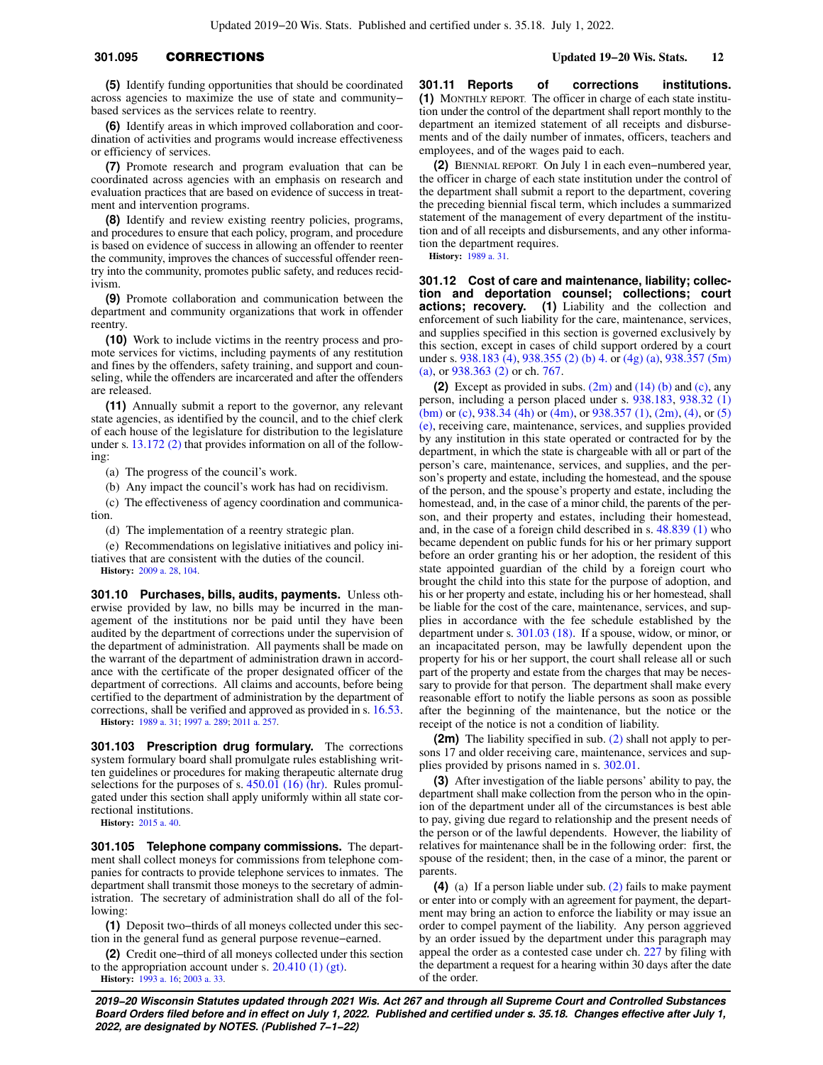(5) Identify funding opportunities that should be coordinated across agencies to maximize the use of state and community−based services as the services relate to reentry.

(6) Identify areas in which improved collaboration and coordination of activities and programs would increase effectiveness or efficiency of services.

(7) Promote research and program evaluation that can be coordinated across agencies with an emphasis on research and evaluation practices that are based on evidence of success in treatment and intervention programs.

(8) Identify and review existing reentry policies, programs, and procedures to ensure that each policy, program, and procedure is based on evidence of success in allowing an offender to reenter the community, improves the chances of successful offender reentry into the community, promotes public safety, and reduces recidivism.

(9) Promote collaboration and communication between the department and community organizations that work in offender reentry.

(10) Work to include victims in the reentry process and promote services for victims, including payments of any restitution and fines by the offenders, safety training, and support and counseling, while the offenders are incarcerated and after the offenders are released.

(11) Annually submit a report to the governor, any relevant state agencies, as identified by the council, and to the chief clerk of each house of the legislature for distribution to the legislature under s. 13.172 (2) that provides information on all of the following:

(a) The progress of the council's work.

(b) Any impact the council's work has had on recidivism.

(c) The effectiveness of agency coordination and communication.

(d) The implementation of a reentry strategic plan.

(e) Recommendations on legislative initiatives and policy initiatives that are consistent with the duties of the council.

**History:** 2009 a. 28, 104.

**301.10 Purchases, bills, audits, payments.** Unless otherwise provided by law, no bills may be incurred in the management of the institutions nor be paid until they have been audited by the department of corrections under the supervision of the department of administration. All payments shall be made on the warrant of the department of administration drawn in accordance with the certificate of the proper designated officer of the department of corrections. All claims and accounts, before being certified to the department of administration by the department of corrections, shall be verified and approved as provided in s. 16.53.

**History:** 1989 a. 31; 1997 a. 289; 2011 a. 257.

**301.103 Prescription drug formulary.** The corrections system formulary board shall promulgate rules establishing written guidelines or procedures for making therapeutic alternate drug selections for the purposes of s. 450.01 (16) (hr). Rules promulgated under this section shall apply uniformly within all state correctional institutions.

**History:** 2015 a. 40.

**301.105 Telephone company commissions.** The department shall collect moneys for commissions from telephone companies for contracts to provide telephone services to inmates. The department shall transmit those moneys to the secretary of administration. The secretary of administration shall do all of the following:

(1) Deposit two−thirds of all moneys collected under this section in the general fund as general purpose revenue−earned.

(2) Credit one−third of all moneys collected under this section to the appropriation account under s. 20.410 (1) (gt).

**History:** 1993 a. 16; 2003 a. 33.

**301.11 Reports of corrections institutions.** **(1)** MONTHLY REPORT. The officer in charge of each state institution under the control of the department shall report monthly to the department an itemized statement of all receipts and disbursements and of the daily number of inmates, officers, teachers and employees, and of the wages paid to each.

(2) BIENNIAL REPORT. On July 1 in each even−numbered year, the officer in charge of each state institution under the control of the department shall submit a report to the department, covering the preceding biennial fiscal term, which includes a summarized statement of the management of every department of the institution and of all receipts and disbursements, and any other information the department requires.

**History:** 1989 a. 31.

**301.12 Cost of care and maintenance, liability; collection and deportation counsel; collections; court actions; recovery.** **(1)** Liability and the collection and enforcement of such liability for the care, maintenance, services, and supplies specified in this section is governed exclusively by this section, except in cases of child support ordered by a court under s. 938.183 (4), 938.355 (2) (b) 4. or (4g) (a), 938.357 (5m) (a), or 938.363 (2) or ch. 767.

(2) Except as provided in subs. (2m) and (14) (b) and (c), any person, including a person placed under s. 938.183, 938.32 (1) (bm) or (c), 938.34 (4h) or (4m), or 938.357 (1), (2m), (4), or (5) (e), receiving care, maintenance, services, and supplies provided by any institution in this state operated or contracted for by the department, in which the state is chargeable with all or part of the person's care, maintenance, services, and supplies, and the person's property and estate, including the homestead, and the spouse of the person, and the spouse's property and estate, including the homestead, and, in the case of a minor child, the parents of the person, and their property and estates, including their homestead, and, in the case of a foreign child described in s. 48.839 (1) who became dependent on public funds for his or her primary support before an order granting his or her adoption, the resident of this state appointed guardian of the child by a foreign court who brought the child into this state for the purpose of adoption, and his or her property and estate, including his or her homestead, shall be liable for the cost of the care, maintenance, services, and supplies in accordance with the fee schedule established by the department under s. 301.03 (18). If a spouse, widow, or minor, or an incapacitated person, may be lawfully dependent upon the property for his or her support, the court shall release all or such part of the property and estate from the charges that may be necessary to provide for that person. The department shall make every reasonable effort to notify the liable persons as soon as possible after the beginning of the maintenance, but the notice or the receipt of the notice is not a condition of liability.

(2m) The liability specified in sub. (2) shall not apply to persons 17 and older receiving care, maintenance, services and supplies provided by prisons named in s. 302.01.

(3) After investigation of the liable persons' ability to pay, the department shall make collection from the person who in the opinion of the department under all of the circumstances is best able to pay, giving due regard to relationship and the present needs of the person or of the lawful dependents. However, the liability of relatives for maintenance shall be in the following order: first, the spouse of the resident; then, in the case of a minor, the parent or parents.

(4) (a) If a person liable under sub. (2) fails to make payment or enter into or comply with an agreement for payment, the department may bring an action to enforce the liability or may issue an order to compel payment of the liability. Any person aggrieved by an order issued by the department under this paragraph may appeal the order as a contested case under ch. 227 by filing with the department a request for a hearing within 30 days after the date of the order.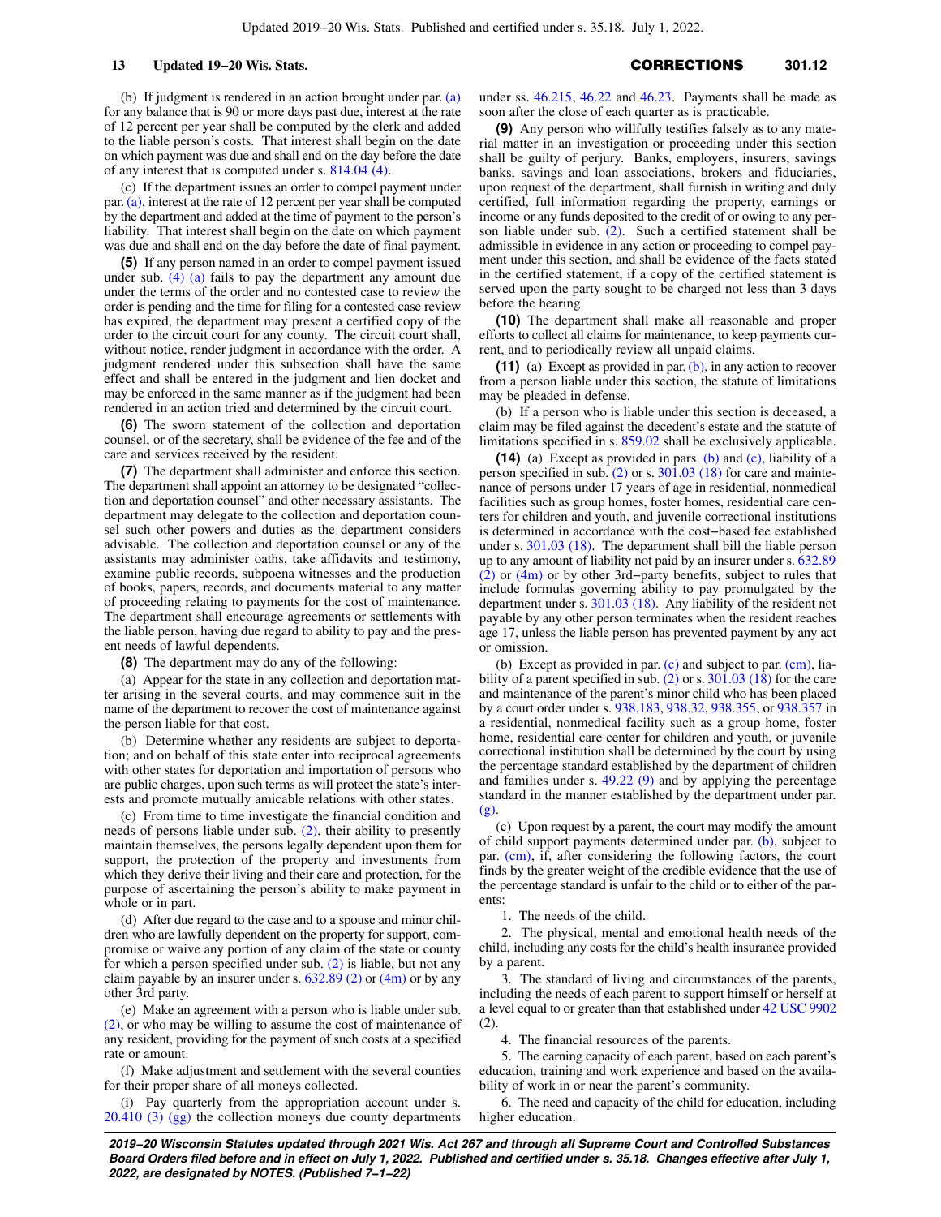(b) If judgment is rendered in an action brought under par. (a) for any balance that is 90 or more days past due, interest at the rate of 12 percent per year shall be computed by the clerk and added to the liable person's costs. That interest shall begin on the date on which payment was due and shall end on the day before the date of any interest that is computed under s. 814.04 (4).

(c) If the department issues an order to compel payment under par. (a), interest at the rate of 12 percent per year shall be computed by the department and added at the time of payment to the person's liability. That interest shall begin on the date on which payment was due and shall end on the day before the date of final payment.

**(5)** If any person named in an order to compel payment issued under sub. (4) (a) fails to pay the department any amount due under the terms of the order and no contested case to review the order is pending and the time for filing for a contested case review has expired, the department may present a certified copy of the order to the circuit court for any county. The circuit court shall, without notice, render judgment in accordance with the order. A judgment rendered under this subsection shall have the same effect and shall be entered in the judgment and lien docket and may be enforced in the same manner as if the judgment had been rendered in an action tried and determined by the circuit court.

**(6)** The sworn statement of the collection and deportation counsel, or of the secretary, shall be evidence of the fee and of the care and services received by the resident.

**(7)** The department shall administer and enforce this section. The department shall appoint an attorney to be designated "collection and deportation counsel" and other necessary assistants. The department may delegate to the collection and deportation counsel such other powers and duties as the department considers advisable. The collection and deportation counsel or any of the assistants may administer oaths, take affidavits and testimony, examine public records, subpoena witnesses and the production of books, papers, records, and documents material to any matter of proceeding relating to payments for the cost of maintenance. The department shall encourage agreements or settlements with the liable person, having due regard to ability to pay and the present needs of lawful dependents.

**(8)** The department may do any of the following:

(a) Appear for the state in any collection and deportation matter arising in the several courts, and may commence suit in the name of the department to recover the cost of maintenance against the person liable for that cost.

(b) Determine whether any residents are subject to deportation; and on behalf of this state enter into reciprocal agreements with other states for deportation and importation of persons who are public charges, upon such terms as will protect the state's interests and promote mutually amicable relations with other states.

(c) From time to time investigate the financial condition and needs of persons liable under sub. (2), their ability to presently maintain themselves, the persons legally dependent upon them for support, the protection of the property and investments from which they derive their living and their care and protection, for the purpose of ascertaining the person's ability to make payment in whole or in part.

(d) After due regard to the case and to a spouse and minor children who are lawfully dependent on the property for support, compromise or waive any portion of any claim of the state or county for which a person specified under sub. (2) is liable, but not any claim payable by an insurer under s. 632.89 (2) or (4m) or by any other 3rd party.

(e) Make an agreement with a person who is liable under sub. (2), or who may be willing to assume the cost of maintenance of any resident, providing for the payment of such costs at a specified rate or amount.

(f) Make adjustment and settlement with the several counties for their proper share of all moneys collected.

(i) Pay quarterly from the appropriation account under s. 20.410 (3) (gg) the collection moneys due county departments under ss. 46.215, 46.22 and 46.23. Payments shall be made as soon after the close of each quarter as is practicable.

**(9)** Any person who willfully testifies falsely as to any material matter in an investigation or proceeding under this section shall be guilty of perjury. Banks, employers, insurers, savings banks, savings and loan associations, brokers and fiduciaries, upon request of the department, shall furnish in writing and duly certified, full information regarding the property, earnings or income or any funds deposited to the credit of or owing to any person liable under sub. (2). Such a certified statement shall be admissible in evidence in any action or proceeding to compel payment under this section, and shall be evidence of the facts stated in the certified statement, if a copy of the certified statement is served upon the party sought to be charged not less than 3 days before the hearing.

**(10)** The department shall make all reasonable and proper efforts to collect all claims for maintenance, to keep payments current, and to periodically review all unpaid claims.

**(11)** (a) Except as provided in par. (b), in any action to recover from a person liable under this section, the statute of limitations may be pleaded in defense.

(b) If a person who is liable under this section is deceased, a claim may be filed against the decedent's estate and the statute of limitations specified in s. 859.02 shall be exclusively applicable.

**(14)** (a) Except as provided in pars. (b) and (c), liability of a person specified in sub. (2) or s. 301.03 (18) for care and maintenance of persons under 17 years of age in residential, nonmedical facilities such as group homes, foster homes, residential care centers for children and youth, and juvenile correctional institutions is determined in accordance with the cost−based fee established under s. 301.03 (18). The department shall bill the liable person up to any amount of liability not paid by an insurer under s. 632.89 (2) or (4m) or by other 3rd−party benefits, subject to rules that include formulas governing ability to pay promulgated by the department under s. 301.03 (18). Any liability of the resident not payable by any other person terminates when the resident reaches age 17, unless the liable person has prevented payment by any act or omission.

(b) Except as provided in par. (c) and subject to par. (cm), liability of a parent specified in sub. (2) or s. 301.03 (18) for the care and maintenance of the parent's minor child who has been placed by a court order under s. 938.183, 938.32, 938.355, or 938.357 in a residential, nonmedical facility such as a group home, foster home, residential care center for children and youth, or juvenile correctional institution shall be determined by the court by using the percentage standard established by the department of children and families under s. 49.22 (9) and by applying the percentage standard in the manner established by the department under par. (g).

(c) Upon request by a parent, the court may modify the amount of child support payments determined under par. (b), subject to par. (cm), if, after considering the following factors, the court finds by the greater weight of the credible evidence that the use of the percentage standard is unfair to the child or to either of the parents:

1. The needs of the child.

2. The physical, mental and emotional health needs of the child, including any costs for the child's health insurance provided by a parent.

3. The standard of living and circumstances of the parents, including the needs of each parent to support himself or herself at a level equal to or greater than that established under 42 USC 9902 (2).

4. The financial resources of the parents.

5. The earning capacity of each parent, based on each parent's education, training and work experience and based on the availability of work in or near the parent's community.

6. The need and capacity of the child for education, including higher education.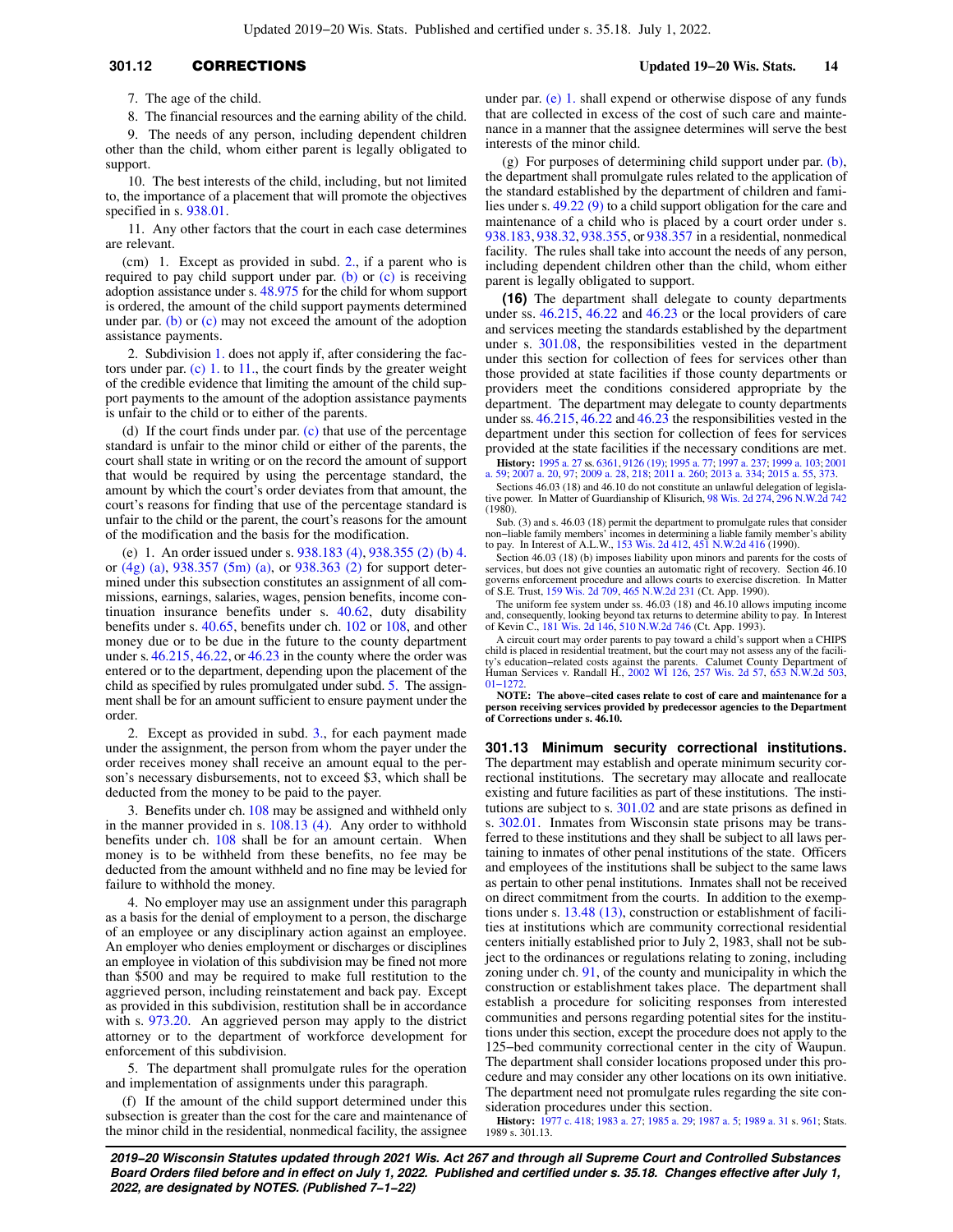7. The age of the child.

8. The financial resources and the earning ability of the child.

9. The needs of any person, including dependent children other than the child, whom either parent is legally obligated to support.

10. The best interests of the child, including, but not limited to, the importance of a placement that will promote the objectives specified in s. 938.01.

11. Any other factors that the court in each case determines are relevant.

(cm) 1. Except as provided in subd. 2., if a parent who is required to pay child support under par. (b) or (c) is receiving adoption assistance under s. 48.975 for the child for whom support is ordered, the amount of the child support payments determined under par. (b) or (c) may not exceed the amount of the adoption assistance payments.

2. Subdivision 1. does not apply if, after considering the factors under par. (c) 1. to 11., the court finds by the greater weight of the credible evidence that limiting the amount of the child support payments to the amount of the adoption assistance payments is unfair to the child or to either of the parents.

(d) If the court finds under par. (c) that use of the percentage standard is unfair to the minor child or either of the parents, the court shall state in writing or on the record the amount of support that would be required by using the percentage standard, the amount by which the court's order deviates from that amount, the court's reasons for finding that use of the percentage standard is unfair to the child or the parent, the court's reasons for the amount of the modification and the basis for the modification.

(e) 1. An order issued under s. 938.183 (4), 938.355 (2) (b) 4. or (4g) (a), 938.357 (5m) (a), or 938.363 (2) for support determined under this subsection constitutes an assignment of all commissions, earnings, salaries, wages, pension benefits, income continuation insurance benefits under s. 40.62, duty disability benefits under s. 40.65, benefits under ch. 102 or 108, and other money due or to be due in the future to the county department under s. 46.215, 46.22, or 46.23 in the county where the order was entered or to the department, depending upon the placement of the child as specified by rules promulgated under subd. 5. The assignment shall be for an amount sufficient to ensure payment under the order.

2. Except as provided in subd. 3., for each payment made under the assignment, the person from whom the payer under the order receives money shall receive an amount equal to the person's necessary disbursements, not to exceed $3, which shall be deducted from the money to be paid to the payer.

3. Benefits under ch. 108 may be assigned and withheld only in the manner provided in s. 108.13 (4). Any order to withhold benefits under ch. 108 shall be for an amount certain. When money is to be withheld from these benefits, no fee may be deducted from the amount withheld and no fine may be levied for failure to withhold the money.

4. No employer may use an assignment under this paragraph as a basis for the denial of employment to a person, the discharge of an employee or any disciplinary action against an employee. An employer who denies employment or discharges or disciplines an employee in violation of this subdivision may be fined not more than $500 and may be required to make full restitution to the aggrieved person, including reinstatement and back pay. Except as provided in this subdivision, restitution shall be in accordance with s. 973.20. An aggrieved person may apply to the district attorney or to the department of workforce development for enforcement of this subdivision.

5. The department shall promulgate rules for the operation and implementation of assignments under this paragraph.

(f) If the amount of the child support determined under this subsection is greater than the cost for the care and maintenance of the minor child in the residential, nonmedical facility, the assignee under par. (e) 1. shall expend or otherwise dispose of any funds that are collected in excess of the cost of such care and maintenance in a manner that the assignee determines will serve the best interests of the minor child.

(g) For purposes of determining child support under par. (b), the department shall promulgate rules related to the application of the standard established by the department of children and families under s. 49.22 (9) to a child support obligation for the care and maintenance of a child who is placed by a court order under s. 938.183, 938.32, 938.355, or 938.357 in a residential, nonmedical facility. The rules shall take into account the needs of any person, including dependent children other than the child, whom either parent is legally obligated to support.

**(16)** The department shall delegate to county departments under ss. 46.215, 46.22 and 46.23 or the local providers of care and services meeting the standards established by the department under s. 301.08, the responsibilities vested in the department under this section for collection of fees for services other than those provided at state facilities if those county departments or providers meet the conditions considered appropriate by the department. The department may delegate to county departments under ss. 46.215, 46.22 and 46.23 the responsibilities vested in the department under this section for collection of fees for services provided at the state facilities if the necessary conditions are met.

**History:** 1995 a. 27 ss. 6361, 9126 (19); 1995 a. 77; 1997 a. 237; 1999 a. 103; 2001 a. 59; 2007 a. 20, 97; 2009 a. 28, 218; 2011 a. 260; 2013 a. 334; 2015 a. 55, 373.

Sections 46.03 (18) and 46.10 do not constitute an unlawful delegation of legislative power. In Matter of Guardianship of Klisurich, 98 Wis. 2d 274, 296 N.W.2d 742 (1980).

Sub. (3) and s. 46.03 (18) permit the department to promulgate rules that consider non−liable family members' incomes in determining a liable family member's ability to pay. In Interest of A.L.W., 153 Wis. 2d 412, 451 N.W.2d 416 (1990).

Section 46.03 (18) (b) imposes liability upon minors and parents for the costs of services, but does not give counties an automatic right of recovery. Section 46.10 governs enforcement procedure and allows courts to exercise discretion. In Matter of S.E. Trust, 159 Wis. 2d 709, 465 N.W.2d 231 (Ct. App. 1990).

The uniform fee system under ss. 46.03 (18) and 46.10 allows imputing income and, consequently, looking beyond tax returns to determine ability to pay. In Interest of Kevin C., 181 Wis. 2d 146, 510 N.W.2d 746 (Ct. App. 1993).

A circuit court may order parents to pay toward a child's support when a CHIPS child is placed in residential treatment, but the court may not assess any of the facility's education−related costs against the parents. Calumet County Department of Human Services v. Randall H., 2002 WI 126, 257 Wis. 2d 57, 653 N.W.2d 503, 01−1272.

**NOTE: The above−cited cases relate to cost of care and maintenance for a person receiving services provided by predecessor agencies to the Department of Corrections under s. 46.10.**

**301.13 Minimum security correctional institutions.** The department may establish and operate minimum security correctional institutions. The secretary may allocate and reallocate existing and future facilities as part of these institutions. The institutions are subject to s. 301.02 and are state prisons as defined in s. 302.01. Inmates from Wisconsin state prisons may be transferred to these institutions and they shall be subject to all laws pertaining to inmates of other penal institutions of the state. Officers and employees of the institutions shall be subject to the same laws as pertain to other penal institutions. Inmates shall not be received on direct commitment from the courts. In addition to the exemptions under s. 13.48 (13), construction or establishment of facilities at institutions which are community correctional residential centers initially established prior to July 2, 1983, shall not be subject to the ordinances or regulations relating to zoning, including zoning under ch. 91, of the county and municipality in which the construction or establishment takes place. The department shall establish a procedure for soliciting responses from interested communities and persons regarding potential sites for the institutions under this section, except the procedure does not apply to the 125−bed community correctional center in the city of Waupun. The department shall consider locations proposed under this procedure and may consider any other locations on its own initiative. The department need not promulgate rules regarding the site consideration procedures under this section.

**History:** 1977 c. 418; 1983 a. 27; 1985 a. 29; 1987 a. 5; 1989 a. 31 s. 961; Stats. 1989 s. 301.13.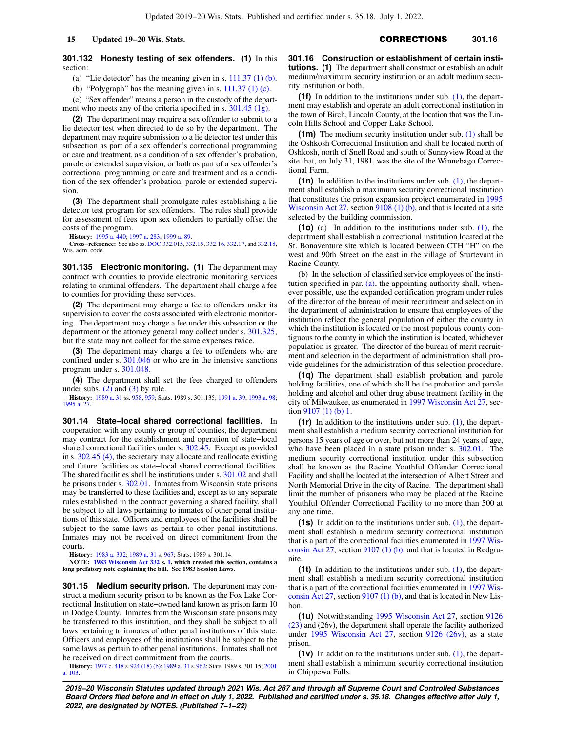**301.132 Honesty testing of sex offenders. (1)** In this section:

(a) "Lie detector" has the meaning given in s. 111.37 (1) (b).

(b) "Polygraph" has the meaning given in s. 111.37 (1) (c).

(c) "Sex offender" means a person in the custody of the department who meets any of the criteria specified in s. 301.45 (1g).

**(2)** The department may require a sex offender to submit to a lie detector test when directed to do so by the department. The department may require submission to a lie detector test under this subsection as part of a sex offender's correctional programming or care and treatment, as a condition of a sex offender's probation, parole or extended supervision, or both as part of a sex offender's correctional programming or care and treatment and as a condition of the sex offender's probation, parole or extended supervision.

**(3)** The department shall promulgate rules establishing a lie detector test program for sex offenders. The rules shall provide for assessment of fees upon sex offenders to partially offset the costs of the program.

**History:** 1995 a. 440; 1997 a. 283; 1999 a. 89.

**Cross−reference:** See also ss. DOC 332.015, 332.15, 332.16, 332.17, and 332.18, Wis. adm. code.

**301.135 Electronic monitoring. (1)** The department may contract with counties to provide electronic monitoring services relating to criminal offenders. The department shall charge a fee to counties for providing these services.

**(2)** The department may charge a fee to offenders under its supervision to cover the costs associated with electronic monitoring. The department may charge a fee under this subsection or the department or the attorney general may collect under s. 301.325, but the state may not collect for the same expenses twice.

**(3)** The department may charge a fee to offenders who are confined under s. 301.046 or who are in the intensive sanctions program under s. 301.048.

**(4)** The department shall set the fees charged to offenders under subs. (2) and (3) by rule.

**History:** 1989 a. 31 ss. 958, 959; Stats. 1989 s. 301.135; 1991 a. 39; 1993 a. 98; 1995 a. 27.

**301.14 State−local shared correctional facilities.** In cooperation with any county or group of counties, the department may contract for the establishment and operation of state−local shared correctional facilities under s. 302.45. Except as provided in s. 302.45 (4), the secretary may allocate and reallocate existing and future facilities as state−local shared correctional facilities. The shared facilities shall be institutions under s. 301.02 and shall be prisons under s. 302.01. Inmates from Wisconsin state prisons may be transferred to these facilities and, except as to any separate rules established in the contract governing a shared facility, shall be subject to all laws pertaining to inmates of other penal institutions of this state. Officers and employees of the facilities shall be subject to the same laws as pertain to other penal institutions. Inmates may not be received on direct commitment from the courts.

**History:** 1983 a. 332; 1989 a. 31 s. 967; Stats. 1989 s. 301.14.

**NOTE: 1983 Wisconsin Act 332 s. 1, which created this section, contains a long prefatory note explaining the bill. See 1983 Session Laws.**

**301.15 Medium security prison.** The department may construct a medium security prison to be known as the Fox Lake Correctional Institution on state−owned land known as prison farm 10 in Dodge County. Inmates from the Wisconsin state prisons may be transferred to this institution, and they shall be subject to all laws pertaining to inmates of other penal institutions of this state. Officers and employees of the institutions shall be subject to the same laws as pertain to other penal institutions. Inmates shall not be received on direct commitment from the courts.

**History:** 1977 c. 418 s. 924 (18) (b); 1989 a. 31 s. 962; Stats. 1989 s. 301.15; 2001 a. 103.

**301.16 Construction or establishment of certain institutions. (1)** The department shall construct or establish an adult medium/maximum security institution or an adult medium security institution or both.

**(1f)** In addition to the institutions under sub. (1), the department may establish and operate an adult correctional institution in the town of Birch, Lincoln County, at the location that was the Lincoln Hills School and Copper Lake School.

**(1m)** The medium security institution under sub. (1) shall be the Oshkosh Correctional Institution and shall be located north of Oshkosh, north of Snell Road and south of Sunnyview Road at the site that, on July 31, 1981, was the site of the Winnebago Correctional Farm.

**(1n)** In addition to the institutions under sub. (1), the department shall establish a maximum security correctional institution that constitutes the prison expansion project enumerated in 1995 Wisconsin Act 27, section 9108 (1) (b), and that is located at a site selected by the building commission.

**(1o)** (a) In addition to the institutions under sub. (1), the department shall establish a correctional institution located at the St. Bonaventure site which is located between CTH "H" on the west and 90th Street on the east in the village of Sturtevant in Racine County.

(b) In the selection of classified service employees of the institution specified in par. (a), the appointing authority shall, whenever possible, use the expanded certification program under rules of the director of the bureau of merit recruitment and selection in the department of administration to ensure that employees of the institution reflect the general population of either the county in which the institution is located or the most populous county contiguous to the county in which the institution is located, whichever population is greater. The director of the bureau of merit recruitment and selection in the department of administration shall provide guidelines for the administration of this selection procedure.

**(1q)** The department shall establish probation and parole holding facilities, one of which shall be the probation and parole holding and alcohol and other drug abuse treatment facility in the city of Milwaukee, as enumerated in 1997 Wisconsin Act 27, section 9107 (1) (b) 1.

**(1r)** In addition to the institutions under sub. (1), the department shall establish a medium security correctional institution for persons 15 years of age or over, but not more than 24 years of age, who have been placed in a state prison under s. 302.01. The medium security correctional institution under this subsection shall be known as the Racine Youthful Offender Correctional Facility and shall be located at the intersection of Albert Street and North Memorial Drive in the city of Racine. The department shall limit the number of prisoners who may be placed at the Racine Youthful Offender Correctional Facility to no more than 500 at any one time.

**(1s)** In addition to the institutions under sub. (1), the department shall establish a medium security correctional institution that is a part of the correctional facilities enumerated in 1997 Wisconsin Act 27, section 9107 (1) (b), and that is located in Redgranite.

**(1t)** In addition to the institutions under sub. (1), the department shall establish a medium security correctional institution that is a part of the correctional facilities enumerated in 1997 Wisconsin Act 27, section 9107 (1) (b), and that is located in New Lisbon.

**(1u)** Notwithstanding 1995 Wisconsin Act 27, section 9126 (23) and (26v), the department shall operate the facility authorized under 1995 Wisconsin Act 27, section 9126 (26v), as a state prison.

**(1v)** In addition to the institutions under sub. (1), the department shall establish a minimum security correctional institution in Chippewa Falls.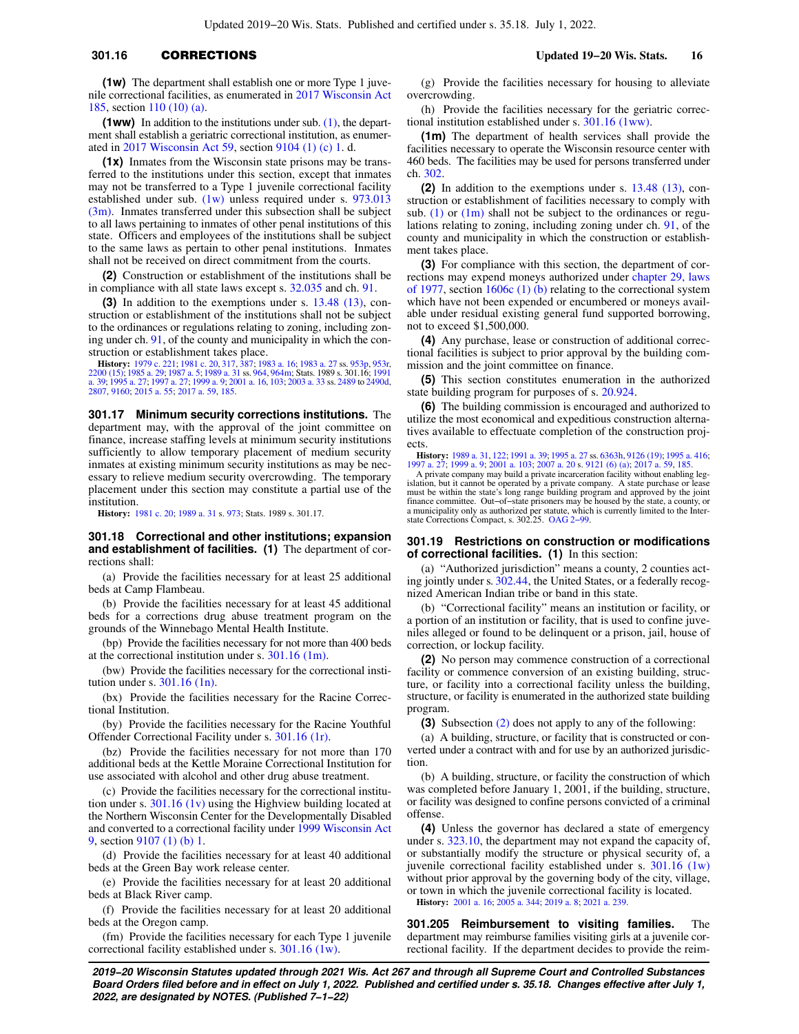**(1w)** The department shall establish one or more Type 1 juvenile correctional facilities, as enumerated in 2017 Wisconsin Act 185, section 110 (10) (a).

**(1ww)** In addition to the institutions under sub. (1), the department shall establish a geriatric correctional institution, as enumerated in 2017 Wisconsin Act 59, section 9104 (1) (c) 1. d.

**(1x)** Inmates from the Wisconsin state prisons may be transferred to the institutions under this section, except that inmates may not be transferred to a Type 1 juvenile correctional facility established under sub. (1w) unless required under s. 973.013 (3m). Inmates transferred under this subsection shall be subject to all laws pertaining to inmates of other penal institutions of this state. Officers and employees of the institutions shall be subject to the same laws as pertain to other penal institutions. Inmates shall not be received on direct commitment from the courts.

**(2)** Construction or establishment of the institutions shall be in compliance with all state laws except s. 32.035 and ch. 91.

**(3)** In addition to the exemptions under s. 13.48 (13), construction or establishment of the institutions shall not be subject to the ordinances or regulations relating to zoning, including zoning under ch. 91, of the county and municipality in which the construction or establishment takes place.

**History:** 1979 c. 221; 1981 c. 20, 317, 387; 1983 a. 16; 1983 a. 27 ss. 953p, 953r, 2200 (15); 1985 a. 29; 1987 a. 5; 1989 a. 31 ss. 964, 964m; Stats. 1989 s. 301.16; 1991 a. 39; 1995 a. 27; 1997 a. 27; 1999 a. 9; 2001 a. 16, 103; 2003 a. 33 ss. 2489 to 2490d, 2807, 9160; 2015 a. 55; 2017 a. 59, 185.

**301.17 Minimum security corrections institutions.** The department may, with the approval of the joint committee on finance, increase staffing levels at minimum security institutions sufficiently to allow temporary placement of medium security inmates at existing minimum security institutions as may be necessary to relieve medium security overcrowding. The temporary placement under this section may constitute a partial use of the institution.

**History:** 1981 c. 20; 1989 a. 31 s. 973; Stats. 1989 s. 301.17.

**301.18 Correctional and other institutions; expansion and establishment of facilities. (1)** The department of corrections shall:

(a) Provide the facilities necessary for at least 25 additional beds at Camp Flambeau.

(b) Provide the facilities necessary for at least 45 additional beds for a corrections drug abuse treatment program on the grounds of the Winnebago Mental Health Institute.

(bp) Provide the facilities necessary for not more than 400 beds at the correctional institution under s. 301.16 (1m).

(bw) Provide the facilities necessary for the correctional institution under s. 301.16 (1n).

(bx) Provide the facilities necessary for the Racine Correctional Institution.

(by) Provide the facilities necessary for the Racine Youthful Offender Correctional Facility under s. 301.16 (1r).

(bz) Provide the facilities necessary for not more than 170 additional beds at the Kettle Moraine Correctional Institution for use associated with alcohol and other drug abuse treatment.

(c) Provide the facilities necessary for the correctional institution under s. 301.16 (1v) using the Highview building located at the Northern Wisconsin Center for the Developmentally Disabled and converted to a correctional facility under 1999 Wisconsin Act 9, section 9107 (1) (b) 1.

(d) Provide the facilities necessary for at least 40 additional beds at the Green Bay work release center.

(e) Provide the facilities necessary for at least 20 additional beds at Black River camp.

(f) Provide the facilities necessary for at least 20 additional beds at the Oregon camp.

(fm) Provide the facilities necessary for each Type 1 juvenile correctional facility established under s. 301.16 (1w).

(g) Provide the facilities necessary for housing to alleviate overcrowding.

(h) Provide the facilities necessary for the geriatric correctional institution established under s. 301.16 (1ww).

**(1m)** The department of health services shall provide the facilities necessary to operate the Wisconsin resource center with 460 beds. The facilities may be used for persons transferred under ch. 302.

**(2)** In addition to the exemptions under s. 13.48 (13), construction or establishment of facilities necessary to comply with sub. (1) or (1m) shall not be subject to the ordinances or regulations relating to zoning, including zoning under ch. 91, of the county and municipality in which the construction or establishment takes place.

**(3)** For compliance with this section, the department of corrections may expend moneys authorized under chapter 29, laws of 1977, section 1606c (1) (b) relating to the correctional system which have not been expended or encumbered or moneys available under residual existing general fund supported borrowing, not to exceed $1,500,000.

**(4)** Any purchase, lease or construction of additional correctional facilities is subject to prior approval by the building commission and the joint committee on finance.

**(5)** This section constitutes enumeration in the authorized state building program for purposes of s. 20.924.

**(6)** The building commission is encouraged and authorized to utilize the most economical and expeditious construction alternatives available to effectuate completion of the construction projects.

**History:** 1989 a. 31, 122; 1991 a. 39; 1995 a. 27 ss. 6363h, 9126 (19); 1995 a. 416; 1997 a. 27; 1999 a. 9; 2001 a. 103; 2007 a. 20 s. 9121 (6) (a); 2017 a. 59, 185.

A private company may build a private incarceration facility without enabling legislation, but it cannot be operated by a private company. A state purchase or lease must be within the state's long range building program and approved by the joint finance committee. Out-of-state prisoners may be housed by the state, a county, or a municipality only as authorized per statute, which is currently limited to the Interstate Corrections Compact, s. 302.25. OAG 2-99.

**301.19 Restrictions on construction or modifications of correctional facilities. (1)** In this section:

(a) "Authorized jurisdiction" means a county, 2 counties acting jointly under s. 302.44, the United States, or a federally recognized American Indian tribe or band in this state.

(b) "Correctional facility" means an institution or facility, or a portion of an institution or facility, that is used to confine juveniles alleged or found to be delinquent or a prison, jail, house of correction, or lockup facility.

**(2)** No person may commence construction of a correctional facility or commence conversion of an existing building, structure, or facility into a correctional facility unless the building, structure, or facility is enumerated in the authorized state building program.

**(3)** Subsection (2) does not apply to any of the following:

(a) A building, structure, or facility that is constructed or converted under a contract with and for use by an authorized jurisdiction.

(b) A building, structure, or facility the construction of which was completed before January 1, 2001, if the building, structure, or facility was designed to confine persons convicted of a criminal offense.

**(4)** Unless the governor has declared a state of emergency under s. 323.10, the department may not expand the capacity of, or substantially modify the structure or physical security of, a juvenile correctional facility established under s. 301.16 (1w) without prior approval by the governing body of the city, village, or town in which the juvenile correctional facility is located.

**History:** 2001 a. 16; 2005 a. 344; 2019 a. 8; 2021 a. 239.

**301.205 Reimbursement to visiting families.** The department may reimburse families visiting girls at a juvenile correctional facility. If the department decides to provide the reim-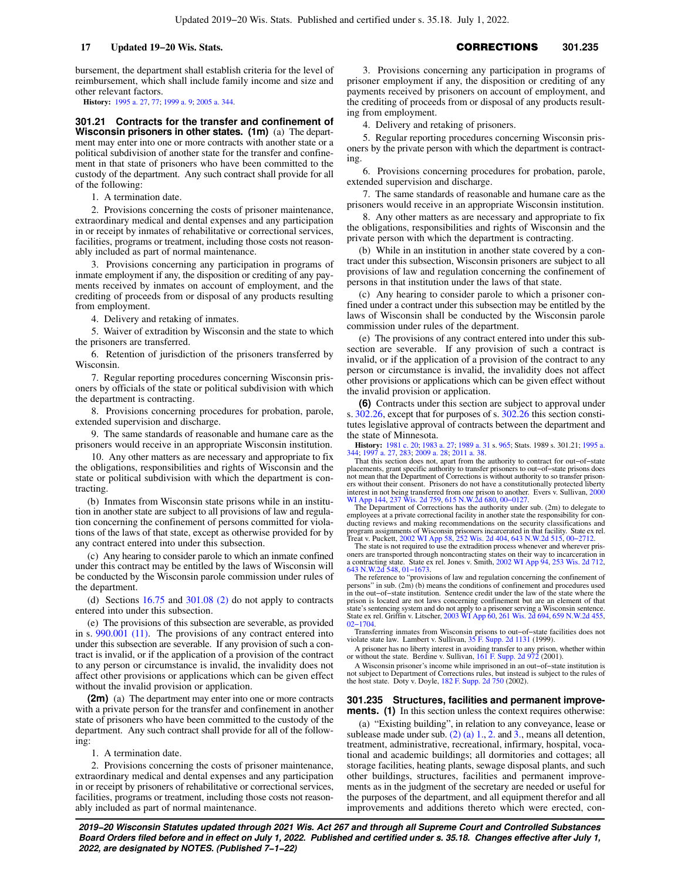bursement, the department shall establish criteria for the level of reimbursement, which shall include family income and size and other relevant factors.

**History:** 1995 a. 27, 77; 1999 a. 9; 2005 a. 344.

**301.21 Contracts for the transfer and confinement of Wisconsin prisoners in other states. (1m)** (a) The department may enter into one or more contracts with another state or a political subdivision of another state for the transfer and confinement in that state of prisoners who have been committed to the custody of the department. Any such contract shall provide for all of the following:

1. A termination date.

2. Provisions concerning the costs of prisoner maintenance, extraordinary medical and dental expenses and any participation in or receipt by inmates of rehabilitative or correctional services, facilities, programs or treatment, including those costs not reasonably included as part of normal maintenance.

3. Provisions concerning any participation in programs of inmate employment if any, the disposition or crediting of any payments received by inmates on account of employment, and the crediting of proceeds from or disposal of any products resulting from employment.

4. Delivery and retaking of inmates.

5. Waiver of extradition by Wisconsin and the state to which the prisoners are transferred.

6. Retention of jurisdiction of the prisoners transferred by Wisconsin.

7. Regular reporting procedures concerning Wisconsin prisoners by officials of the state or political subdivision with which the department is contracting.

8. Provisions concerning procedures for probation, parole, extended supervision and discharge.

9. The same standards of reasonable and humane care as the prisoners would receive in an appropriate Wisconsin institution.

10. Any other matters as are necessary and appropriate to fix the obligations, responsibilities and rights of Wisconsin and the state or political subdivision with which the department is contracting.

(b) Inmates from Wisconsin state prisons while in an institution in another state are subject to all provisions of law and regulation concerning the confinement of persons committed for violations of the laws of that state, except as otherwise provided for by any contract entered into under this subsection.

(c) Any hearing to consider parole to which an inmate confined under this contract may be entitled by the laws of Wisconsin will be conducted by the Wisconsin parole commission under rules of the department.

(d) Sections 16.75 and 301.08 (2) do not apply to contracts entered into under this subsection.

(e) The provisions of this subsection are severable, as provided in s. 990.001 (11). The provisions of any contract entered into under this subsection are severable. If any provision of such a contract is invalid, or if the application of a provision of the contract to any person or circumstance is invalid, the invalidity does not affect other provisions or applications which can be given effect without the invalid provision or application.

**(2m)** (a) The department may enter into one or more contracts with a private person for the transfer and confinement in another state of prisoners who have been committed to the custody of the department. Any such contract shall provide for all of the following:

1. A termination date.

2. Provisions concerning the costs of prisoner maintenance, extraordinary medical and dental expenses and any participation in or receipt by prisoners of rehabilitative or correctional services, facilities, programs or treatment, including those costs not reasonably included as part of normal maintenance.

3. Provisions concerning any participation in programs of prisoner employment if any, the disposition or crediting of any payments received by prisoners on account of employment, and the crediting of proceeds from or disposal of any products resulting from employment.

4. Delivery and retaking of prisoners.

5. Regular reporting procedures concerning Wisconsin prisoners by the private person with which the department is contracting.

6. Provisions concerning procedures for probation, parole, extended supervision and discharge.

7. The same standards of reasonable and humane care as the prisoners would receive in an appropriate Wisconsin institution.

8. Any other matters as are necessary and appropriate to fix the obligations, responsibilities and rights of Wisconsin and the private person with which the department is contracting.

(b) While in an institution in another state covered by a contract under this subsection, Wisconsin prisoners are subject to all provisions of law and regulation concerning the confinement of persons in that institution under the laws of that state.

(c) Any hearing to consider parole to which a prisoner confined under a contract under this subsection may be entitled by the laws of Wisconsin shall be conducted by the Wisconsin parole commission under rules of the department.

(e) The provisions of any contract entered into under this subsection are severable. If any provision of such a contract is invalid, or if the application of a provision of the contract to any person or circumstance is invalid, the invalidity does not affect other provisions or applications which can be given effect without the invalid provision or application.

**(6)** Contracts under this section are subject to approval under s. 302.26, except that for purposes of s. 302.26 this section constitutes legislative approval of contracts between the department and the state of Minnesota.

**History:** 1981 c. 20; 1983 a. 27; 1989 a. 31 s. 965; Stats. 1989 s. 301.21; 1995 a. 344; 1997 a. 27, 283; 2009 a. 28; 2011 a. 38.

That this section does not, apart from the authority to contract for out-of-state placements, grant specific authority to transfer prisoners to out-of-state prisons does not mean that the Department of Corrections is without authority to so transfer prisoners without their consent. Prisoners do not have a constitutionally protected liberty interest in not being transferred from one prison to another. Evers v. Sullivan, 2000 WI App 144, 237 Wis. 2d 759, 615 N.W.2d 680, 00-0127.

The Department of Corrections has the authority under sub. (2m) to delegate to employees at a private correctional facility in another state the responsibility for conducting reviews and making recommendations on the security classifications and program assignments of Wisconsin prisoners incarcerated in that facility. State ex rel. Treat v. Puckett, 2002 WI App 58, 252 Wis. 2d 404, 643 N.W.2d 515, 00-2712.

The state is not required to use the extradition process whenever and wherever prisoners are transported through noncontracting states on their way to incarceration in a contracting state. State ex rel. Jones v. Smith, 2002 WI App 94, 253 Wis. 2d 712, 643 N.W.2d 548, 01-1673.

The reference to "provisions of law and regulation concerning the confinement of persons" in sub. (2m) (b) means the conditions of confinement and procedures used in the out-of-state institution. Sentence credit under the law of the state where the prison is located are not laws concerning confinement but are an element of that state's sentencing system and do not apply to a prisoner serving a Wisconsin sentence. State ex rel. Griffin v. Litscher, 2003 WI App 60, 261 Wis. 2d 694, 659 N.W.2d 455, 02-1704.

Transferring inmates from Wisconsin prisons to out-of-state facilities does not violate state law. Lambert v. Sullivan, 35 F. Supp. 2d 1131 (1999).

A prisoner has no liberty interest in avoiding transfer to any prison, whether within or without the state. Berdine v. Sullivan, 161 F. Supp. 2d 972 (2001).

A Wisconsin prisoner's income while imprisoned in an out-of-state institution is not subject to Department of Corrections rules, but instead is subject to the rules of the host state. Doty v. Doyle, 182 F. Supp. 2d 750 (2002).

**301.235 Structures, facilities and permanent improvements. (1)** In this section unless the context requires otherwise:

(a) "Existing building", in relation to any conveyance, lease or sublease made under sub. (2) (a) 1., 2. and 3., means all detention, treatment, administrative, recreational, infirmary, hospital, vocational and academic buildings; all dormitories and cottages; all storage facilities, heating plants, sewage disposal plants, and such other buildings, structures, facilities and permanent improvements as in the judgment of the secretary are needed or useful for the purposes of the department, and all equipment therefor and all improvements and additions thereto which were erected, con-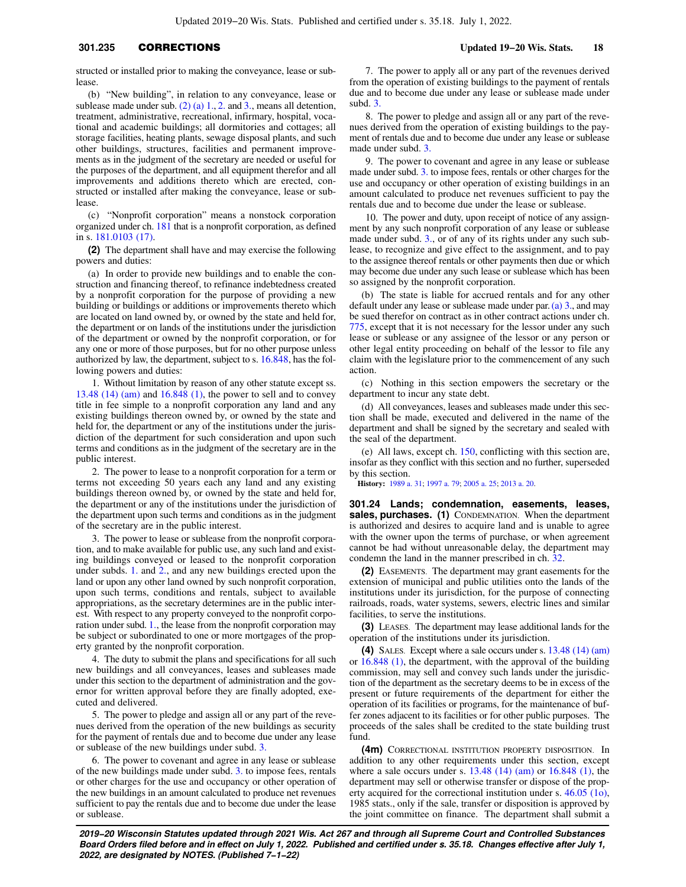structed or installed prior to making the conveyance, lease or sublease.

(b) "New building", in relation to any conveyance, lease or sublease made under sub. (2) (a) 1., 2. and 3., means all detention, treatment, administrative, recreational, infirmary, hospital, vocational and academic buildings; all dormitories and cottages; all storage facilities, heating plants, sewage disposal plants, and such other buildings, structures, facilities and permanent improvements as in the judgment of the secretary are needed or useful for the purposes of the department, and all equipment therefor and all improvements and additions thereto which are erected, constructed or installed after making the conveyance, lease or sublease.

(c) "Nonprofit corporation" means a nonstock corporation organized under ch. 181 that is a nonprofit corporation, as defined in s. 181.0103 (17).

**(2)** The department shall have and may exercise the following powers and duties:

(a) In order to provide new buildings and to enable the construction and financing thereof, to refinance indebtedness created by a nonprofit corporation for the purpose of providing a new building or buildings or additions or improvements thereto which are located on land owned by, or owned by the state and held for, the department or on lands of the institutions under the jurisdiction of the department or owned by the nonprofit corporation, or for any one or more of those purposes, but for no other purpose unless authorized by law, the department, subject to s. 16.848, has the following powers and duties:

1. Without limitation by reason of any other statute except ss. 13.48 (14) (am) and 16.848 (1), the power to sell and to convey title in fee simple to a nonprofit corporation any land and any existing buildings thereon owned by, or owned by the state and held for, the department or any of the institutions under the jurisdiction of the department for such consideration and upon such terms and conditions as in the judgment of the secretary are in the public interest.

2. The power to lease to a nonprofit corporation for a term or terms not exceeding 50 years each any land and any existing buildings thereon owned by, or owned by the state and held for, the department or any of the institutions under the jurisdiction of the department upon such terms and conditions as in the judgment of the secretary are in the public interest.

3. The power to lease or sublease from the nonprofit corporation, and to make available for public use, any such land and existing buildings conveyed or leased to the nonprofit corporation under subds. 1. and 2., and any new buildings erected upon the land or upon any other land owned by such nonprofit corporation, upon such terms, conditions and rentals, subject to available appropriations, as the secretary determines are in the public interest. With respect to any property conveyed to the nonprofit corporation under subd. 1., the lease from the nonprofit corporation may be subject or subordinated to one or more mortgages of the property granted by the nonprofit corporation.

4. The duty to submit the plans and specifications for all such new buildings and all conveyances, leases and subleases made under this section to the department of administration and the governor for written approval before they are finally adopted, executed and delivered.

5. The power to pledge and assign all or any part of the revenues derived from the operation of the new buildings as security for the payment of rentals due and to become due under any lease or sublease of the new buildings under subd. 3.

6. The power to covenant and agree in any lease or sublease of the new buildings made under subd. 3. to impose fees, rentals or other charges for the use and occupancy or other operation of the new buildings in an amount calculated to produce net revenues sufficient to pay the rentals due and to become due under the lease or sublease.

7. The power to apply all or any part of the revenues derived from the operation of existing buildings to the payment of rentals due and to become due under any lease or sublease made under subd. 3.

8. The power to pledge and assign all or any part of the revenues derived from the operation of existing buildings to the payment of rentals due and to become due under any lease or sublease made under subd. 3.

9. The power to covenant and agree in any lease or sublease made under subd. 3. to impose fees, rentals or other charges for the use and occupancy or other operation of existing buildings in an amount calculated to produce net revenues sufficient to pay the rentals due and to become due under the lease or sublease.

10. The power and duty, upon receipt of notice of any assignment by any such nonprofit corporation of any lease or sublease made under subd. 3., or of any of its rights under any such sublease, to recognize and give effect to the assignment, and to pay to the assignee thereof rentals or other payments then due or which may become due under any such lease or sublease which has been so assigned by the nonprofit corporation.

(b) The state is liable for accrued rentals and for any other default under any lease or sublease made under par. (a) 3., and may be sued therefor on contract as in other contract actions under ch. 775, except that it is not necessary for the lessor under any such lease or sublease or any assignee of the lessor or any person or other legal entity proceeding on behalf of the lessor to file any claim with the legislature prior to the commencement of any such action.

(c) Nothing in this section empowers the secretary or the department to incur any state debt.

(d) All conveyances, leases and subleases made under this section shall be made, executed and delivered in the name of the department and shall be signed by the secretary and sealed with the seal of the department.

(e) All laws, except ch. 150, conflicting with this section are, insofar as they conflict with this section and no further, superseded by this section.

**History:** 1989 a. 31; 1997 a. 79; 2005 a. 25; 2013 a. 20.

**301.24 Lands; condemnation, easements, leases, sales, purchases. (1)** CONDEMNATION. When the department is authorized and desires to acquire land and is unable to agree with the owner upon the terms of purchase, or when agreement cannot be had without unreasonable delay, the department may condemn the land in the manner prescribed in ch. 32.

**(2)** EASEMENTS. The department may grant easements for the extension of municipal and public utilities onto the lands of the institutions under its jurisdiction, for the purpose of connecting railroads, roads, water systems, sewers, electric lines and similar facilities, to serve the institutions.

**(3)** LEASES. The department may lease additional lands for the operation of the institutions under its jurisdiction.

**(4)** SALES. Except where a sale occurs under s. 13.48 (14) (am) or 16.848 (1), the department, with the approval of the building commission, may sell and convey such lands under the jurisdiction of the department as the secretary deems to be in excess of the present or future requirements of the department for either the operation of its facilities or programs, for the maintenance of buffer zones adjacent to its facilities or for other public purposes. The proceeds of the sales shall be credited to the state building trust fund.

**(4m)** CORRECTIONAL INSTITUTION PROPERTY DISPOSITION. In addition to any other requirements under this section, except where a sale occurs under s. 13.48 (14) (am) or 16.848 (1), the department may sell or otherwise transfer or dispose of the property acquired for the correctional institution under s. 46.05 (1o), 1985 stats., only if the sale, transfer or disposition is approved by the joint committee on finance. The department shall submit a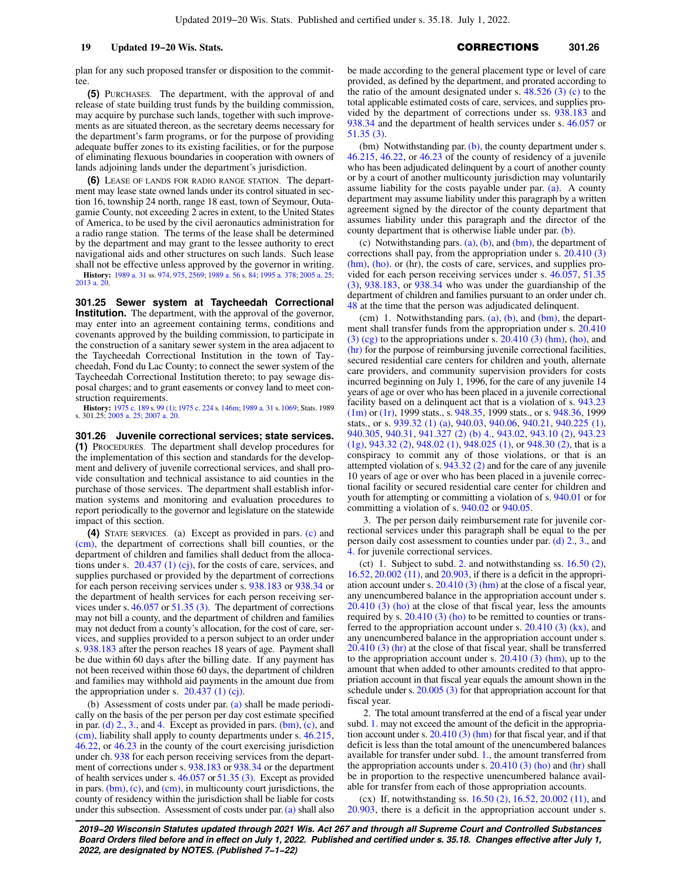plan for any such proposed transfer or disposition to the committee.

**(5)** PURCHASES. The department, with the approval of and release of state building trust funds by the building commission, may acquire by purchase such lands, together with such improvements as are situated thereon, as the secretary deems necessary for the department's farm programs, or for the purpose of providing adequate buffer zones to its existing facilities, or for the purpose of eliminating flexuous boundaries in cooperation with owners of lands adjoining lands under the department's jurisdiction.

**(6)** LEASE OF LANDS FOR RADIO RANGE STATION. The department may lease state owned lands under its control situated in section 16, township 24 north, range 18 east, town of Seymour, Outagamie County, not exceeding 2 acres in extent, to the United States of America, to be used by the civil aeronautics administration for a radio range station. The terms of the lease shall be determined by the department and may grant to the lessee authority to erect navigational aids and other structures on such lands. Such lease shall not be effective unless approved by the governor in writing.

**History:** 1989 a. 31 ss. 974, 975, 2569; 1989 a. 56 s. 84; 1995 a. 378; 2005 a. 25; 2013 a. 20.

**301.25 Sewer system at Taycheedah Correctional Institution.** The department, with the approval of the governor, may enter into an agreement containing terms, conditions and covenants approved by the building commission, to participate in the construction of a sanitary sewer system in the area adjacent to the Taycheedah Correctional Institution in the town of Taycheedah, Fond du Lac County; to connect the sewer system of the Taycheedah Correctional Institution thereto; to pay sewage disposal charges; and to grant easements or convey land to meet construction requirements.

**History:** 1975 c. 189 s. 99 (1); 1975 c. 224 s. 146m; 1989 a. 31 s. 1069; Stats. 1989 s. 301.25; 2005 a. 25; 2007 a. 20.

**301.26 Juvenile correctional services; state services.** **(1)** PROCEDURES. The department shall develop procedures for the implementation of this section and standards for the development and delivery of juvenile correctional services, and shall provide consultation and technical assistance to aid counties in the purchase of those services. The department shall establish information systems and monitoring and evaluation procedures to report periodically to the governor and legislature on the statewide impact of this section.

**(4)** STATE SERVICES. (a) Except as provided in pars. (c) and (cm), the department of corrections shall bill counties, or the department of children and families shall deduct from the allocations under s. 20.437 (1) (cj), for the costs of care, services, and supplies purchased or provided by the department of corrections for each person receiving services under s. 938.183 or 938.34 or the department of health services for each person receiving services under s. 46.057 or 51.35 (3). The department of corrections may not bill a county, and the department of children and families may not deduct from a county's allocation, for the cost of care, services, and supplies provided to a person subject to an order under s. 938.183 after the person reaches 18 years of age. Payment shall be due within 60 days after the billing date. If any payment has not been received within those 60 days, the department of children and families may withhold aid payments in the amount due from the appropriation under s. 20.437 (1) (cj).

(b) Assessment of costs under par. (a) shall be made periodically on the basis of the per person per day cost estimate specified in par. (d) 2., 3., and 4. Except as provided in pars. (bm), (c), and (cm), liability shall apply to county departments under s. 46.215, 46.22, or 46.23 in the county of the court exercising jurisdiction under ch. 938 for each person receiving services from the department of corrections under s. 938.183 or 938.34 or the department of health services under s. 46.057 or 51.35 (3). Except as provided in pars. (bm), (c), and (cm), in multicounty court jurisdictions, the county of residency within the jurisdiction shall be liable for costs under this subsection. Assessment of costs under par. (a) shall also be made according to the general placement type or level of care provided, as defined by the department, and prorated according to the ratio of the amount designated under s. 48.526 (3) (c) to the total applicable estimated costs of care, services, and supplies provided by the department of corrections under ss. 938.183 and 938.34 and the department of health services under s. 46.057 or 51.35 (3).

(bm) Notwithstanding par. (b), the county department under s. 46.215, 46.22, or 46.23 of the county of residency of a juvenile who has been adjudicated delinquent by a court of another county or by a court of another multicounty jurisdiction may voluntarily assume liability for the costs payable under par. (a). A county department may assume liability under this paragraph by a written agreement signed by the director of the county department that assumes liability under this paragraph and the director of the county department that is otherwise liable under par. (b).

(c) Notwithstanding pars. (a), (b), and (bm), the department of corrections shall pay, from the appropriation under s. 20.410 (3) (hm), (ho). or (hr), the costs of care, services, and supplies provided for each person receiving services under s. 46.057, 51.35 (3), 938.183, or 938.34 who was under the guardianship of the department of children and families pursuant to an order under ch. 48 at the time that the person was adjudicated delinquent.

(cm) 1. Notwithstanding pars. (a), (b), and (bm), the department shall transfer funds from the appropriation under s. 20.410 (3) (cg) to the appropriations under s. 20.410 (3) (hm), (ho), and (hr) for the purpose of reimbursing juvenile correctional facilities, secured residential care centers for children and youth, alternate care providers, and community supervision providers for costs incurred beginning on July 1, 1996, for the care of any juvenile 14 years of age or over who has been placed in a juvenile correctional facility based on a delinquent act that is a violation of s. 943.23 (1m) or (1r), 1999 stats., s. 948.35, 1999 stats., or s. 948.36, 1999 stats., or s. 939.32 (1) (a), 940.03, 940.06, 940.21, 940.225 (1), 940.305, 940.31, 941.327 (2) (b) 4., 943.02, 943.10 (2), 943.23 (1g), 943.32 (2), 948.02 (1), 948.025 (1), or 948.30 (2), that is a conspiracy to commit any of those violations, or that is an attempted violation of s. 943.32 (2) and for the care of any juvenile 10 years of age or over who has been placed in a juvenile correctional facility or secured residential care center for children and youth for attempting or committing a violation of s. 940.01 or for committing a violation of s. 940.02 or 940.05.

3. The per person daily reimbursement rate for juvenile correctional services under this paragraph shall be equal to the per person daily cost assessment to counties under par. (d) 2., 3., and 4. for juvenile correctional services.

(ct) 1. Subject to subd. 2. and notwithstanding ss. 16.50 (2), 16.52, 20.002 (11), and 20.903, if there is a deficit in the appropriation account under s. 20.410 (3) (hm) at the close of a fiscal year, any unencumbered balance in the appropriation account under s. 20.410 (3) (ho) at the close of that fiscal year, less the amounts required by s. 20.410 (3) (ho) to be remitted to counties or transferred to the appropriation account under s. 20.410 (3) (kx), and any unencumbered balance in the appropriation account under s. 20.410 (3) (hr) at the close of that fiscal year, shall be transferred to the appropriation account under s. 20.410 (3) (hm), up to the amount that when added to other amounts credited to that appropriation account in that fiscal year equals the amount shown in the schedule under s. 20.005 (3) for that appropriation account for that fiscal year.

2. The total amount transferred at the end of a fiscal year under subd. 1. may not exceed the amount of the deficit in the appropriation account under s. 20.410 (3) (hm) for that fiscal year, and if that deficit is less than the total amount of the unencumbered balances available for transfer under subd. 1., the amount transferred from the appropriation accounts under s. 20.410 (3) (ho) and (hr) shall be in proportion to the respective unencumbered balance available for transfer from each of those appropriation accounts.

(cx) If, notwithstanding ss. 16.50 (2), 16.52, 20.002 (11), and 20.903, there is a deficit in the appropriation account under s.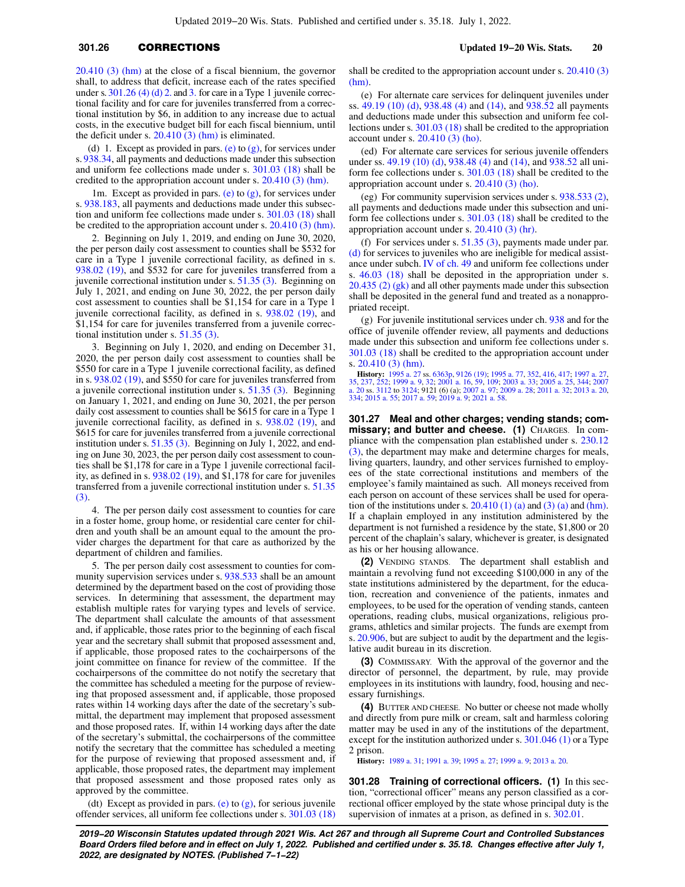20.410 (3) (hm) at the close of a fiscal biennium, the governor shall, to address that deficit, increase each of the rates specified under s. 301.26 (4) (d) 2. and 3. for care in a Type 1 juvenile correctional facility and for care for juveniles transferred from a correctional institution by $6, in addition to any increase due to actual costs, in the executive budget bill for each fiscal biennium, until the deficit under s. 20.410 (3) (hm) is eliminated.

(d) 1. Except as provided in pars. (e) to (g), for services under s. 938.34, all payments and deductions made under this subsection and uniform fee collections made under s. 301.03 (18) shall be credited to the appropriation account under s. 20.410 (3) (hm).

1m. Except as provided in pars. (e) to (g), for services under s. 938.183, all payments and deductions made under this subsection and uniform fee collections made under s. 301.03 (18) shall be credited to the appropriation account under s. 20.410 (3) (hm).

2. Beginning on July 1, 2019, and ending on June 30, 2020, the per person daily cost assessment to counties shall be $532 for care in a Type 1 juvenile correctional facility, as defined in s. 938.02 (19), and $532 for care for juveniles transferred from a juvenile correctional institution under s. 51.35 (3). Beginning on July 1, 2021, and ending on June 30, 2022, the per person daily cost assessment to counties shall be $1,154 for care in a Type 1 juvenile correctional facility, as defined in s. 938.02 (19), and $1,154 for care for juveniles transferred from a juvenile correctional institution under s. 51.35 (3).

3. Beginning on July 1, 2020, and ending on December 31, 2020, the per person daily cost assessment to counties shall be $550 for care in a Type 1 juvenile correctional facility, as defined in s. 938.02 (19), and $550 for care for juveniles transferred from a juvenile correctional institution under s. 51.35 (3). Beginning on January 1, 2021, and ending on June 30, 2021, the per person daily cost assessment to counties shall be $615 for care in a Type 1 juvenile correctional facility, as defined in s. 938.02 (19), and $615 for care for juveniles transferred from a juvenile correctional institution under s. 51.35 (3). Beginning on July 1, 2022, and ending on June 30, 2023, the per person daily cost assessment to counties shall be $1,178 for care in a Type 1 juvenile correctional facility, as defined in s. 938.02 (19), and $1,178 for care for juveniles transferred from a juvenile correctional institution under s. 51.35 (3).

4. The per person daily cost assessment to counties for care in a foster home, group home, or residential care center for children and youth shall be an amount equal to the amount the provider charges the department for that care as authorized by the department of children and families.

5. The per person daily cost assessment to counties for community supervision services under s. 938.533 shall be an amount determined by the department based on the cost of providing those services. In determining that assessment, the department may establish multiple rates for varying types and levels of service. The department shall calculate the amounts of that assessment and, if applicable, those rates prior to the beginning of each fiscal year and the secretary shall submit that proposed assessment and, if applicable, those proposed rates to the cochairpersons of the joint committee on finance for review of the committee. If the cochairpersons of the committee do not notify the secretary that the committee has scheduled a meeting for the purpose of reviewing that proposed assessment and, if applicable, those proposed rates within 14 working days after the date of the secretary's submittal, the department may implement that proposed assessment and those proposed rates. If, within 14 working days after the date of the secretary's submittal, the cochairpersons of the committee notify the secretary that the committee has scheduled a meeting for the purpose of reviewing that proposed assessment and, if applicable, those proposed rates, the department may implement that proposed assessment and those proposed rates only as approved by the committee.

(dt) Except as provided in pars. (e) to (g), for serious juvenile offender services, all uniform fee collections under s. 301.03 (18) shall be credited to the appropriation account under s. 20.410 (3) (hm).

(e) For alternate care services for delinquent juveniles under ss. 49.19 (10) (d), 938.48 (4) and (14), and 938.52 all payments and deductions made under this subsection and uniform fee collections under s. 301.03 (18) shall be credited to the appropriation account under s. 20.410 (3) (ho).

(ed) For alternate care services for serious juvenile offenders under ss. 49.19 (10) (d), 938.48 (4) and (14), and 938.52 all uniform fee collections under s. 301.03 (18) shall be credited to the appropriation account under s. 20.410 (3) (ho).

(eg) For community supervision services under s. 938.533 (2), all payments and deductions made under this subsection and uniform fee collections under s. 301.03 (18) shall be credited to the appropriation account under s. 20.410 (3) (hr).

(f) For services under s. 51.35 (3), payments made under par. (d) for services to juveniles who are ineligible for medical assistance under subch. IV of ch. 49 and uniform fee collections under s. 46.03 (18) shall be deposited in the appropriation under s. 20.435 (2) (gk) and all other payments made under this subsection shall be deposited in the general fund and treated as a nonappropriated receipt.

(g) For juvenile institutional services under ch. 938 and for the office of juvenile offender review, all payments and deductions made under this subsection and uniform fee collections under s. 301.03 (18) shall be credited to the appropriation account under s. 20.410 (3) (hm).

**History:** 1995 a. 27 ss. 6363p, 9126 (19); 1995 a. 77, 352, 416, 417; 1997 a. 27, 35, 237, 252; 1999 a. 9, 32; 2001 a. 16, 59, 109; 2003 a. 33; 2005 a. 25, 344; 2007 a. 20 ss. 3112 to 3124; 9121 (6) (a); 2007 a. 97; 2009 a. 28; 2011 a. 32; 2013 a. 20, 334; 2015 a. 55; 2017 a. 59; 2019 a. 9; 2021 a. 58.

**301.27 Meal and other charges; vending stands; commissary; and butter and cheese. (1)** CHARGES. In compliance with the compensation plan established under s. 230.12 (3), the department may make and determine charges for meals, living quarters, laundry, and other services furnished to employees of the state correctional institutions and members of the employee's family maintained as such. All moneys received from each person on account of these services shall be used for operation of the institutions under s. 20.410 (1) (a) and (3) (a) and (hm). If a chaplain employed in any institution administered by the department is not furnished a residence by the state, $1,800 or 20 percent of the chaplain's salary, whichever is greater, is designated as his or her housing allowance.

**(2)** VENDING STANDS. The department shall establish and maintain a revolving fund not exceeding $100,000 in any of the state institutions administered by the department, for the education, recreation and convenience of the patients, inmates and employees, to be used for the operation of vending stands, canteen operations, reading clubs, musical organizations, religious programs, athletics and similar projects. The funds are exempt from s. 20.906, but are subject to audit by the department and the legislative audit bureau in its discretion.

**(3)** COMMISSARY. With the approval of the governor and the director of personnel, the department, by rule, may provide employees in its institutions with laundry, food, housing and necessary furnishings.

**(4)** BUTTER AND CHEESE. No butter or cheese not made wholly and directly from pure milk or cream, salt and harmless coloring matter may be used in any of the institutions of the department, except for the institution authorized under s. 301.046 (1) or a Type 2 prison.

**History:** 1989 a. 31; 1991 a. 39; 1995 a. 27; 1999 a. 9; 2013 a. 20.

**301.28 Training of correctional officers. (1)** In this section, "correctional officer" means any person classified as a correctional officer employed by the state whose principal duty is the supervision of inmates at a prison, as defined in s. 302.01.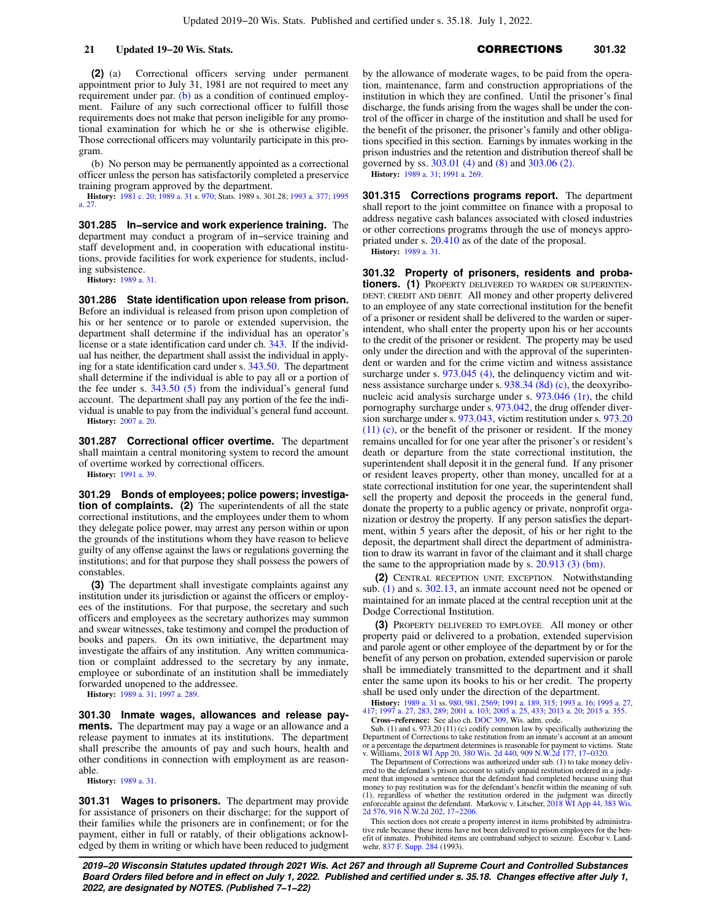**(2)** (a) Correctional officers serving under permanent appointment prior to July 31, 1981 are not required to meet any requirement under par. (b) as a condition of continued employment. Failure of any such correctional officer to fulfill those requirements does not make that person ineligible for any promotional examination for which he or she is otherwise eligible. Those correctional officers may voluntarily participate in this program.

(b) No person may be permanently appointed as a correctional officer unless the person has satisfactorily completed a preservice training program approved by the department.

**History:** 1981 c. 20; 1989 a. 31 s. 970; Stats. 1989 s. 301.28; 1993 a. 377; 1995 a. 27.

**301.285 In−service and work experience training.** The department may conduct a program of in−service training and staff development and, in cooperation with educational institutions, provide facilities for work experience for students, including subsistence.

**History:** 1989 a. 31.

**301.286 State identification upon release from prison.** Before an individual is released from prison upon completion of his or her sentence or to parole or extended supervision, the department shall determine if the individual has an operator's license or a state identification card under ch. 343. If the individual has neither, the department shall assist the individual in applying for a state identification card under s. 343.50. The department shall determine if the individual is able to pay all or a portion of the fee under s. 343.50 (5) from the individual's general fund account. The department shall pay any portion of the fee the individual is unable to pay from the individual's general fund account.

**History:** 2007 a. 20.

**301.287 Correctional officer overtime.** The department shall maintain a central monitoring system to record the amount of overtime worked by correctional officers.

**History:** 1991 a. 39.

**301.29 Bonds of employees; police powers; investigation of complaints. (2)** The superintendents of all the state correctional institutions, and the employees under them to whom they delegate police power, may arrest any person within or upon the grounds of the institutions whom they have reason to believe guilty of any offense against the laws or regulations governing the institutions; and for that purpose they shall possess the powers of constables.

**(3)** The department shall investigate complaints against any institution under its jurisdiction or against the officers or employees of the institutions. For that purpose, the secretary and such officers and employees as the secretary authorizes may summon and swear witnesses, take testimony and compel the production of books and papers. On its own initiative, the department may investigate the affairs of any institution. Any written communication or complaint addressed to the secretary by any inmate, employee or subordinate of an institution shall be immediately forwarded unopened to the addressee.

**History:** 1989 a. 31; 1997 a. 289.

**301.30 Inmate wages, allowances and release payments.** The department may pay a wage or an allowance and a release payment to inmates at its institutions. The department shall prescribe the amounts of pay and such hours, health and other conditions in connection with employment as are reasonable.

**History:** 1989 a. 31.

**301.31 Wages to prisoners.** The department may provide for assistance of prisoners on their discharge; for the support of their families while the prisoners are in confinement; or for the payment, either in full or ratably, of their obligations acknowledged by them in writing or which have been reduced to judgment by the allowance of moderate wages, to be paid from the operation, maintenance, farm and construction appropriations of the institution in which they are confined. Until the prisoner's final discharge, the funds arising from the wages shall be under the control of the officer in charge of the institution and shall be used for the benefit of the prisoner, the prisoner's family and other obligations specified in this section. Earnings by inmates working in the prison industries and the retention and distribution thereof shall be governed by ss. 303.01 (4) and (8) and 303.06 (2).

**History:** 1989 a. 31; 1991 a. 269.

**301.315 Corrections programs report.** The department shall report to the joint committee on finance with a proposal to address negative cash balances associated with closed industries or other corrections programs through the use of moneys appropriated under s. 20.410 as of the date of the proposal.

**History:** 1989 a. 31.

**301.32 Property of prisoners, residents and probationers. (1)** PROPERTY DELIVERED TO WARDEN OR SUPERINTENDENT; CREDIT AND DEBIT. All money and other property delivered to an employee of any state correctional institution for the benefit of a prisoner or resident shall be delivered to the warden or superintendent, who shall enter the property upon his or her accounts to the credit of the prisoner or resident. The property may be used only under the direction and with the approval of the superintendent or warden and for the crime victim and witness assistance surcharge under s. 973.045 (4), the delinquency victim and witness assistance surcharge under s. 938.34 (8d) (c), the deoxyribonucleic acid analysis surcharge under s. 973.046 (1r), the child pornography surcharge under s. 973.042, the drug offender diversion surcharge under s. 973.043, victim restitution under s. 973.20 (11) (c), or the benefit of the prisoner or resident. If the money remains uncalled for for one year after the prisoner's or resident's death or departure from the state correctional institution, the superintendent shall deposit it in the general fund. If any prisoner or resident leaves property, other than money, uncalled for at a state correctional institution for one year, the superintendent shall sell the property and deposit the proceeds in the general fund, donate the property to a public agency or private, nonprofit organization or destroy the property. If any person satisfies the department, within 5 years after the deposit, of his or her right to the deposit, the department shall direct the department of administration to draw its warrant in favor of the claimant and it shall charge the same to the appropriation made by s. 20.913 (3) (bm).

**(2)** CENTRAL RECEPTION UNIT; EXCEPTION. Notwithstanding sub. (1) and s. 302.13, an inmate account need not be opened or maintained for an inmate placed at the central reception unit at the Dodge Correctional Institution.

**(3)** PROPERTY DELIVERED TO EMPLOYEE. All money or other property paid or delivered to a probation, extended supervision and parole agent or other employee of the department by or for the benefit of any person on probation, extended supervision or parole shall be immediately transmitted to the department and it shall enter the same upon its books to his or her credit. The property shall be used only under the direction of the department.

**History:** 1989 a. 31 ss. 980, 981, 2569; 1991 a. 189, 315; 1993 a. 16; 1995 a. 27, 417; 1997 a. 27, 283, 289; 2001 a. 103; 2005 a. 25, 433; 2013 a. 20; 2015 a. 355.

**Cross−reference:** See also ch. DOC 309, Wis. adm. code.

Sub. (1) and s. 973.20 (11) (c) codify common law by specifically authorizing the Department of Corrections to take restitution from an inmate's account at an amount or a percentage the department determines is reasonable for payment to victims. State v. Williams, 2018 WI App 20, 380 Wis. 2d 440, 909 N.W.2d 177, 17−0320.

The Department of Corrections was authorized under sub. (1) to take money delivered to the defendant's prison account to satisfy unpaid restitution ordered in a judgment that imposed a sentence that the defendant had completed because using that money to pay restitution was for the defendant's benefit within the meaning of sub. (1), regardless of whether the restitution ordered in the judgment was directly enforceable against the defendant. Markovic v. Litscher, 2018 WI App 44, 383 Wis. 2d 576, 916 N.W.2d 202, 17−2206.

This section does not create a property interest in items prohibited by administrative rule because these items have not been delivered to prison employees for the benefit of inmates. Prohibited items are contraband subject to seizure. Escobar v. Landwehr, 837 F. Supp. 284 (1993).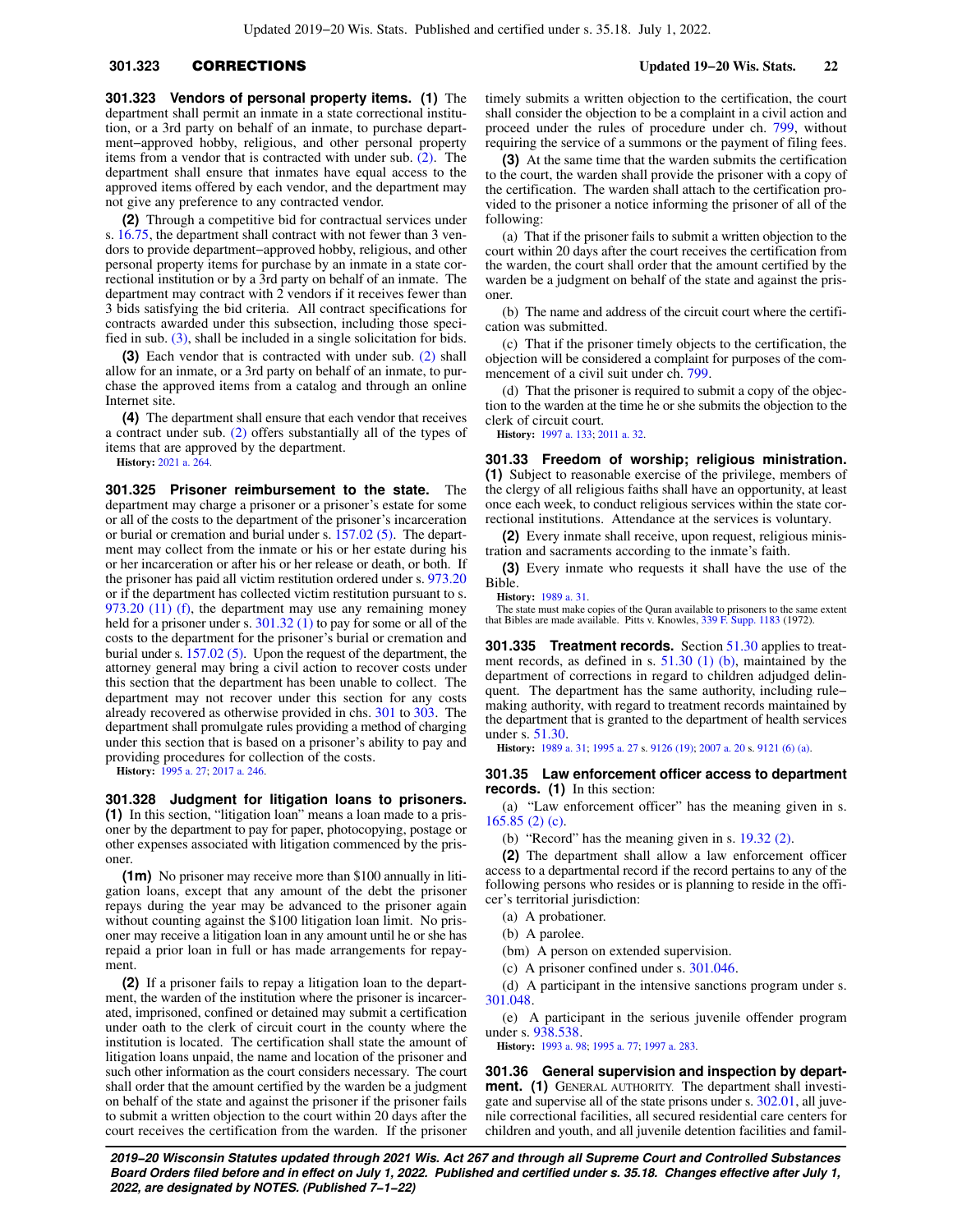**301.323 Vendors of personal property items.** **(1)** The department shall permit an inmate in a state correctional institution, or a 3rd party on behalf of an inmate, to purchase department−approved hobby, religious, and other personal property items from a vendor that is contracted with under sub. (2). The department shall ensure that inmates have equal access to the approved items offered by each vendor, and the department may not give any preference to any contracted vendor.

**(2)** Through a competitive bid for contractual services under s. 16.75, the department shall contract with not fewer than 3 vendors to provide department−approved hobby, religious, and other personal property items for purchase by an inmate in a state correctional institution or by a 3rd party on behalf of an inmate. The department may contract with 2 vendors if it receives fewer than 3 bids satisfying the bid criteria. All contract specifications for contracts awarded under this subsection, including those specified in sub. (3), shall be included in a single solicitation for bids.

**(3)** Each vendor that is contracted with under sub. (2) shall allow for an inmate, or a 3rd party on behalf of an inmate, to purchase the approved items from a catalog and through an online Internet site.

**(4)** The department shall ensure that each vendor that receives a contract under sub. (2) offers substantially all of the types of items that are approved by the department.

**History:** 2021 a. 264.

**301.325 Prisoner reimbursement to the state.** The department may charge a prisoner or a prisoner's estate for some or all of the costs to the department of the prisoner's incarceration or burial or cremation and burial under s. 157.02 (5). The department may collect from the inmate or his or her estate during his or her incarceration or after his or her release or death, or both. If the prisoner has paid all victim restitution ordered under s. 973.20 or if the department has collected victim restitution pursuant to s. 973.20 (11) (f), the department may use any remaining money held for a prisoner under s. 301.32 (1) to pay for some or all of the costs to the department for the prisoner's burial or cremation and burial under s. 157.02 (5). Upon the request of the department, the attorney general may bring a civil action to recover costs under this section that the department has been unable to collect. The department may not recover under this section for any costs already recovered as otherwise provided in chs. 301 to 303. The department shall promulgate rules providing a method of charging under this section that is based on a prisoner's ability to pay and providing procedures for collection of the costs.

**History:** 1995 a. 27; 2017 a. 246.

**301.328 Judgment for litigation loans to prisoners.** **(1)** In this section, "litigation loan" means a loan made to a prisoner by the department to pay for paper, photocopying, postage or other expenses associated with litigation commenced by the prisoner.

**(1m)** No prisoner may receive more than $100 annually in litigation loans, except that any amount of the debt the prisoner repays during the year may be advanced to the prisoner again without counting against the $100 litigation loan limit. No prisoner may receive a litigation loan in any amount until he or she has repaid a prior loan in full or has made arrangements for repayment.

**(2)** If a prisoner fails to repay a litigation loan to the department, the warden of the institution where the prisoner is incarcerated, imprisoned, confined or detained may submit a certification under oath to the clerk of circuit court in the county where the institution is located. The certification shall state the amount of litigation loans unpaid, the name and location of the prisoner and such other information as the court considers necessary. The court shall order that the amount certified by the warden be a judgment on behalf of the state and against the prisoner if the prisoner fails to submit a written objection to the court within 20 days after the court receives the certification from the warden. If the prisoner timely submits a written objection to the certification, the court shall consider the objection to be a complaint in a civil action and proceed under the rules of procedure under ch. 799, without requiring the service of a summons or the payment of filing fees.

**(3)** At the same time that the warden submits the certification to the court, the warden shall provide the prisoner with a copy of the certification. The warden shall attach to the certification provided to the prisoner a notice informing the prisoner of all of the following:

(a) That if the prisoner fails to submit a written objection to the court within 20 days after the court receives the certification from the warden, the court shall order that the amount certified by the warden be a judgment on behalf of the state and against the prisoner.

(b) The name and address of the circuit court where the certification was submitted.

(c) That if the prisoner timely objects to the certification, the objection will be considered a complaint for purposes of the commencement of a civil suit under ch. 799.

(d) That the prisoner is required to submit a copy of the objection to the warden at the time he or she submits the objection to the clerk of circuit court.

**History:** 1997 a. 133; 2011 a. 32.

**301.33 Freedom of worship; religious ministration.** **(1)** Subject to reasonable exercise of the privilege, members of the clergy of all religious faiths shall have an opportunity, at least once each week, to conduct religious services within the state correctional institutions. Attendance at the services is voluntary.

**(2)** Every inmate shall receive, upon request, religious ministration and sacraments according to the inmate's faith.

**(3)** Every inmate who requests it shall have the use of the Bible.

**History:** 1989 a. 31.

The state must make copies of the Quran available to prisoners to the same extent that Bibles are made available. Pitts v. Knowles, 339 F. Supp. 1183 (1972).

**301.335 Treatment records.** Section 51.30 applies to treatment records, as defined in s. 51.30 (1) (b), maintained by the department of corrections in regard to children adjudged delinquent. The department has the same authority, including rule−making authority, with regard to treatment records maintained by the department that is granted to the department of health services under s. 51.30.

**History:** 1989 a. 31; 1995 a. 27 s. 9126 (19); 2007 a. 20 s. 9121 (6) (a).

**301.35 Law enforcement officer access to department records.** **(1)** In this section:

(a) "Law enforcement officer" has the meaning given in s. 165.85 (2) (c).

(b) "Record" has the meaning given in s. 19.32 (2).

**(2)** The department shall allow a law enforcement officer access to a departmental record if the record pertains to any of the following persons who resides or is planning to reside in the officer's territorial jurisdiction:

(a) A probationer.

(b) A parolee.

(bm) A person on extended supervision.

(c) A prisoner confined under s. 301.046.

(d) A participant in the intensive sanctions program under s. 301.048.

(e) A participant in the serious juvenile offender program under s. 938.538.

**History:** 1993 a. 98; 1995 a. 77; 1997 a. 283.

**301.36 General supervision and inspection by department.** **(1)** GENERAL AUTHORITY. The department shall investigate and supervise all of the state prisons under s. 302.01, all juvenile correctional facilities, all secured residential care centers for children and youth, and all juvenile detention facilities and famil-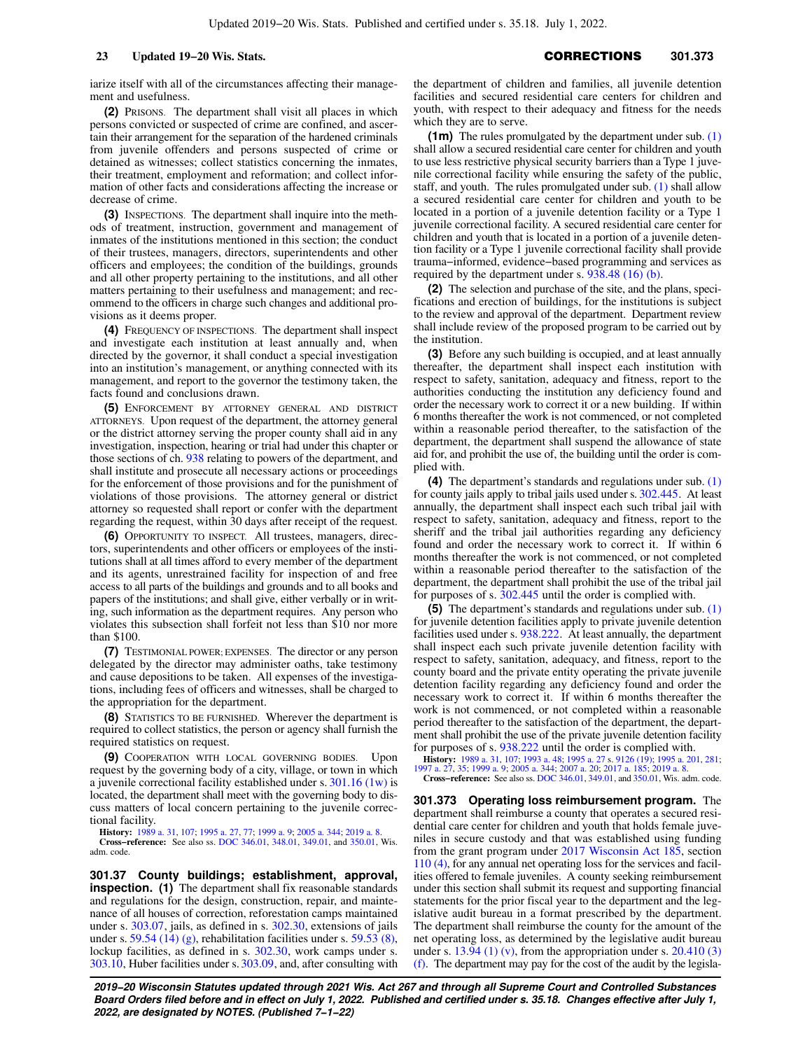iarize itself with all of the circumstances affecting their management and usefulness.

**(2)** PRISONS. The department shall visit all places in which persons convicted or suspected of crime are confined, and ascertain their arrangement for the separation of the hardened criminals from juvenile offenders and persons suspected of crime or detained as witnesses; collect statistics concerning the inmates, their treatment, employment and reformation; and collect information of other facts and considerations affecting the increase or decrease of crime.

**(3)** INSPECTIONS. The department shall inquire into the methods of treatment, instruction, government and management of inmates of the institutions mentioned in this section; the conduct of their trustees, managers, directors, superintendents and other officers and employees; the condition of the buildings, grounds and all other property pertaining to the institutions, and all other matters pertaining to their usefulness and management; and recommend to the officers in charge such changes and additional provisions as it deems proper.

**(4)** FREQUENCY OF INSPECTIONS. The department shall inspect and investigate each institution at least annually and, when directed by the governor, it shall conduct a special investigation into an institution's management, or anything connected with its management, and report to the governor the testimony taken, the facts found and conclusions drawn.

**(5)** ENFORCEMENT BY ATTORNEY GENERAL AND DISTRICT ATTORNEYS. Upon request of the department, the attorney general or the district attorney serving the proper county shall aid in any investigation, inspection, hearing or trial had under this chapter or those sections of ch. 938 relating to powers of the department, and shall institute and prosecute all necessary actions or proceedings for the enforcement of those provisions and for the punishment of violations of those provisions. The attorney general or district attorney so requested shall report or confer with the department regarding the request, within 30 days after receipt of the request.

**(6)** OPPORTUNITY TO INSPECT. All trustees, managers, directors, superintendents and other officers or employees of the institutions shall at all times afford to every member of the department and its agents, unrestrained facility for inspection of and free access to all parts of the buildings and grounds and to all books and papers of the institutions; and shall give, either verbally or in writing, such information as the department requires. Any person who violates this subsection shall forfeit not less than $10 nor more than $100.

**(7)** TESTIMONIAL POWER; EXPENSES. The director or any person delegated by the director may administer oaths, take testimony and cause depositions to be taken. All expenses of the investigations, including fees of officers and witnesses, shall be charged to the appropriation for the department.

**(8)** STATISTICS TO BE FURNISHED. Wherever the department is required to collect statistics, the person or agency shall furnish the required statistics on request.

**(9)** COOPERATION WITH LOCAL GOVERNING BODIES. Upon request by the governing body of a city, village, or town in which a juvenile correctional facility established under s. 301.16 (1w) is located, the department shall meet with the governing body to discuss matters of local concern pertaining to the juvenile correctional facility.

**History:** 1989 a. 31, 107; 1995 a. 27, 77; 1999 a. 9; 2005 a. 344; 2019 a. 8.

**Cross−reference:** See also ss. DOC 346.01, 348.01, 349.01, and 350.01, Wis. adm. code.

**301.37 County buildings; establishment, approval, inspection.** **(1)** The department shall fix reasonable standards and regulations for the design, construction, repair, and maintenance of all houses of correction, reforestation camps maintained under s. 303.07, jails, as defined in s. 302.30, extensions of jails under s. 59.54 (14) (g), rehabilitation facilities under s. 59.53 (8), lockup facilities, as defined in s. 302.30, work camps under s. 303.10, Huber facilities under s. 303.09, and, after consulting with the department of children and families, all juvenile detention facilities and secured residential care centers for children and youth, with respect to their adequacy and fitness for the needs which they are to serve.

**(1m)** The rules promulgated by the department under sub. (1) shall allow a secured residential care center for children and youth to use less restrictive physical security barriers than a Type 1 juvenile correctional facility while ensuring the safety of the public, staff, and youth. The rules promulgated under sub. (1) shall allow a secured residential care center for children and youth to be located in a portion of a juvenile detention facility or a Type 1 juvenile correctional facility. A secured residential care center for children and youth that is located in a portion of a juvenile detention facility or a Type 1 juvenile correctional facility shall provide trauma−informed, evidence−based programming and services as required by the department under s. 938.48 (16) (b).

**(2)** The selection and purchase of the site, and the plans, specifications and erection of buildings, for the institutions is subject to the review and approval of the department. Department review shall include review of the proposed program to be carried out by the institution.

**(3)** Before any such building is occupied, and at least annually thereafter, the department shall inspect each institution with respect to safety, sanitation, adequacy and fitness, report to the authorities conducting the institution any deficiency found and order the necessary work to correct it or a new building. If within 6 months thereafter the work is not commenced, or not completed within a reasonable period thereafter, to the satisfaction of the department, the department shall suspend the allowance of state aid for, and prohibit the use of, the building until the order is complied with.

**(4)** The department's standards and regulations under sub. (1) for county jails apply to tribal jails used under s. 302.445. At least annually, the department shall inspect each such tribal jail with respect to safety, sanitation, adequacy and fitness, report to the sheriff and the tribal jail authorities regarding any deficiency found and order the necessary work to correct it. If within 6 months thereafter the work is not commenced, or not completed within a reasonable period thereafter to the satisfaction of the department, the department shall prohibit the use of the tribal jail for purposes of s. 302.445 until the order is complied with.

**(5)** The department's standards and regulations under sub. (1) for juvenile detention facilities apply to private juvenile detention facilities used under s. 938.222. At least annually, the department shall inspect each such private juvenile detention facility with respect to safety, sanitation, adequacy, and fitness, report to the county board and the private entity operating the private juvenile detention facility regarding any deficiency found and order the necessary work to correct it. If within 6 months thereafter the work is not commenced, or not completed within a reasonable period thereafter to the satisfaction of the department, the department shall prohibit the use of the private juvenile detention facility for purposes of s. 938.222 until the order is complied with.

**History:** 1989 a. 31, 107; 1993 a. 48; 1995 a. 27 s. 9126 (19); 1995 a. 201, 281; 1997 a. 27, 35; 1999 a. 9; 2005 a. 344; 2007 a. 20; 2017 a. 185; 2019 a. 8.

**Cross−reference:** See also ss. DOC 346.01, 349.01, and 350.01, Wis. adm. code.

**301.373 Operating loss reimbursement program.** The department shall reimburse a county that operates a secured residential care center for children and youth that holds female juveniles in secure custody and that was established using funding from the grant program under 2017 Wisconsin Act 185, section 110 (4), for any annual net operating loss for the services and facilities offered to female juveniles. A county seeking reimbursement under this section shall submit its request and supporting financial statements for the prior fiscal year to the department and the legislative audit bureau in a format prescribed by the department. The department shall reimburse the county for the amount of the net operating loss, as determined by the legislative audit bureau under s. 13.94 (1) (v), from the appropriation under s. 20.410 (3) (f). The department may pay for the cost of the audit by the legisla-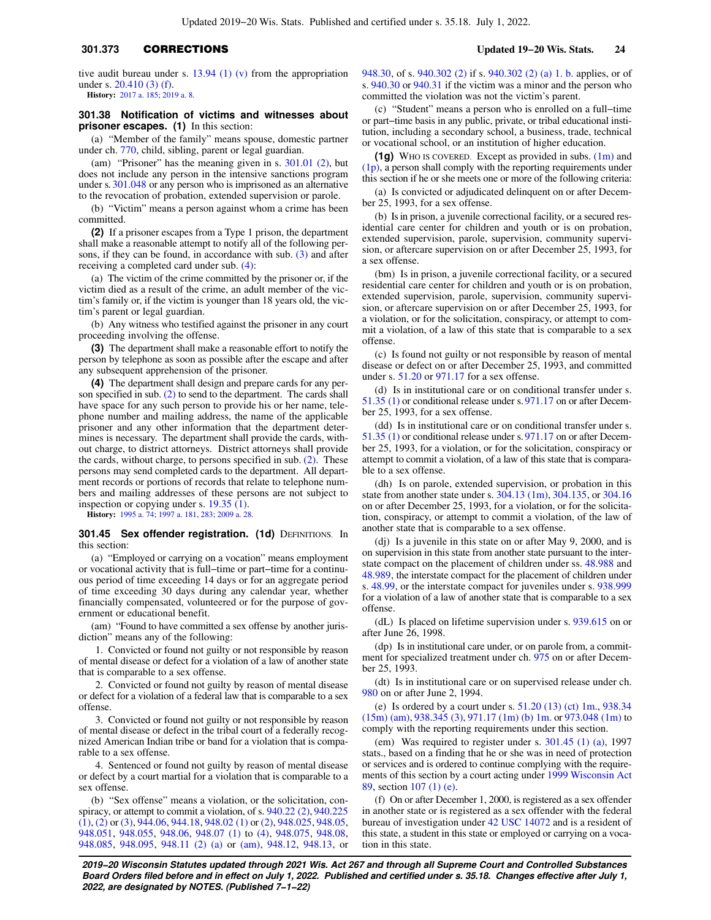tive audit bureau under s. 13.94 (1) (v) from the appropriation under s. 20.410 (3) (f).

**History:** 2017 a. 185; 2019 a. 8.

**301.38 Notification of victims and witnesses about prisoner escapes.** **(1)** In this section:

(a) "Member of the family" means spouse, domestic partner under ch. 770, child, sibling, parent or legal guardian.

(am) "Prisoner" has the meaning given in s. 301.01 (2), but does not include any person in the intensive sanctions program under s. 301.048 or any person who is imprisoned as an alternative to the revocation of probation, extended supervision or parole.

(b) "Victim" means a person against whom a crime has been committed.

**(2)** If a prisoner escapes from a Type 1 prison, the department shall make a reasonable attempt to notify all of the following persons, if they can be found, in accordance with sub. (3) and after receiving a completed card under sub. (4):

(a) The victim of the crime committed by the prisoner or, if the victim died as a result of the crime, an adult member of the victim's family or, if the victim is younger than 18 years old, the victim's parent or legal guardian.

(b) Any witness who testified against the prisoner in any court proceeding involving the offense.

**(3)** The department shall make a reasonable effort to notify the person by telephone as soon as possible after the escape and after any subsequent apprehension of the prisoner.

**(4)** The department shall design and prepare cards for any person specified in sub. (2) to send to the department. The cards shall have space for any such person to provide his or her name, telephone number and mailing address, the name of the applicable prisoner and any other information that the department determines is necessary. The department shall provide the cards, without charge, to district attorneys. District attorneys shall provide the cards, without charge, to persons specified in sub. (2). These persons may send completed cards to the department. All department records or portions of records that relate to telephone numbers and mailing addresses of these persons are not subject to inspection or copying under s. 19.35 (1).

**History:** 1995 a. 74; 1997 a. 181, 283; 2009 a. 28.

**301.45 Sex offender registration.** **(1d)** DEFINITIONS. In this section:

(a) "Employed or carrying on a vocation" means employment or vocational activity that is full−time or part−time for a continuous period of time exceeding 14 days or for an aggregate period of time exceeding 30 days during any calendar year, whether financially compensated, volunteered or for the purpose of government or educational benefit.

(am) "Found to have committed a sex offense by another jurisdiction" means any of the following:

1. Convicted or found not guilty or not responsible by reason of mental disease or defect for a violation of a law of another state that is comparable to a sex offense.

2. Convicted or found not guilty by reason of mental disease or defect for a violation of a federal law that is comparable to a sex offense.

3. Convicted or found not guilty or not responsible by reason of mental disease or defect in the tribal court of a federally recognized American Indian tribe or band for a violation that is comparable to a sex offense.

4. Sentenced or found not guilty by reason of mental disease or defect by a court martial for a violation that is comparable to a sex offense.

(b) "Sex offense" means a violation, or the solicitation, conspiracy, or attempt to commit a violation, of s. 940.22 (2), 940.225 (1), (2) or (3), 944.06, 944.18, 948.02 (1) or (2), 948.025, 948.05, 948.051, 948.055, 948.06, 948.07 (1) to (4), 948.075, 948.08, 948.085, 948.095, 948.11 (2) (a) or (am), 948.12, 948.13, or 948.30, of s. 940.302 (2) if s. 940.302 (2) (a) 1. b. applies, or of s. 940.30 or 940.31 if the victim was a minor and the person who committed the violation was not the victim's parent.

(c) "Student" means a person who is enrolled on a full−time or part−time basis in any public, private, or tribal educational institution, including a secondary school, a business, trade, technical or vocational school, or an institution of higher education.

**(1g)** WHO IS COVERED. Except as provided in subs. (1m) and (1p), a person shall comply with the reporting requirements under this section if he or she meets one or more of the following criteria:

(a) Is convicted or adjudicated delinquent on or after December 25, 1993, for a sex offense.

(b) Is in prison, a juvenile correctional facility, or a secured residential care center for children and youth or is on probation, extended supervision, parole, supervision, community supervision, or aftercare supervision on or after December 25, 1993, for a sex offense.

(bm) Is in prison, a juvenile correctional facility, or a secured residential care center for children and youth or is on probation, extended supervision, parole, supervision, community supervision, or aftercare supervision on or after December 25, 1993, for a violation, or for the solicitation, conspiracy, or attempt to commit a violation, of a law of this state that is comparable to a sex offense.

(c) Is found not guilty or not responsible by reason of mental disease or defect on or after December 25, 1993, and committed under s. 51.20 or 971.17 for a sex offense.

(d) Is in institutional care or on conditional transfer under s. 51.35 (1) or conditional release under s. 971.17 on or after December 25, 1993, for a sex offense.

(dd) Is in institutional care or on conditional transfer under s. 51.35 (1) or conditional release under s. 971.17 on or after December 25, 1993, for a violation, or for the solicitation, conspiracy or attempt to commit a violation, of a law of this state that is comparable to a sex offense.

(dh) Is on parole, extended supervision, or probation in this state from another state under s. 304.13 (1m), 304.135, or 304.16 on or after December 25, 1993, for a violation, or for the solicitation, conspiracy, or attempt to commit a violation, of the law of another state that is comparable to a sex offense.

(dj) Is a juvenile in this state on or after May 9, 2000, and is on supervision in this state from another state pursuant to the interstate compact on the placement of children under ss. 48.988 and 48.989, the interstate compact for the placement of children under s. 48.99, or the interstate compact for juveniles under s. 938.999 for a violation of a law of another state that is comparable to a sex offense.

(dL) Is placed on lifetime supervision under s. 939.615 on or after June 26, 1998.

(dp) Is in institutional care under, or on parole from, a commitment for specialized treatment under ch. 975 on or after December 25, 1993.

(dt) Is in institutional care or on supervised release under ch. 980 on or after June 2, 1994.

(e) Is ordered by a court under s. 51.20 (13) (ct) 1m., 938.34 (15m) (am), 938.345 (3), 971.17 (1m) (b) 1m. or 973.048 (1m) to comply with the reporting requirements under this section.

(em) Was required to register under s. 301.45 (1) (a), 1997 stats., based on a finding that he or she was in need of protection or services and is ordered to continue complying with the requirements of this section by a court acting under 1999 Wisconsin Act 89, section 107 (1) (e).

(f) On or after December 1, 2000, is registered as a sex offender in another state or is registered as a sex offender with the federal bureau of investigation under 42 USC 14072 and is a resident of this state, a student in this state or employed or carrying on a vocation in this state.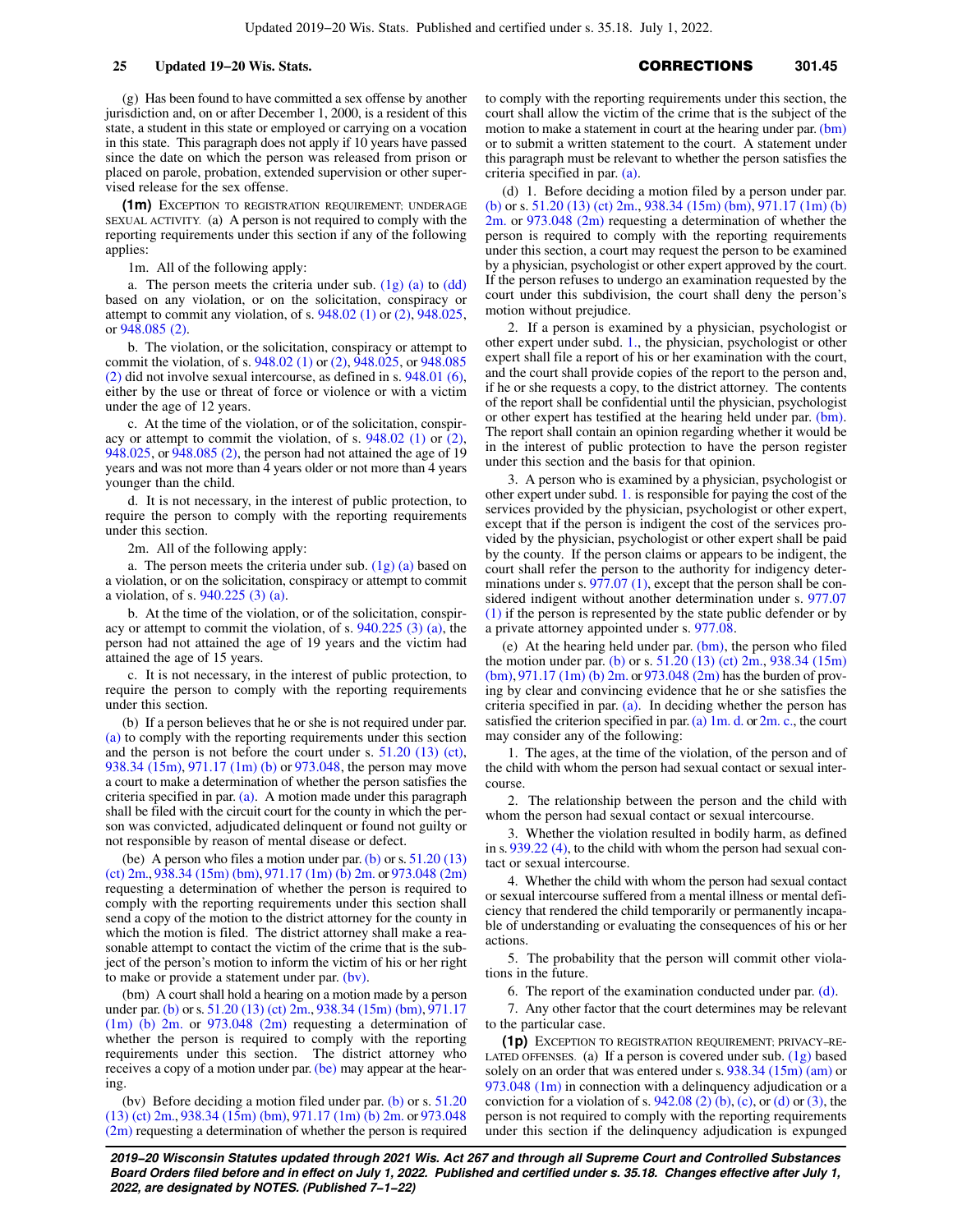(g) Has been found to have committed a sex offense by another jurisdiction and, on or after December 1, 2000, is a resident of this state, a student in this state or employed or carrying on a vocation in this state. This paragraph does not apply if 10 years have passed since the date on which the person was released from prison or placed on parole, probation, extended supervision or other supervised release for the sex offense.

**(1m)** EXCEPTION TO REGISTRATION REQUIREMENT; UNDERAGE SEXUAL ACTIVITY. (a) A person is not required to comply with the reporting requirements under this section if any of the following applies:

1m. All of the following apply:

a. The person meets the criteria under sub. (1g) (a) to (dd) based on any violation, or on the solicitation, conspiracy or attempt to commit any violation, of s. 948.02 (1) or (2), 948.025, or 948.085 (2).

b. The violation, or the solicitation, conspiracy or attempt to commit the violation, of s. 948.02 (1) or (2), 948.025, or 948.085 (2) did not involve sexual intercourse, as defined in s. 948.01 (6), either by the use or threat of force or violence or with a victim under the age of 12 years.

c. At the time of the violation, or of the solicitation, conspiracy or attempt to commit the violation, of s. 948.02 (1) or (2), 948.025, or 948.085 (2), the person had not attained the age of 19 years and was not more than 4 years older or not more than 4 years younger than the child.

d. It is not necessary, in the interest of public protection, to require the person to comply with the reporting requirements under this section.

2m. All of the following apply:

a. The person meets the criteria under sub. (1g) (a) based on a violation, or on the solicitation, conspiracy or attempt to commit a violation, of s. 940.225 (3) (a).

b. At the time of the violation, or of the solicitation, conspiracy or attempt to commit the violation, of s. 940.225 (3) (a), the person had not attained the age of 19 years and the victim had attained the age of 15 years.

c. It is not necessary, in the interest of public protection, to require the person to comply with the reporting requirements under this section.

(b) If a person believes that he or she is not required under par. (a) to comply with the reporting requirements under this section and the person is not before the court under s. 51.20 (13) (ct), 938.34 (15m), 971.17 (1m) (b) or 973.048, the person may move a court to make a determination of whether the person satisfies the criteria specified in par. (a). A motion made under this paragraph shall be filed with the circuit court for the county in which the person was convicted, adjudicated delinquent or found not guilty or not responsible by reason of mental disease or defect.

(be) A person who files a motion under par. (b) or s. 51.20 (13) (ct) 2m., 938.34 (15m) (bm), 971.17 (1m) (b) 2m. or 973.048 (2m) requesting a determination of whether the person is required to comply with the reporting requirements under this section shall send a copy of the motion to the district attorney for the county in which the motion is filed. The district attorney shall make a reasonable attempt to contact the victim of the crime that is the subject of the person's motion to inform the victim of his or her right to make or provide a statement under par. (bv).

(bm) A court shall hold a hearing on a motion made by a person under par. (b) or s. 51.20 (13) (ct) 2m., 938.34 (15m) (bm), 971.17 (1m) (b) 2m. or 973.048 (2m) requesting a determination of whether the person is required to comply with the reporting requirements under this section. The district attorney who receives a copy of a motion under par. (be) may appear at the hearing.

(bv) Before deciding a motion filed under par. (b) or s. 51.20 (13) (ct) 2m., 938.34 (15m) (bm), 971.17 (1m) (b) 2m. or 973.048 (2m) requesting a determination of whether the person is required to comply with the reporting requirements under this section, the court shall allow the victim of the crime that is the subject of the motion to make a statement in court at the hearing under par. (bm) or to submit a written statement to the court. A statement under this paragraph must be relevant to whether the person satisfies the criteria specified in par. (a).

(d) 1. Before deciding a motion filed by a person under par. (b) or s. 51.20 (13) (ct) 2m., 938.34 (15m) (bm), 971.17 (1m) (b) 2m. or 973.048 (2m) requesting a determination of whether the person is required to comply with the reporting requirements under this section, a court may request the person to be examined by a physician, psychologist or other expert approved by the court. If the person refuses to undergo an examination requested by the court under this subdivision, the court shall deny the person's motion without prejudice.

2. If a person is examined by a physician, psychologist or other expert under subd. 1., the physician, psychologist or other expert shall file a report of his or her examination with the court, and the court shall provide copies of the report to the person and, if he or she requests a copy, to the district attorney. The contents of the report shall be confidential until the physician, psychologist or other expert has testified at the hearing held under par. (bm). The report shall contain an opinion regarding whether it would be in the interest of public protection to have the person register under this section and the basis for that opinion.

3. A person who is examined by a physician, psychologist or other expert under subd. 1. is responsible for paying the cost of the services provided by the physician, psychologist or other expert, except that if the person is indigent the cost of the services provided by the physician, psychologist or other expert shall be paid by the county. If the person claims or appears to be indigent, the court shall refer the person to the authority for indigency determinations under s. 977.07 (1), except that the person shall be considered indigent without another determination under s. 977.07 (1) if the person is represented by the state public defender or by a private attorney appointed under s. 977.08.

(e) At the hearing held under par. (bm), the person who filed the motion under par. (b) or s. 51.20 (13) (ct) 2m., 938.34 (15m) (bm), 971.17 (1m) (b) 2m. or 973.048 (2m) has the burden of proving by clear and convincing evidence that he or she satisfies the criteria specified in par. (a). In deciding whether the person has satisfied the criterion specified in par. (a) 1m. d. or 2m. c., the court may consider any of the following:

1. The ages, at the time of the violation, of the person and of the child with whom the person had sexual contact or sexual intercourse.

2. The relationship between the person and the child with whom the person had sexual contact or sexual intercourse.

3. Whether the violation resulted in bodily harm, as defined in s. 939.22 (4), to the child with whom the person had sexual contact or sexual intercourse.

4. Whether the child with whom the person had sexual contact or sexual intercourse suffered from a mental illness or mental deficiency that rendered the child temporarily or permanently incapable of understanding or evaluating the consequences of his or her actions.

5. The probability that the person will commit other violations in the future.

6. The report of the examination conducted under par. (d).

7. Any other factor that the court determines may be relevant to the particular case.

**(1p)** EXCEPTION TO REGISTRATION REQUIREMENT; PRIVACY-RELATED OFFENSES. (a) If a person is covered under sub. (1g) based solely on an order that was entered under s. 938.34 (15m) (am) or 973.048 (1m) in connection with a delinquency adjudication or a conviction for a violation of s. 942.08 (2) (b), (c), or (d) or (3), the person is not required to comply with the reporting requirements under this section if the delinquency adjudication is expunged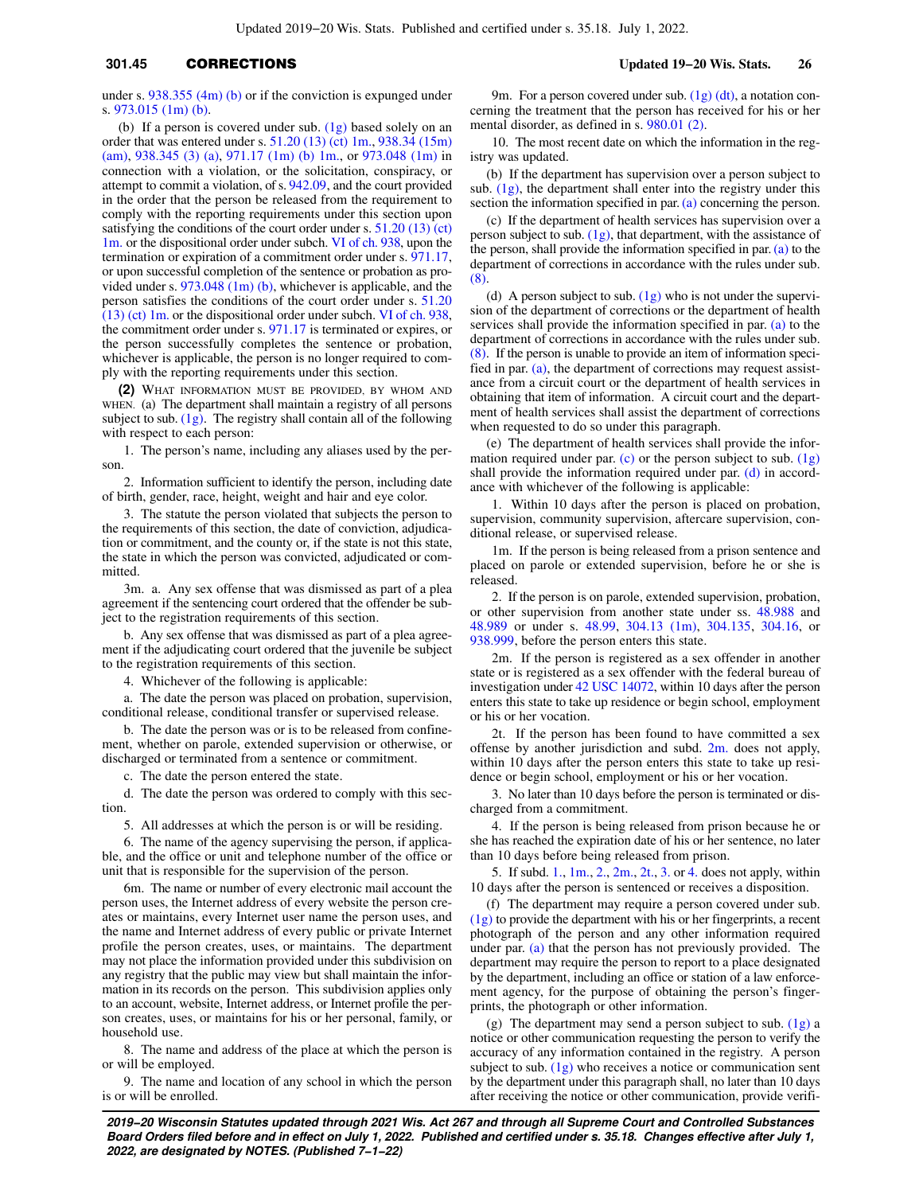under s. 938.355 (4m) (b) or if the conviction is expunged under s. 973.015 (1m) (b).

(b) If a person is covered under sub. (1g) based solely on an order that was entered under s. 51.20 (13) (ct) 1m., 938.34 (15m) (am), 938.345 (3) (a), 971.17 (1m) (b) 1m., or 973.048 (1m) in connection with a violation, or the solicitation, conspiracy, or attempt to commit a violation, of s. 942.09, and the court provided in the order that the person be released from the requirement to comply with the reporting requirements under this section upon satisfying the conditions of the court order under s. 51.20 (13) (ct) 1m. or the dispositional order under subch. VI of ch. 938, upon the termination or expiration of a commitment order under s. 971.17, or upon successful completion of the sentence or probation as provided under s. 973.048 (1m) (b), whichever is applicable, and the person satisfies the conditions of the court order under s. 51.20 (13) (ct) 1m. or the dispositional order under subch. VI of ch. 938, the commitment order under s. 971.17 is terminated or expires, or the person successfully completes the sentence or probation, whichever is applicable, the person is no longer required to comply with the reporting requirements under this section.

**(2)** WHAT INFORMATION MUST BE PROVIDED, BY WHOM AND WHEN. (a) The department shall maintain a registry of all persons subject to sub. (1g). The registry shall contain all of the following with respect to each person:

1. The person's name, including any aliases used by the person.

2. Information sufficient to identify the person, including date of birth, gender, race, height, weight and hair and eye color.

3. The statute the person violated that subjects the person to the requirements of this section, the date of conviction, adjudication or commitment, and the county or, if the state is not this state, the state in which the person was convicted, adjudicated or committed.

3m. a. Any sex offense that was dismissed as part of a plea agreement if the sentencing court ordered that the offender be subject to the registration requirements of this section.

b. Any sex offense that was dismissed as part of a plea agreement if the adjudicating court ordered that the juvenile be subject to the registration requirements of this section.

4. Whichever of the following is applicable:

a. The date the person was placed on probation, supervision, conditional release, conditional transfer or supervised release.

b. The date the person was or is to be released from confinement, whether on parole, extended supervision or otherwise, or discharged or terminated from a sentence or commitment.

c. The date the person entered the state.

d. The date the person was ordered to comply with this section.

5. All addresses at which the person is or will be residing.

6. The name of the agency supervising the person, if applicable, and the office or unit and telephone number of the office or unit that is responsible for the supervision of the person.

6m. The name or number of every electronic mail account the person uses, the Internet address of every website the person creates or maintains, every Internet user name the person uses, and the name and Internet address of every public or private Internet profile the person creates, uses, or maintains. The department may not place the information provided under this subdivision on any registry that the public may view but shall maintain the information in its records on the person. This subdivision applies only to an account, website, Internet address, or Internet profile the person creates, uses, or maintains for his or her personal, family, or household use.

8. The name and address of the place at which the person is or will be employed.

9. The name and location of any school in which the person is or will be enrolled.

9m. For a person covered under sub. (1g) (dt), a notation concerning the treatment that the person has received for his or her mental disorder, as defined in s. 980.01 (2).

10. The most recent date on which the information in the registry was updated.

(b) If the department has supervision over a person subject to sub. (1g), the department shall enter into the registry under this section the information specified in par. (a) concerning the person.

(c) If the department of health services has supervision over a person subject to sub. (1g), that department, with the assistance of the person, shall provide the information specified in par. (a) to the department of corrections in accordance with the rules under sub. (8).

(d) A person subject to sub. (1g) who is not under the supervision of the department of corrections or the department of health services shall provide the information specified in par. (a) to the department of corrections in accordance with the rules under sub. (8). If the person is unable to provide an item of information specified in par. (a), the department of corrections may request assistance from a circuit court or the department of health services in obtaining that item of information. A circuit court and the department of health services shall assist the department of corrections when requested to do so under this paragraph.

(e) The department of health services shall provide the information required under par. (c) or the person subject to sub. (1g) shall provide the information required under par. (d) in accordance with whichever of the following is applicable:

1. Within 10 days after the person is placed on probation, supervision, community supervision, aftercare supervision, conditional release, or supervised release.

1m. If the person is being released from a prison sentence and placed on parole or extended supervision, before he or she is released.

2. If the person is on parole, extended supervision, probation, or other supervision from another state under ss. 48.988 and 48.989 or under s. 48.99, 304.13 (1m), 304.135, 304.16, or 938.999, before the person enters this state.

2m. If the person is registered as a sex offender in another state or is registered as a sex offender with the federal bureau of investigation under 42 USC 14072, within 10 days after the person enters this state to take up residence or begin school, employment or his or her vocation.

2t. If the person has been found to have committed a sex offense by another jurisdiction and subd. 2m. does not apply, within 10 days after the person enters this state to take up residence or begin school, employment or his or her vocation.

3. No later than 10 days before the person is terminated or discharged from a commitment.

4. If the person is being released from prison because he or she has reached the expiration date of his or her sentence, no later than 10 days before being released from prison.

5. If subd. 1., 1m., 2., 2m., 2t., 3. or 4. does not apply, within 10 days after the person is sentenced or receives a disposition.

(f) The department may require a person covered under sub. (1g) to provide the department with his or her fingerprints, a recent photograph of the person and any other information required under par. (a) that the person has not previously provided. The department may require the person to report to a place designated by the department, including an office or station of a law enforcement agency, for the purpose of obtaining the person's fingerprints, the photograph or other information.

(g) The department may send a person subject to sub. (1g) a notice or other communication requesting the person to verify the accuracy of any information contained in the registry. A person subject to sub. (1g) who receives a notice or communication sent by the department under this paragraph shall, no later than 10 days after receiving the notice or other communication, provide verifi-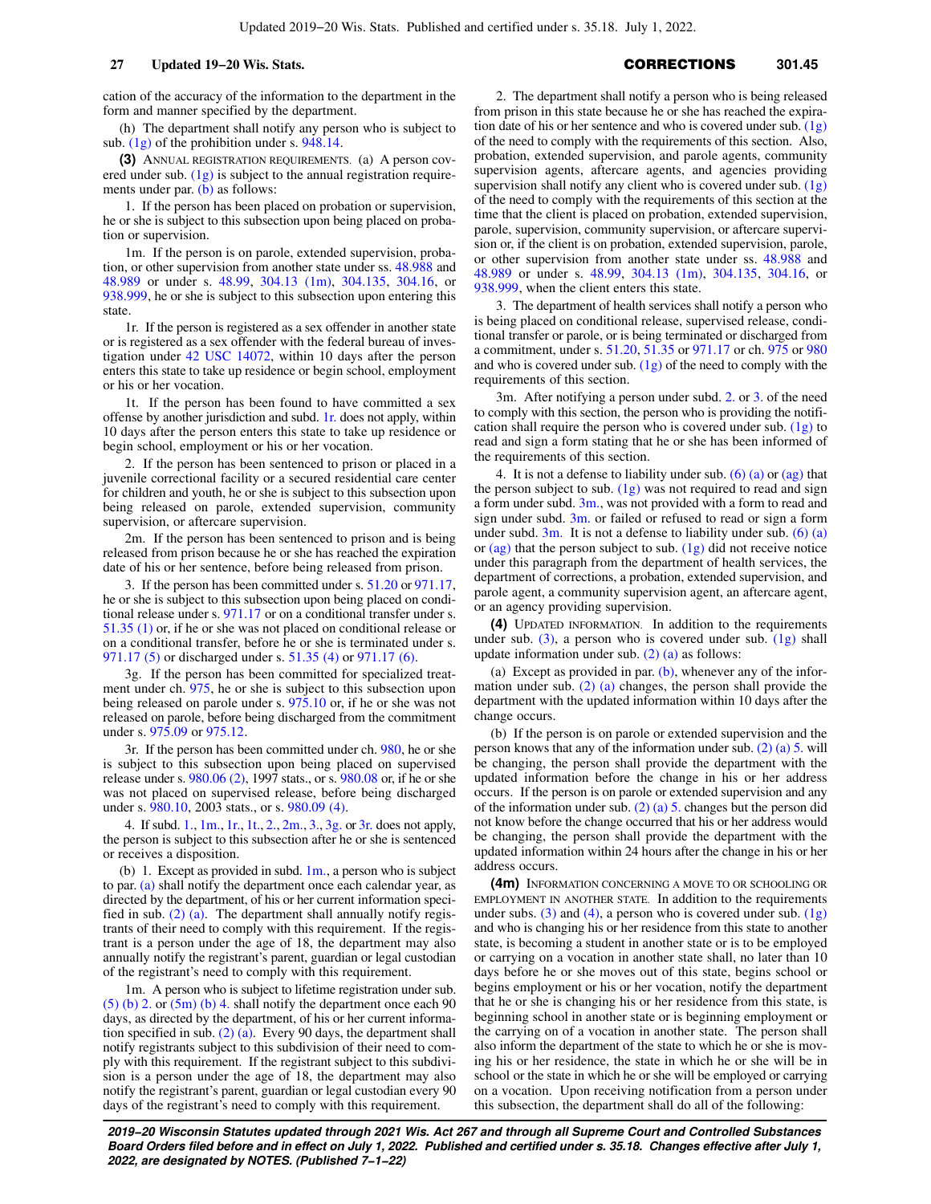cation of the accuracy of the information to the department in the form and manner specified by the department.

(h) The department shall notify any person who is subject to sub. (1g) of the prohibition under s. 948.14.

**(3)** ANNUAL REGISTRATION REQUIREMENTS. (a) A person covered under sub. (1g) is subject to the annual registration requirements under par. (b) as follows:

1. If the person has been placed on probation or supervision, he or she is subject to this subsection upon being placed on probation or supervision.

1m. If the person is on parole, extended supervision, probation, or other supervision from another state under ss. 48.988 and 48.989 or under s. 48.99, 304.13 (1m), 304.135, 304.16, or 938.999, he or she is subject to this subsection upon entering this state.

1r. If the person is registered as a sex offender in another state or is registered as a sex offender with the federal bureau of investigation under 42 USC 14072, within 10 days after the person enters this state to take up residence or begin school, employment or his or her vocation.

1t. If the person has been found to have committed a sex offense by another jurisdiction and subd. 1r. does not apply, within 10 days after the person enters this state to take up residence or begin school, employment or his or her vocation.

2. If the person has been sentenced to prison or placed in a juvenile correctional facility or a secured residential care center for children and youth, he or she is subject to this subsection upon being released on parole, extended supervision, community supervision, or aftercare supervision.

2m. If the person has been sentenced to prison and is being released from prison because he or she has reached the expiration date of his or her sentence, before being released from prison.

3. If the person has been committed under s. 51.20 or 971.17, he or she is subject to this subsection upon being placed on conditional release under s. 971.17 or on a conditional transfer under s. 51.35 (1) or, if he or she was not placed on conditional release or on a conditional transfer, before he or she is terminated under s. 971.17 (5) or discharged under s. 51.35 (4) or 971.17 (6).

3g. If the person has been committed for specialized treatment under ch. 975, he or she is subject to this subsection upon being released on parole under s. 975.10 or, if he or she was not released on parole, before being discharged from the commitment under s. 975.09 or 975.12.

3r. If the person has been committed under ch. 980, he or she is subject to this subsection upon being placed on supervised release under s. 980.06 (2), 1997 stats., or s. 980.08 or, if he or she was not placed on supervised release, before being discharged under s. 980.10, 2003 stats., or s. 980.09 (4).

4. If subd. 1., 1m., 1r., 1t., 2., 2m., 3., 3g. or 3r. does not apply, the person is subject to this subsection after he or she is sentenced or receives a disposition.

(b) 1. Except as provided in subd. 1m., a person who is subject to par. (a) shall notify the department once each calendar year, as directed by the department, of his or her current information specified in sub. (2) (a). The department shall annually notify registrants of their need to comply with this requirement. If the registrant is a person under the age of 18, the department may also annually notify the registrant's parent, guardian or legal custodian of the registrant's need to comply with this requirement.

1m. A person who is subject to lifetime registration under sub. (5) (b) 2. or (5m) (b) 4. shall notify the department once each 90 days, as directed by the department, of his or her current information specified in sub. (2) (a). Every 90 days, the department shall notify registrants subject to this subdivision of their need to comply with this requirement. If the registrant subject to this subdivision is a person under the age of 18, the department may also notify the registrant's parent, guardian or legal custodian every 90 days of the registrant's need to comply with this requirement.

2. The department shall notify a person who is being released from prison in this state because he or she has reached the expiration date of his or her sentence and who is covered under sub. (1g) of the need to comply with the requirements of this section. Also, probation, extended supervision, and parole agents, community supervision agents, aftercare agents, and agencies providing supervision shall notify any client who is covered under sub. (1g) of the need to comply with the requirements of this section at the time that the client is placed on probation, extended supervision, parole, supervision, community supervision, or aftercare supervision or, if the client is on probation, extended supervision, parole, or other supervision from another state under ss. 48.988 and 48.989 or under s. 48.99, 304.13 (1m), 304.135, 304.16, or 938.999, when the client enters this state.

3. The department of health services shall notify a person who is being placed on conditional release, supervised release, conditional transfer or parole, or is being terminated or discharged from a commitment, under s. 51.20, 51.35 or 971.17 or ch. 975 or 980 and who is covered under sub. (1g) of the need to comply with the requirements of this section.

3m. After notifying a person under subd. 2. or 3. of the need to comply with this section, the person who is providing the notification shall require the person who is covered under sub. (1g) to read and sign a form stating that he or she has been informed of the requirements of this section.

4. It is not a defense to liability under sub. (6) (a) or (ag) that the person subject to sub. (1g) was not required to read and sign a form under subd. 3m., was not provided with a form to read and sign under subd. 3m. or failed or refused to read or sign a form under subd. 3m. It is not a defense to liability under sub. (6) (a) or (ag) that the person subject to sub. (1g) did not receive notice under this paragraph from the department of health services, the department of corrections, a probation, extended supervision, and parole agent, a community supervision agent, an aftercare agent, or an agency providing supervision.

**(4)** UPDATED INFORMATION. In addition to the requirements under sub. (3), a person who is covered under sub. (1g) shall update information under sub. (2) (a) as follows:

(a) Except as provided in par. (b), whenever any of the information under sub. (2) (a) changes, the person shall provide the department with the updated information within 10 days after the change occurs.

(b) If the person is on parole or extended supervision and the person knows that any of the information under sub. (2) (a) 5. will be changing, the person shall provide the department with the updated information before the change in his or her address occurs. If the person is on parole or extended supervision and any of the information under sub. (2) (a) 5. changes but the person did not know before the change occurred that his or her address would be changing, the person shall provide the department with the updated information within 24 hours after the change in his or her address occurs.

**(4m)** INFORMATION CONCERNING A MOVE TO OR SCHOOLING OR EMPLOYMENT IN ANOTHER STATE. In addition to the requirements under subs. (3) and (4), a person who is covered under sub. (1g) and who is changing his or her residence from this state to another state, is becoming a student in another state or is to be employed or carrying on a vocation in another state shall, no later than 10 days before he or she moves out of this state, begins school or begins employment or his or her vocation, notify the department that he or she is changing his or her residence from this state, is beginning school in another state or is beginning employment or the carrying on of a vocation in another state. The person shall also inform the department of the state to which he or she is moving his or her residence, the state in which he or she will be in school or the state in which he or she will be employed or carrying on a vocation. Upon receiving notification from a person under this subsection, the department shall do all of the following: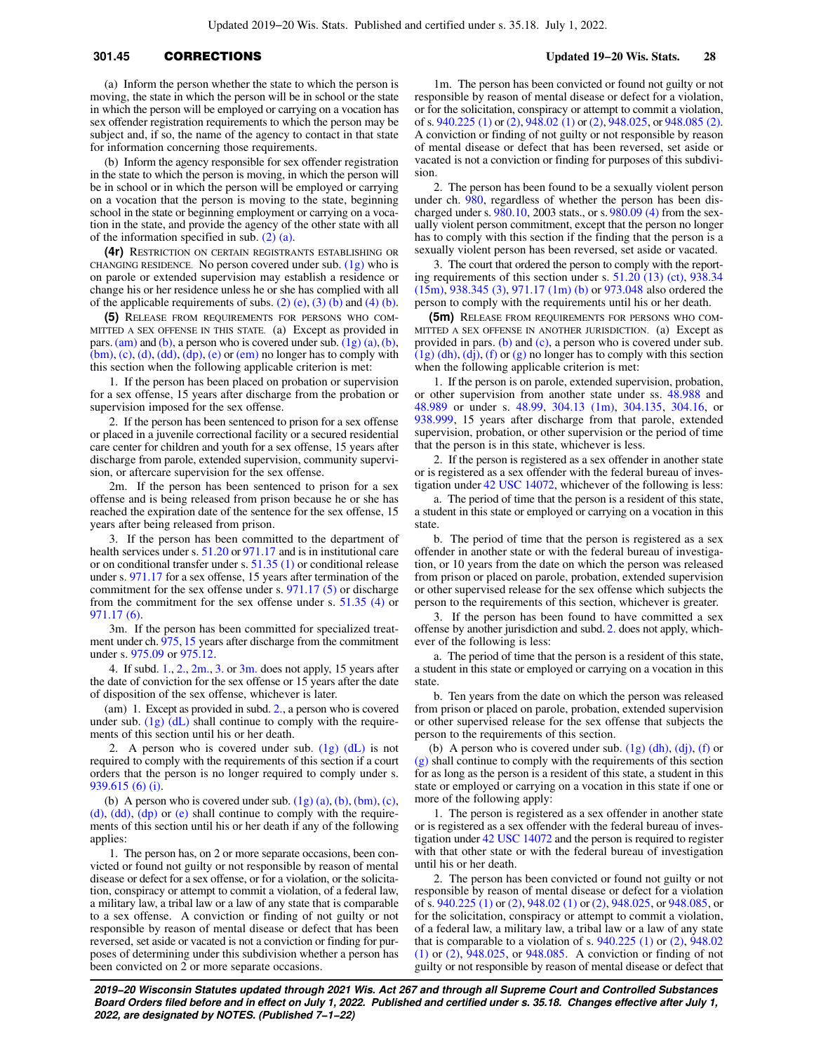(a) Inform the person whether the state to which the person is moving, the state in which the person will be in school or the state in which the person will be employed or carrying on a vocation has sex offender registration requirements to which the person may be subject and, if so, the name of the agency to contact in that state for information concerning those requirements.

(b) Inform the agency responsible for sex offender registration in the state to which the person is moving, in which the person will be in school or in which the person will be employed or carrying on a vocation that the person is moving to the state, beginning school in the state or beginning employment or carrying on a vocation in the state, and provide the agency of the other state with all of the information specified in sub. (2) (a).

**(4r)** RESTRICTION ON CERTAIN REGISTRANTS ESTABLISHING OR CHANGING RESIDENCE. No person covered under sub. (1g) who is on parole or extended supervision may establish a residence or change his or her residence unless he or she has complied with all of the applicable requirements of subs. (2) (e), (3) (b) and (4) (b).

**(5)** RELEASE FROM REQUIREMENTS FOR PERSONS WHO COMMITTED A SEX OFFENSE IN THIS STATE. (a) Except as provided in pars. (am) and (b), a person who is covered under sub. (1g) (a), (b), (bm), (c), (d), (dd), (dp), (e) or (em) no longer has to comply with this section when the following applicable criterion is met:

1. If the person has been placed on probation or supervision for a sex offense, 15 years after discharge from the probation or supervision imposed for the sex offense.

2. If the person has been sentenced to prison for a sex offense or placed in a juvenile correctional facility or a secured residential care center for children and youth for a sex offense, 15 years after discharge from parole, extended supervision, community supervision, or aftercare supervision for the sex offense.

2m. If the person has been sentenced to prison for a sex offense and is being released from prison because he or she has reached the expiration date of the sentence for the sex offense, 15 years after being released from prison.

3. If the person has been committed to the department of health services under s. 51.20 or 971.17 and is in institutional care or on conditional transfer under s. 51.35 (1) or conditional release under s. 971.17 for a sex offense, 15 years after termination of the commitment for the sex offense under s. 971.17 (5) or discharge from the commitment for the sex offense under s. 51.35 (4) or 971.17 (6).

3m. If the person has been committed for specialized treatment under ch. 975, 15 years after discharge from the commitment under s. 975.09 or 975.12.

4. If subd. 1., 2., 2m., 3. or 3m. does not apply, 15 years after the date of conviction for the sex offense or 15 years after the date of disposition of the sex offense, whichever is later.

(am) 1. Except as provided in subd. 2., a person who is covered under sub. (1g) (dL) shall continue to comply with the requirements of this section until his or her death.

2. A person who is covered under sub. (1g) (dL) is not required to comply with the requirements of this section if a court orders that the person is no longer required to comply under s. 939.615 (6) (i).

(b) A person who is covered under sub. (1g) (a), (b), (bm), (c), (d), (dd), (dp) or (e) shall continue to comply with the requirements of this section until his or her death if any of the following applies:

1. The person has, on 2 or more separate occasions, been convicted or found not guilty or not responsible by reason of mental disease or defect for a sex offense, or for a violation, or the solicitation, conspiracy or attempt to commit a violation, of a federal law, a military law, a tribal law or a law of any state that is comparable to a sex offense. A conviction or finding of not guilty or not responsible by reason of mental disease or defect that has been reversed, set aside or vacated is not a conviction or finding for purposes of determining under this subdivision whether a person has been convicted on 2 or more separate occasions.

1m. The person has been convicted or found not guilty or not responsible by reason of mental disease or defect for a violation, or for the solicitation, conspiracy or attempt to commit a violation, of s. 940.225 (1) or (2), 948.02 (1) or (2), 948.025, or 948.085 (2). A conviction or finding of not guilty or not responsible by reason of mental disease or defect that has been reversed, set aside or vacated is not a conviction or finding for purposes of this subdivision.

2. The person has been found to be a sexually violent person under ch. 980, regardless of whether the person has been discharged under s. 980.10, 2003 stats., or s. 980.09 (4) from the sexually violent person commitment, except that the person no longer has to comply with this section if the finding that the person is a sexually violent person has been reversed, set aside or vacated.

3. The court that ordered the person to comply with the reporting requirements of this section under s. 51.20 (13) (ct), 938.34 (15m), 938.345 (3), 971.17 (1m) (b) or 973.048 also ordered the person to comply with the requirements until his or her death.

**(5m)** RELEASE FROM REQUIREMENTS FOR PERSONS WHO COMMITTED A SEX OFFENSE IN ANOTHER JURISDICTION. (a) Except as provided in pars. (b) and (c), a person who is covered under sub. (1g) (dh), (dj), (f) or (g) no longer has to comply with this section when the following applicable criterion is met:

1. If the person is on parole, extended supervision, probation, or other supervision from another state under ss. 48.988 and 48.989 or under s. 48.99, 304.13 (1m), 304.135, 304.16, or 938.999, 15 years after discharge from that parole, extended supervision, probation, or other supervision or the period of time that the person is in this state, whichever is less.

2. If the person is registered as a sex offender in another state or is registered as a sex offender with the federal bureau of investigation under 42 USC 14072, whichever of the following is less:

a. The period of time that the person is a resident of this state, a student in this state or employed or carrying on a vocation in this state.

b. The period of time that the person is registered as a sex offender in another state or with the federal bureau of investigation, or 10 years from the date on which the person was released from prison or placed on parole, probation, extended supervision or other supervised release for the sex offense which subjects the person to the requirements of this section, whichever is greater.

3. If the person has been found to have committed a sex offense by another jurisdiction and subd. 2. does not apply, whichever of the following is less:

a. The period of time that the person is a resident of this state, a student in this state or employed or carrying on a vocation in this state.

b. Ten years from the date on which the person was released from prison or placed on parole, probation, extended supervision or other supervised release for the sex offense that subjects the person to the requirements of this section.

(b) A person who is covered under sub. (1g) (dh), (dj), (f) or (g) shall continue to comply with the requirements of this section for as long as the person is a resident of this state, a student in this state or employed or carrying on a vocation in this state if one or more of the following apply:

1. The person is registered as a sex offender in another state or is registered as a sex offender with the federal bureau of investigation under 42 USC 14072 and the person is required to register with that other state or with the federal bureau of investigation until his or her death.

2. The person has been convicted or found not guilty or not responsible by reason of mental disease or defect for a violation of s. 940.225 (1) or (2), 948.02 (1) or (2), 948.025, or 948.085, or for the solicitation, conspiracy or attempt to commit a violation, of a federal law, a military law, a tribal law or a law of any state that is comparable to a violation of s. 940.225 (1) or (2), 948.02 (1) or (2), 948.025, or 948.085. A conviction or finding of not guilty or not responsible by reason of mental disease or defect that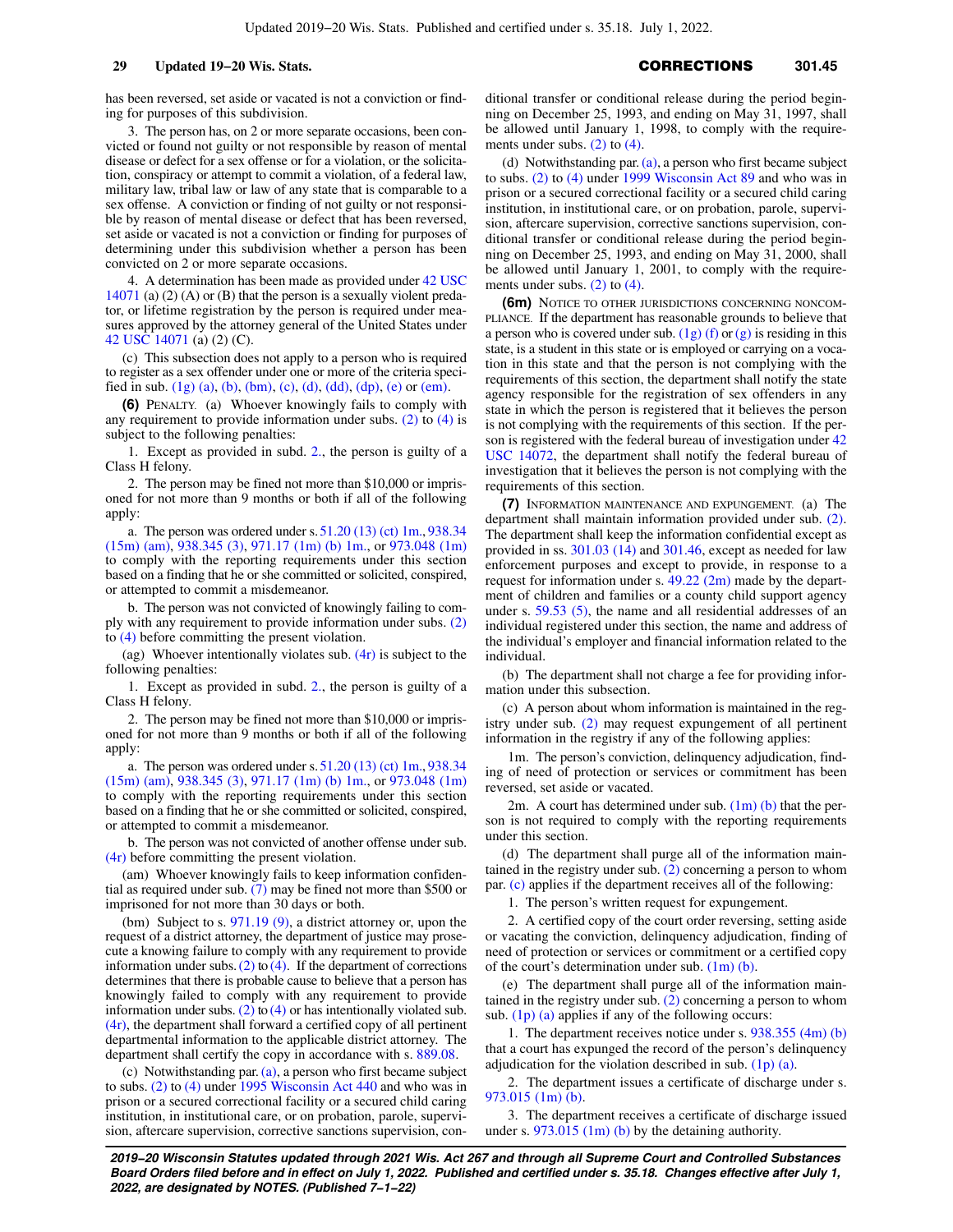has been reversed, set aside or vacated is not a conviction or finding for purposes of this subdivision.

3. The person has, on 2 or more separate occasions, been convicted or found not guilty or not responsible by reason of mental disease or defect for a sex offense or for a violation, or the solicitation, conspiracy or attempt to commit a violation, of a federal law, military law, tribal law or law of any state that is comparable to a sex offense. A conviction or finding of not guilty or not responsible by reason of mental disease or defect that has been reversed, set aside or vacated is not a conviction or finding for purposes of determining under this subdivision whether a person has been convicted on 2 or more separate occasions.

4. A determination has been made as provided under 42 USC 14071 (a) (2) (A) or (B) that the person is a sexually violent predator, or lifetime registration by the person is required under measures approved by the attorney general of the United States under 42 USC 14071 (a) (2) (C).

(c) This subsection does not apply to a person who is required to register as a sex offender under one or more of the criteria specified in sub. (1g) (a), (b), (bm), (c), (d), (dd), (dp), (e) or (em).

**(6)** Penalty. (a) Whoever knowingly fails to comply with any requirement to provide information under subs. (2) to (4) is subject to the following penalties:

1. Except as provided in subd. 2., the person is guilty of a Class H felony.

2. The person may be fined not more than $10,000 or imprisoned for not more than 9 months or both if all of the following apply:

a. The person was ordered under s. 51.20 (13) (ct) 1m., 938.34 (15m) (am), 938.345 (3), 971.17 (1m) (b) 1m., or 973.048 (1m) to comply with the reporting requirements under this section based on a finding that he or she committed or solicited, conspired, or attempted to commit a misdemeanor.

b. The person was not convicted of knowingly failing to comply with any requirement to provide information under subs. (2) to (4) before committing the present violation.

(ag) Whoever intentionally violates sub. (4r) is subject to the following penalties:

1. Except as provided in subd. 2., the person is guilty of a Class H felony.

2. The person may be fined not more than $10,000 or imprisoned for not more than 9 months or both if all of the following apply:

a. The person was ordered under s. 51.20 (13) (ct) 1m., 938.34 (15m) (am), 938.345 (3), 971.17 (1m) (b) 1m., or 973.048 (1m) to comply with the reporting requirements under this section based on a finding that he or she committed or solicited, conspired, or attempted to commit a misdemeanor.

b. The person was not convicted of another offense under sub. (4r) before committing the present violation.

(am) Whoever knowingly fails to keep information confidential as required under sub. (7) may be fined not more than $500 or imprisoned for not more than 30 days or both.

(bm) Subject to s. 971.19 (9), a district attorney or, upon the request of a district attorney, the department of justice may prosecute a knowing failure to comply with any requirement to provide information under subs. (2) to (4). If the department of corrections determines that there is probable cause to believe that a person has knowingly failed to comply with any requirement to provide information under subs. (2) to (4) or has intentionally violated sub. (4r), the department shall forward a certified copy of all pertinent departmental information to the applicable district attorney. The department shall certify the copy in accordance with s. 889.08.

(c) Notwithstanding par. (a), a person who first became subject to subs. (2) to (4) under 1995 Wisconsin Act 440 and who was in prison or a secured correctional facility or a secured child caring institution, in institutional care, or on probation, parole, supervision, aftercare supervision, corrective sanctions supervision, conditional transfer or conditional release during the period beginning on December 25, 1993, and ending on May 31, 1997, shall be allowed until January 1, 1998, to comply with the requirements under subs. (2) to (4).

(d) Notwithstanding par. (a), a person who first became subject to subs. (2) to (4) under 1999 Wisconsin Act 89 and who was in prison or a secured correctional facility or a secured child caring institution, in institutional care, or on probation, parole, supervision, aftercare supervision, corrective sanctions supervision, conditional transfer or conditional release during the period beginning on December 25, 1993, and ending on May 31, 2000, shall be allowed until January 1, 2001, to comply with the requirements under subs. (2) to (4).

**(6m)** Notice to other jurisdictions concerning noncompliance. If the department has reasonable grounds to believe that a person who is covered under sub. (1g) (f) or (g) is residing in this state, is a student in this state or is employed or carrying on a vocation in this state and that the person is not complying with the requirements of this section, the department shall notify the state agency responsible for the registration of sex offenders in any state in which the person is registered that it believes the person is not complying with the requirements of this section. If the person is registered with the federal bureau of investigation under 42 USC 14072, the department shall notify the federal bureau of investigation that it believes the person is not complying with the requirements of this section.

**(7)** Information maintenance and expungement. (a) The department shall maintain information provided under sub. (2). The department shall keep the information confidential except as provided in ss. 301.03 (14) and 301.46, except as needed for law enforcement purposes and except to provide, in response to a request for information under s. 49.22 (2m) made by the department of children and families or a county child support agency under s. 59.53 (5), the name and all residential addresses of an individual registered under this section, the name and address of the individual's employer and financial information related to the individual.

(b) The department shall not charge a fee for providing information under this subsection.

(c) A person about whom information is maintained in the registry under sub. (2) may request expungement of all pertinent information in the registry if any of the following applies:

1m. The person's conviction, delinquency adjudication, finding of need of protection or services or commitment has been reversed, set aside or vacated.

2m. A court has determined under sub. (1m) (b) that the person is not required to comply with the reporting requirements under this section.

(d) The department shall purge all of the information maintained in the registry under sub. (2) concerning a person to whom par. (c) applies if the department receives all of the following:

1. The person's written request for expungement.

2. A certified copy of the court order setting aside or vacating the conviction, delinquency adjudication, finding of need of protection or services or commitment or a certified copy of the court's determination under sub. (1m) (b).

(e) The department shall purge all of the information maintained in the registry under sub. (2) concerning a person to whom sub. (1p) (a) applies if any of the following occurs:

1. The department receives notice under s. 938.355 (4m) (b) that a court has expunged the record of the person's delinquency adjudication for the violation described in sub. (1p) (a).

2. The department issues a certificate of discharge under s. 973.015 (1m) (b).

3. The department receives a certificate of discharge issued under s. 973.015 (1m) (b) by the detaining authority.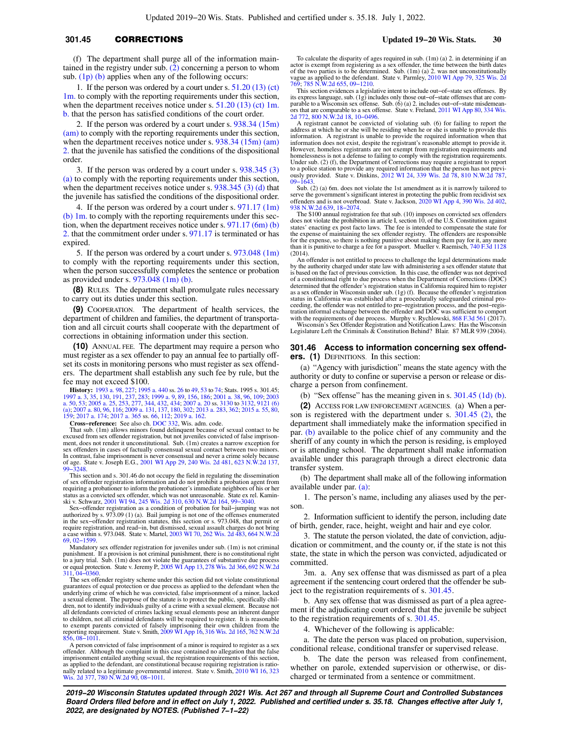(f) The department shall purge all of the information maintained in the registry under sub. (2) concerning a person to whom sub. (1p) (b) applies when any of the following occurs:

1. If the person was ordered by a court under s. 51.20 (13) (ct) 1m. to comply with the reporting requirements under this section, when the department receives notice under s. 51.20 (13) (ct) 1m. b. that the person has satisfied conditions of the court order.

2. If the person was ordered by a court under s. 938.34 (15m) (am) to comply with the reporting requirements under this section, when the department receives notice under s. 938.34 (15m) (am) 2. that the juvenile has satisfied the conditions of the dispositional order.

3. If the person was ordered by a court under s. 938.345 (3) (a) to comply with the reporting requirements under this section, when the department receives notice under s. 938.345 (3) (d) that the juvenile has satisfied the conditions of the dispositional order.

4. If the person was ordered by a court under s. 971.17 (1m) (b) 1m. to comply with the reporting requirements under this section, when the department receives notice under s. 971.17 (6m) (b) 2. that the commitment order under s. 971.17 is terminated or has expired.

5. If the person was ordered by a court under s. 973.048 (1m) to comply with the reporting requirements under this section, when the person successfully completes the sentence or probation as provided under s. 973.048 (1m) (b).

**(8)** RULES. The department shall promulgate rules necessary to carry out its duties under this section.

**(9)** COOPERATION. The department of health services, the department of children and families, the department of transportation and all circuit courts shall cooperate with the department of corrections in obtaining information under this section.

**(10)** ANNUAL FEE. The department may require a person who must register as a sex offender to pay an annual fee to partially offset its costs in monitoring persons who must register as sex offenders. The department shall establish any such fee by rule, but the fee may not exceed $100.

**History:** 1993 a. 98, 227; 1995 a. 440 ss. 26 to 49, 53 to 74; Stats. 1995 s. 301.45; 1997 a. 3, 35, 130, 191, 237, 283; 1999 a. 9, 89, 156, 186; 2001 a. 38, 96, 109; 2003 a. 50, 53; 2005 a. 25, 253, 277, 344, 432, 434; 2007 a. 20 ss. 3130 to 3132, 9121 (6) (a); 2007 a. 80, 96, 116; 2009 a. 131, 137, 180, 302; 2013 a. 283, 362; 2015 a. 55, 80, 159; 2017 a. 174; 2017 a. 365 ss. 66, 112; 2019 a. 162.

**Cross-reference:** See also ch. DOC 332, Wis. adm. code.

That sub. (1m) allows minors found delinquent because of sexual contact to be excused from sex offender registration, but not juveniles convicted of false imprisonment, does not render it unconstitutional. Sub. (1m) creates a narrow exception for sex offenders in cases of factually consensual sexual contact between two minors. In contrast, false imprisonment is never consensual and never a crime solely because of age. State v. Joseph E.G., 2001 WI App 29, 240 Wis. 2d 481, 623 N.W.2d 137, 99−3248.

This section and s. 301.46 do not occupy the field in regulating the dissemination of sex offender registration information and do not prohibit a probation agent from requiring a probationer to inform the probationer's immediate neighbors of his or her status as a convicted sex offender, which was not unreasonable. State ex rel. Kaminski v. Schwarz, 2001 WI 94, 245 Wis. 2d 310, 630 N.W.2d 164, 99−3040.

Sex−offender registration as a condition of probation for bail−jumping was not authorized by s. 973.09 (1) (a). Bail jumping is not one of the offenses enumerated in the sex−offender registration statutes, this section or s. 973.048, that permit or require registration, and read−in, but dismissed, sexual assault charges do not bring a case within s. 973.048. State v. Martel, 2003 WI 70, 262 Wis. 2d 483, 664 N.W.2d 69, 02−1599.

Mandatory sex offender registration for juveniles under sub. (1m) is not criminal punishment. If a provision is not criminal punishment, there is no constitutional right to a jury trial. Sub. (1m) does not violate the guarantees of substantive due process or equal protection. State v. Jeremy P., 2005 WI App 13, 278 Wis. 2d 366, 692 N.W.2d 311, 04−0360.

The sex offender registry scheme under this section did not violate constitutional guarantees of equal protection or due process as applied to the defendant when the underlying crime of which he was convicted, false imprisonment of a minor, lacked a sexual element. The purpose of the statute is to protect the public, specifically children, not to identify individuals guilty of a crime with a sexual element. Because not all defendants convicted of crimes lacking sexual elements pose an inherent danger to children, not all criminal defendants will be required to register. It is reasonable to exempt parents convicted of falsely imprisoning their own children from the reporting requirement. State v. Smith, 2009 WI App 16, 316 Wis. 2d 165, 762 N.W.2d 856, 08−1011.

A person convicted of false imprisonment of a minor is required to register as a sex offender. Although the complaint in this case contained no allegation that the false imprisonment entailed anything sexual, the registration requirements of this section, as applied to the defendant, are constitutional because requiring registration is rationally related to a legitimate governmental interest. State v. Smith, 2010 WI 16, 323 Wis. 2d 377, 780 N.W.2d 90, 08−1011.

To calculate the disparity of ages required in sub. (1m) (a) 2. in determining if an actor is exempt from registering as a sex offender, the time between the birth dates of the two parties is to be determined. Sub. (1m) (a) 2. was not unconstitutionally vague as applied to the defendant. State v. Parmley, 2010 WI App 79, 325 Wis. 2d 769, 785 N.W.2d 655, 09−1210.

This section evidences a legislative intent to include out−of−state sex offenses. By its express language, sub. (1g) includes only those out−of−state offenses that are comparable to a Wisconsin sex offense. Sub. (6) (a) 2. includes out−of−state misdemeanors that are comparable to a sex offense. State v. Freland, 2011 WI App 80, 334 Wis. 2d 772, 800 N.W.2d 18, 10−0496.

A registrant cannot be convicted of violating sub. (6) for failing to report the address at which he or she will be residing when he or she is unable to provide this information. A registrant is unable to provide the required information when that information does not exist, despite the registrant's reasonable attempt to provide it. However, homeless registrants are not exempt from registration requirements and homelessness is not a defense to failing to comply with the registration requirements. Under sub. (2) (f), the Department of Corrections may require a registrant to report to a police station to provide any required information that the person has not previously provided. State v. Dinkins, 2012 WI 24, 339 Wis. 2d 78, 810 N.W.2d 787, 09−1643.

Sub. (2) (a) 6m. does not violate the 1st amendment as it is narrowly tailored to serve the government's significant interest in protecting the public from recidivist sex offenders and is not overbroad. State v. Jackson, 2020 WI App 4, 390 Wis. 2d 402, 938 N.W.2d 639, 18−2074.

The $100 annual registration fee that sub. (10) imposes on convicted sex offenders does not violate the prohibition in article I, section 10, of the U.S. Constitution against states' enacting ex post facto laws. The fee is intended to compensate the state for the expense of maintaining the sex offender registry. The offenders are responsible for the expense, so there is nothing punitive about making them pay for it, any more than it is punitive to charge a fee for a passport. Mueller v. Raemisch, 740 F.3d 1128 (2014).

An offender is not entitled to process to challenge the legal determinations made by the authority charged under state law with administering a sex offender statute that is based on the fact of previous conviction. In this case, the offender was not deprived of a constitutional right to due process when the Department of Corrections (DOC) determined that the offender's registration status in California required him to register as a sex offender in Wisconsin under sub. (1g) (f). Because the offender's registration status in California was established after a procedurally safeguarded criminal proceeding, the offender was not entitled to pre−registration process, and the post−registration informal exchange between the offender and DOC was sufficient to comport with the requirements of due process. Murphy v. Rychlowski, 868 F.3d 561 (2017).

Wisconsin's Sex Offender Registration and Notification Laws: Has the Wisconsin Legislature Left the Criminals & Constitution Behind? Blair. 87 MLR 939 (2004).

## 301.46 Access to information concerning sex offenders.

**(1)** DEFINITIONS. In this section:

(a) "Agency with jurisdiction" means the state agency with the authority or duty to confine or supervise a person or release or discharge a person from confinement.

(b) "Sex offense" has the meaning given in s. 301.45 (1d) (b).

**(2)** ACCESS FOR LAW ENFORCEMENT AGENCIES. (a) When a person is registered with the department under s. 301.45 (2), the department shall immediately make the information specified in par. (b) available to the police chief of any community and the sheriff of any county in which the person is residing, is employed or is attending school. The department shall make information available under this paragraph through a direct electronic data transfer system.

(b) The department shall make all of the following information available under par. (a):

1. The person's name, including any aliases used by the person.

2. Information sufficient to identify the person, including date of birth, gender, race, height, weight and hair and eye color.

3. The statute the person violated, the date of conviction, adjudication or commitment, and the county or, if the state is not this state, the state in which the person was convicted, adjudicated or committed.

3m. a. Any sex offense that was dismissed as part of a plea agreement if the sentencing court ordered that the offender be subject to the registration requirements of s. 301.45.

b. Any sex offense that was dismissed as part of a plea agreement if the adjudicating court ordered that the juvenile be subject to the registration requirements of s. 301.45.

4. Whichever of the following is applicable:

a. The date the person was placed on probation, supervision, conditional release, conditional transfer or supervised release.

b. The date the person was released from confinement, whether on parole, extended supervision or otherwise, or discharged or terminated from a sentence or commitment.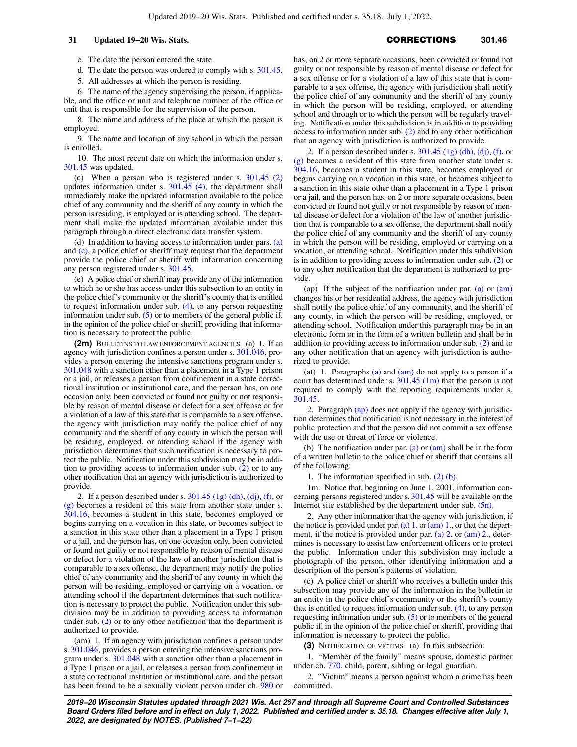c. The date the person entered the state.

d. The date the person was ordered to comply with s. 301.45.

5. All addresses at which the person is residing.

6. The name of the agency supervising the person, if applicable, and the office or unit and telephone number of the office or unit that is responsible for the supervision of the person.

8. The name and address of the place at which the person is employed.

9. The name and location of any school in which the person is enrolled.

10. The most recent date on which the information under s. 301.45 was updated.

(c) When a person who is registered under s. 301.45 (2) updates information under s. 301.45 (4), the department shall immediately make the updated information available to the police chief of any community and the sheriff of any county in which the person is residing, is employed or is attending school. The department shall make the updated information available under this paragraph through a direct electronic data transfer system.

(d) In addition to having access to information under pars. (a) and (c), a police chief or sheriff may request that the department provide the police chief or sheriff with information concerning any person registered under s. 301.45.

(e) A police chief or sheriff may provide any of the information to which he or she has access under this subsection to an entity in the police chief's community or the sheriff's county that is entitled to request information under sub. (4), to any person requesting information under sub. (5) or to members of the general public if, in the opinion of the police chief or sheriff, providing that information is necessary to protect the public.

**(2m)** BULLETINS TO LAW ENFORCEMENT AGENCIES. (a) 1. If an agency with jurisdiction confines a person under s. 301.046, provides a person entering the intensive sanctions program under s. 301.048 with a sanction other than a placement in a Type 1 prison or a jail, or releases a person from confinement in a state correctional institution or institutional care, and the person has, on one occasion only, been convicted or found not guilty or not responsible by reason of mental disease or defect for a sex offense or for a violation of a law of this state that is comparable to a sex offense, the agency with jurisdiction may notify the police chief of any community and the sheriff of any county in which the person will be residing, employed, or attending school if the agency with jurisdiction determines that such notification is necessary to protect the public. Notification under this subdivision may be in addition to providing access to information under sub. (2) or to any other notification that an agency with jurisdiction is authorized to provide.

2. If a person described under s. 301.45 (1g) (dh), (dj), (f), or (g) becomes a resident of this state from another state under s. 304.16, becomes a student in this state, becomes employed or begins carrying on a vocation in this state, or becomes subject to a sanction in this state other than a placement in a Type 1 prison or a jail, and the person has, on one occasion only, been convicted or found not guilty or not responsible by reason of mental disease or defect for a violation of the law of another jurisdiction that is comparable to a sex offense, the department may notify the police chief of any community and the sheriff of any county in which the person will be residing, employed or carrying on a vocation, or attending school if the department determines that such notification is necessary to protect the public. Notification under this subdivision may be in addition to providing access to information under sub. (2) or to any other notification that the department is authorized to provide.

(am) 1. If an agency with jurisdiction confines a person under s. 301.046, provides a person entering the intensive sanctions program under s. 301.048 with a sanction other than a placement in a Type 1 prison or a jail, or releases a person from confinement in a state correctional institution or institutional care, and the person has been found to be a sexually violent person under ch. 980 or has, on 2 or more separate occasions, been convicted or found not guilty or not responsible by reason of mental disease or defect for a sex offense or for a violation of a law of this state that is comparable to a sex offense, the agency with jurisdiction shall notify the police chief of any community and the sheriff of any county in which the person will be residing, employed, or attending school and through or to which the person will be regularly traveling. Notification under this subdivision is in addition to providing access to information under sub. (2) and to any other notification that an agency with jurisdiction is authorized to provide.

2. If a person described under s. 301.45 (1g) (dh), (dj), (f), or (g) becomes a resident of this state from another state under s. 304.16, becomes a student in this state, becomes employed or begins carrying on a vocation in this state, or becomes subject to a sanction in this state other than a placement in a Type 1 prison or a jail, and the person has, on 2 or more separate occasions, been convicted or found not guilty or not responsible by reason of mental disease or defect for a violation of the law of another jurisdiction that is comparable to a sex offense, the department shall notify the police chief of any community and the sheriff of any county in which the person will be residing, employed or carrying on a vocation, or attending school. Notification under this subdivision is in addition to providing access to information under sub. (2) or to any other notification that the department is authorized to provide.

(ap) If the subject of the notification under par. (a) or (am) changes his or her residential address, the agency with jurisdiction shall notify the police chief of any community, and the sheriff of any county, in which the person will be residing, employed, or attending school. Notification under this paragraph may be in an electronic form or in the form of a written bulletin and shall be in addition to providing access to information under sub. (2) and to any other notification that an agency with jurisdiction is authorized to provide.

(at) 1. Paragraphs (a) and (am) do not apply to a person if a court has determined under s. 301.45 (1m) that the person is not required to comply with the reporting requirements under s. 301.45.

2. Paragraph (ap) does not apply if the agency with jurisdiction determines that notification is not necessary in the interest of public protection and that the person did not commit a sex offense with the use or threat of force or violence.

(b) The notification under par. (a) or (am) shall be in the form of a written bulletin to the police chief or sheriff that contains all of the following:

1. The information specified in sub. (2) (b).

1m. Notice that, beginning on June 1, 2001, information concerning persons registered under s. 301.45 will be available on the Internet site established by the department under sub. (5n).

2. Any other information that the agency with jurisdiction, if the notice is provided under par. (a) 1. or (am) 1., or that the department, if the notice is provided under par. (a) 2. or (am) 2., determines is necessary to assist law enforcement officers or to protect the public. Information under this subdivision may include a photograph of the person, other identifying information and a description of the person's patterns of violation.

(c) A police chief or sheriff who receives a bulletin under this subsection may provide any of the information in the bulletin to an entity in the police chief's community or the sheriff's county that is entitled to request information under sub. (4), to any person requesting information under sub. (5) or to members of the general public if, in the opinion of the police chief or sheriff, providing that information is necessary to protect the public.

**(3)** NOTIFICATION OF VICTIMS. (a) In this subsection:

1. "Member of the family" means spouse, domestic partner under ch. 770, child, parent, sibling or legal guardian.

2. "Victim" means a person against whom a crime has been committed.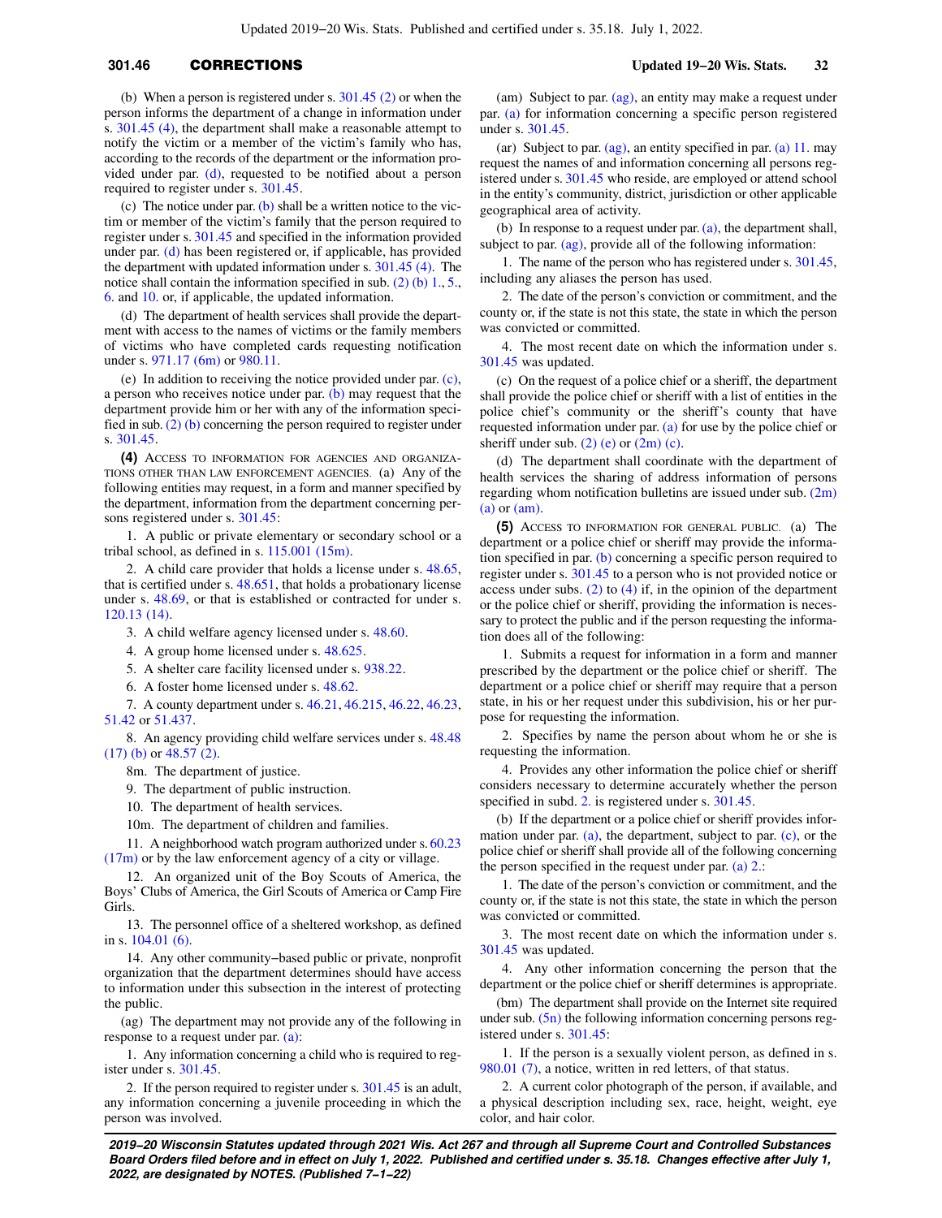(b) When a person is registered under s. 301.45 (2) or when the person informs the department of a change in information under s. 301.45 (4), the department shall make a reasonable attempt to notify the victim or a member of the victim's family who has, according to the records of the department or the information provided under par. (d), requested to be notified about a person required to register under s. 301.45.

(c) The notice under par. (b) shall be a written notice to the victim or member of the victim's family that the person required to register under s. 301.45 and specified in the information provided under par. (d) has been registered or, if applicable, has provided the department with updated information under s. 301.45 (4). The notice shall contain the information specified in sub. (2) (b) 1., 5., 6. and 10. or, if applicable, the updated information.

(d) The department of health services shall provide the department with access to the names of victims or the family members of victims who have completed cards requesting notification under s. 971.17 (6m) or 980.11.

(e) In addition to receiving the notice provided under par. (c), a person who receives notice under par. (b) may request that the department provide him or her with any of the information specified in sub. (2) (b) concerning the person required to register under s. 301.45.

**(4)** ACCESS TO INFORMATION FOR AGENCIES AND ORGANIZATIONS OTHER THAN LAW ENFORCEMENT AGENCIES. (a) Any of the following entities may request, in a form and manner specified by the department, information from the department concerning persons registered under s. 301.45:

1. A public or private elementary or secondary school or a tribal school, as defined in s. 115.001 (15m).

2. A child care provider that holds a license under s. 48.65, that is certified under s. 48.651, that holds a probationary license under s. 48.69, or that is established or contracted for under s. 120.13 (14).

3. A child welfare agency licensed under s. 48.60.

4. A group home licensed under s. 48.625.

5. A shelter care facility licensed under s. 938.22.

6. A foster home licensed under s. 48.62.

7. A county department under s. 46.21, 46.215, 46.22, 46.23, 51.42 or 51.437.

8. An agency providing child welfare services under s. 48.48 (17) (b) or 48.57 (2).

8m. The department of justice.

9. The department of public instruction.

10. The department of health services.

10m. The department of children and families.

11. A neighborhood watch program authorized under s. 60.23 (17m) or by the law enforcement agency of a city or village.

12. An organized unit of the Boy Scouts of America, the Boys' Clubs of America, the Girl Scouts of America or Camp Fire Girls.

13. The personnel office of a sheltered workshop, as defined in s. 104.01 (6).

14. Any other community−based public or private, nonprofit organization that the department determines should have access to information under this subsection in the interest of protecting the public.

(ag) The department may not provide any of the following in response to a request under par. (a):

1. Any information concerning a child who is required to register under s. 301.45.

2. If the person required to register under s. 301.45 is an adult, any information concerning a juvenile proceeding in which the person was involved.

(am) Subject to par. (ag), an entity may make a request under par. (a) for information concerning a specific person registered under s. 301.45.

(ar) Subject to par. (ag), an entity specified in par. (a) 11. may request the names of and information concerning all persons registered under s. 301.45 who reside, are employed or attend school in the entity's community, district, jurisdiction or other applicable geographical area of activity.

(b) In response to a request under par. (a), the department shall, subject to par. (ag), provide all of the following information:

1. The name of the person who has registered under s. 301.45, including any aliases the person has used.

2. The date of the person's conviction or commitment, and the county or, if the state is not this state, the state in which the person was convicted or committed.

4. The most recent date on which the information under s. 301.45 was updated.

(c) On the request of a police chief or a sheriff, the department shall provide the police chief or sheriff with a list of entities in the police chief's community or the sheriff's county that have requested information under par. (a) for use by the police chief or sheriff under sub. (2) (e) or (2m) (c).

(d) The department shall coordinate with the department of health services the sharing of address information of persons regarding whom notification bulletins are issued under sub. (2m) (a) or (am).

**(5)** ACCESS TO INFORMATION FOR GENERAL PUBLIC. (a) The department or a police chief or sheriff may provide the information specified in par. (b) concerning a specific person required to register under s. 301.45 to a person who is not provided notice or access under subs. (2) to (4) if, in the opinion of the department or the police chief or sheriff, providing the information is necessary to protect the public and if the person requesting the information does all of the following:

1. Submits a request for information in a form and manner prescribed by the department or the police chief or sheriff. The department or a police chief or sheriff may require that a person state, in his or her request under this subdivision, his or her purpose for requesting the information.

2. Specifies by name the person about whom he or she is requesting the information.

4. Provides any other information the police chief or sheriff considers necessary to determine accurately whether the person specified in subd. 2. is registered under s. 301.45.

(b) If the department or a police chief or sheriff provides information under par. (a), the department, subject to par. (c), or the police chief or sheriff shall provide all of the following concerning the person specified in the request under par. (a) 2.:

1. The date of the person's conviction or commitment, and the county or, if the state is not this state, the state in which the person was convicted or committed.

3. The most recent date on which the information under s. 301.45 was updated.

4. Any other information concerning the person that the department or the police chief or sheriff determines is appropriate.

(bm) The department shall provide on the Internet site required under sub. (5n) the following information concerning persons registered under s. 301.45:

1. If the person is a sexually violent person, as defined in s. 980.01 (7), a notice, written in red letters, of that status.

2. A current color photograph of the person, if available, and a physical description including sex, race, height, weight, eye color, and hair color.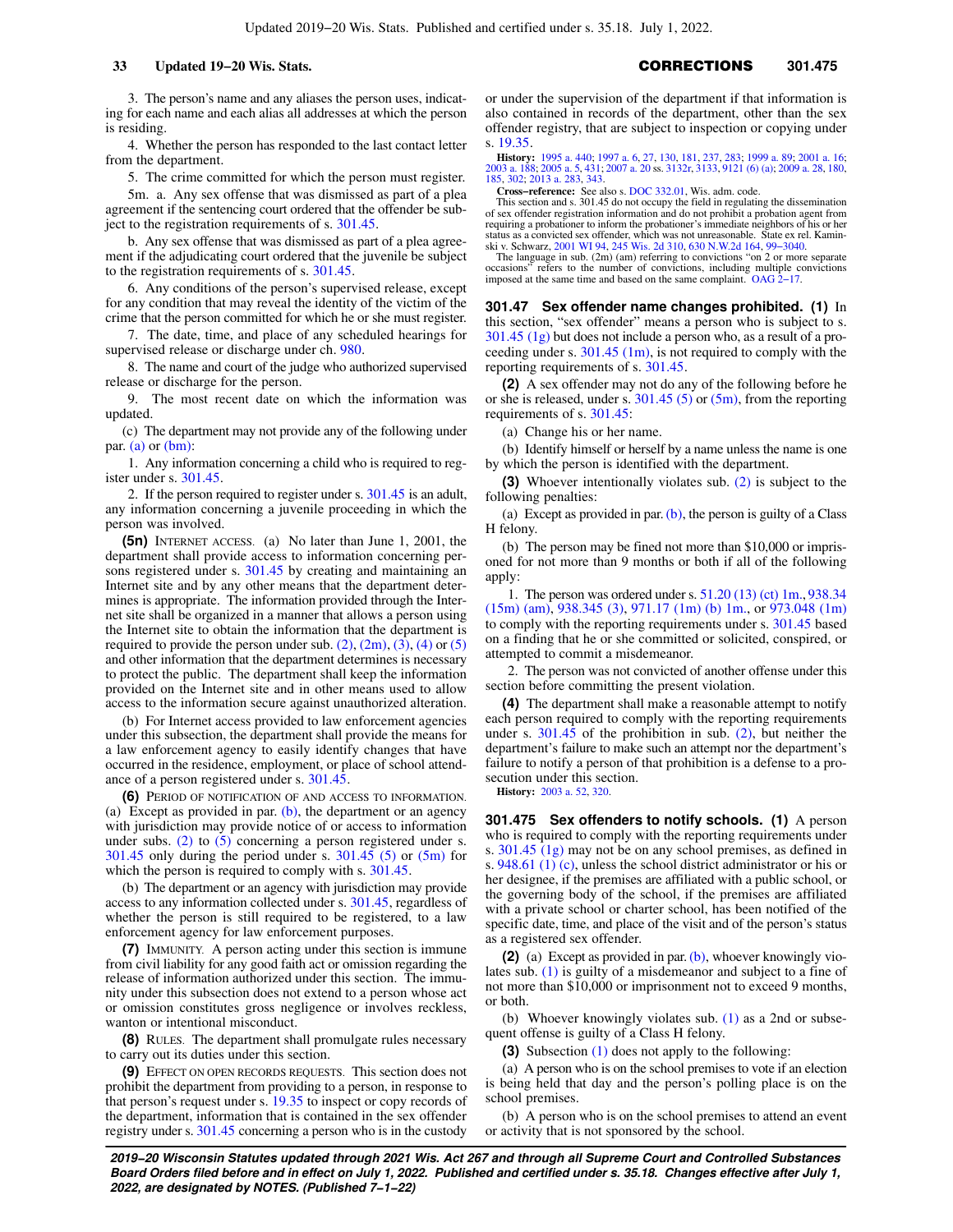3. The person's name and any aliases the person uses, indicating for each name and each alias all addresses at which the person is residing.

4. Whether the person has responded to the last contact letter from the department.

5. The crime committed for which the person must register.

5m. a. Any sex offense that was dismissed as part of a plea agreement if the sentencing court ordered that the offender be subject to the registration requirements of s. 301.45.

b. Any sex offense that was dismissed as part of a plea agreement if the adjudicating court ordered that the juvenile be subject to the registration requirements of s. 301.45.

6. Any conditions of the person's supervised release, except for any condition that may reveal the identity of the victim of the crime that the person committed for which he or she must register.

7. The date, time, and place of any scheduled hearings for supervised release or discharge under ch. 980.

8. The name and court of the judge who authorized supervised release or discharge for the person.

9. The most recent date on which the information was updated.

(c) The department may not provide any of the following under par. (a) or (bm):

1. Any information concerning a child who is required to register under s. 301.45.

2. If the person required to register under s. 301.45 is an adult, any information concerning a juvenile proceeding in which the person was involved.

**(5n)** INTERNET ACCESS. (a) No later than June 1, 2001, the department shall provide access to information concerning persons registered under s. 301.45 by creating and maintaining an Internet site and by any other means that the department determines is appropriate. The information provided through the Internet site shall be organized in a manner that allows a person using the Internet site to obtain the information that the department is required to provide the person under sub. (2), (2m), (3), (4) or (5) and other information that the department determines is necessary to protect the public. The department shall keep the information provided on the Internet site and in other means used to allow access to the information secure against unauthorized alteration.

(b) For Internet access provided to law enforcement agencies under this subsection, the department shall provide the means for a law enforcement agency to easily identify changes that have occurred in the residence, employment, or place of school attendance of a person registered under s. 301.45.

**(6)** PERIOD OF NOTIFICATION OF AND ACCESS TO INFORMATION. (a) Except as provided in par. (b), the department or an agency with jurisdiction may provide notice of or access to information under subs. (2) to (5) concerning a person registered under s. 301.45 only during the period under s. 301.45 (5) or (5m) for which the person is required to comply with s. 301.45.

(b) The department or an agency with jurisdiction may provide access to any information collected under s. 301.45, regardless of whether the person is still required to be registered, to a law enforcement agency for law enforcement purposes.

**(7)** IMMUNITY. A person acting under this section is immune from civil liability for any good faith act or omission regarding the release of information authorized under this section. The immunity under this subsection does not extend to a person whose act or omission constitutes gross negligence or involves reckless, wanton or intentional misconduct.

**(8)** RULES. The department shall promulgate rules necessary to carry out its duties under this section.

**(9)** EFFECT ON OPEN RECORDS REQUESTS. This section does not prohibit the department from providing to a person, in response to that person's request under s. 19.35 to inspect or copy records of the department, information that is contained in the sex offender registry under s. 301.45 concerning a person who is in the custody or under the supervision of the department if that information is also contained in records of the department, other than the sex offender registry, that are subject to inspection or copying under s. 19.35.

**History:** 1995 a. 440; 1997 a. 6, 27, 130, 181, 237, 283; 1999 a. 89; 2001 a. 16; 2003 a. 188; 2005 a. 5, 431; 2007 a. 20 ss. 3132r, 3133, 9121 (6) (a); 2009 a. 28, 180, 185, 302; 2013 a. 283, 343.

**Cross−reference:** See also s. DOC 332.01, Wis. adm. code.

This section and s. 301.45 do not occupy the field in regulating the dissemination of sex offender registration information and do not prohibit a probation agent from requiring a probationer to inform the probationer's immediate neighbors of his or her status as a convicted sex offender, which was not unreasonable. State ex rel. Kaminski v. Schwarz, 2001 WI 94, 245 Wis. 2d 310, 630 N.W.2d 164, 99−3040.

The language in sub. (2m) (am) referring to convictions "on 2 or more separate occasions" refers to the number of convictions, including multiple convictions imposed at the same time and based on the same complaint. OAG 2−17.

**301.47 Sex offender name changes prohibited.** **(1)** In this section, "sex offender" means a person who is subject to s. 301.45 (1g) but does not include a person who, as a result of a proceeding under s. 301.45 (1m), is not required to comply with the reporting requirements of s. 301.45.

**(2)** A sex offender may not do any of the following before he or she is released, under s. 301.45 (5) or (5m), from the reporting requirements of s. 301.45:

(a) Change his or her name.

(b) Identify himself or herself by a name unless the name is one by which the person is identified with the department.

**(3)** Whoever intentionally violates sub. (2) is subject to the following penalties:

(a) Except as provided in par. (b), the person is guilty of a Class H felony.

(b) The person may be fined not more than $10,000 or imprisoned for not more than 9 months or both if all of the following apply:

1. The person was ordered under s. 51.20 (13) (ct) 1m., 938.34 (15m) (am), 938.345 (3), 971.17 (1m) (b) 1m., or 973.048 (1m) to comply with the reporting requirements under s. 301.45 based on a finding that he or she committed or solicited, conspired, or attempted to commit a misdemeanor.

2. The person was not convicted of another offense under this section before committing the present violation.

**(4)** The department shall make a reasonable attempt to notify each person required to comply with the reporting requirements under s. 301.45 of the prohibition in sub. (2), but neither the department's failure to make such an attempt nor the department's failure to notify a person of that prohibition is a defense to a prosecution under this section.

**History:** 2003 a. 52, 320.

**301.475 Sex offenders to notify schools.** **(1)** A person who is required to comply with the reporting requirements under s. 301.45 (1g) may not be on any school premises, as defined in s. 948.61 (1) (c), unless the school district administrator or his or her designee, if the premises are affiliated with a public school, or the governing body of the school, if the premises are affiliated with a private school or charter school, has been notified of the specific date, time, and place of the visit and of the person's status as a registered sex offender.

**(2)** (a) Except as provided in par. (b), whoever knowingly violates sub. (1) is guilty of a misdemeanor and subject to a fine of not more than $10,000 or imprisonment not to exceed 9 months, or both.

(b) Whoever knowingly violates sub. (1) as a 2nd or subsequent offense is guilty of a Class H felony.

**(3)** Subsection (1) does not apply to the following:

(a) A person who is on the school premises to vote if an election is being held that day and the person's polling place is on the school premises.

(b) A person who is on the school premises to attend an event or activity that is not sponsored by the school.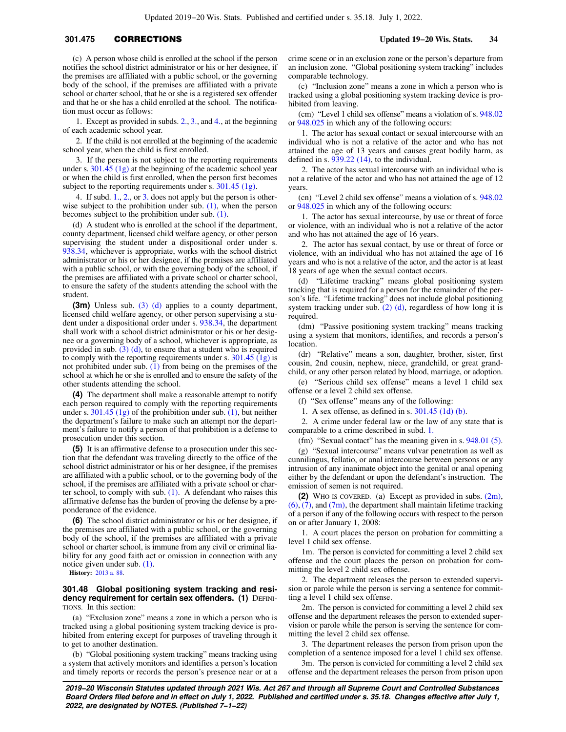(c) A person whose child is enrolled at the school if the person notifies the school district administrator or his or her designee, if the premises are affiliated with a public school, or the governing body of the school, if the premises are affiliated with a private school or charter school, that he or she is a registered sex offender and that he or she has a child enrolled at the school. The notification must occur as follows:

1. Except as provided in subds. 2., 3., and 4., at the beginning of each academic school year.

2. If the child is not enrolled at the beginning of the academic school year, when the child is first enrolled.

3. If the person is not subject to the reporting requirements under s. 301.45 (1g) at the beginning of the academic school year or when the child is first enrolled, when the person first becomes subject to the reporting requirements under s. 301.45 (1g).

4. If subd. 1., 2., or 3. does not apply but the person is otherwise subject to the prohibition under sub. (1), when the person becomes subject to the prohibition under sub. (1).

(d) A student who is enrolled at the school if the department, county department, licensed child welfare agency, or other person supervising the student under a dispositional order under s. 938.34, whichever is appropriate, works with the school district administrator or his or her designee, if the premises are affiliated with a public school, or with the governing body of the school, if the premises are affiliated with a private school or charter school, to ensure the safety of the students attending the school with the student.

**(3m)** Unless sub. (3) (d) applies to a county department, licensed child welfare agency, or other person supervising a student under a dispositional order under s. 938.34, the department shall work with a school district administrator or his or her designee or a governing body of a school, whichever is appropriate, as provided in sub. (3) (d), to ensure that a student who is required to comply with the reporting requirements under s. 301.45 (1g) is not prohibited under sub. (1) from being on the premises of the school at which he or she is enrolled and to ensure the safety of the other students attending the school.

**(4)** The department shall make a reasonable attempt to notify each person required to comply with the reporting requirements under s. 301.45 (1g) of the prohibition under sub. (1), but neither the department's failure to make such an attempt nor the department's failure to notify a person of that prohibition is a defense to prosecution under this section.

**(5)** It is an affirmative defense to a prosecution under this section that the defendant was traveling directly to the office of the school district administrator or his or her designee, if the premises are affiliated with a public school, or to the governing body of the school, if the premises are affiliated with a private school or charter school, to comply with sub. (1). A defendant who raises this affirmative defense has the burden of proving the defense by a preponderance of the evidence.

**(6)** The school district administrator or his or her designee, if the premises are affiliated with a public school, or the governing body of the school, if the premises are affiliated with a private school or charter school, is immune from any civil or criminal liability for any good faith act or omission in connection with any notice given under sub. (1).

**History:** 2013 a. 88.

**301.48 Global positioning system tracking and residency requirement for certain sex offenders. (1)** DEFINITIONS. In this section:

(a) "Exclusion zone" means a zone in which a person who is tracked using a global positioning system tracking device is prohibited from entering except for purposes of traveling through it to get to another destination.

(b) "Global positioning system tracking" means tracking using a system that actively monitors and identifies a person's location and timely reports or records the person's presence near or at a crime scene or in an exclusion zone or the person's departure from an inclusion zone. "Global positioning system tracking" includes comparable technology.

(c) "Inclusion zone" means a zone in which a person who is tracked using a global positioning system tracking device is prohibited from leaving.

(cm) "Level 1 child sex offense" means a violation of s. 948.02 or 948.025 in which any of the following occurs:

1. The actor has sexual contact or sexual intercourse with an individual who is not a relative of the actor and who has not attained the age of 13 years and causes great bodily harm, as defined in s. 939.22 (14), to the individual.

2. The actor has sexual intercourse with an individual who is not a relative of the actor and who has not attained the age of 12 years.

(cn) "Level 2 child sex offense" means a violation of s. 948.02 or 948.025 in which any of the following occurs:

1. The actor has sexual intercourse, by use or threat of force or violence, with an individual who is not a relative of the actor and who has not attained the age of 16 years.

2. The actor has sexual contact, by use or threat of force or violence, with an individual who has not attained the age of 16 years and who is not a relative of the actor, and the actor is at least 18 years of age when the sexual contact occurs.

(d) "Lifetime tracking" means global positioning system tracking that is required for a person for the remainder of the person's life. "Lifetime tracking" does not include global positioning system tracking under sub. (2) (d), regardless of how long it is required.

(dm) "Passive positioning system tracking" means tracking using a system that monitors, identifies, and records a person's location.

(dr) "Relative" means a son, daughter, brother, sister, first cousin, 2nd cousin, nephew, niece, grandchild, or great grandchild, or any other person related by blood, marriage, or adoption.

(e) "Serious child sex offense" means a level 1 child sex offense or a level 2 child sex offense.

(f) "Sex offense" means any of the following:

1. A sex offense, as defined in s. 301.45 (1d) (b).

2. A crime under federal law or the law of any state that is comparable to a crime described in subd. 1.

(fm) "Sexual contact" has the meaning given in s. 948.01 (5).

(g) "Sexual intercourse" means vulvar penetration as well as cunnilingus, fellatio, or anal intercourse between persons or any intrusion of any inanimate object into the genital or anal opening either by the defendant or upon the defendant's instruction. The emission of semen is not required.

**(2)** WHO IS COVERED. (a) Except as provided in subs. (2m), (6), (7), and (7m), the department shall maintain lifetime tracking of a person if any of the following occurs with respect to the person on or after January 1, 2008:

1. A court places the person on probation for committing a level 1 child sex offense.

1m. The person is convicted for committing a level 2 child sex offense and the court places the person on probation for committing the level 2 child sex offense.

2. The department releases the person to extended supervision or parole while the person is serving a sentence for committing a level 1 child sex offense.

2m. The person is convicted for committing a level 2 child sex offense and the department releases the person to extended supervision or parole while the person is serving the sentence for committing the level 2 child sex offense.

3. The department releases the person from prison upon the completion of a sentence imposed for a level 1 child sex offense.

3m. The person is convicted for committing a level 2 child sex offense and the department releases the person from prison upon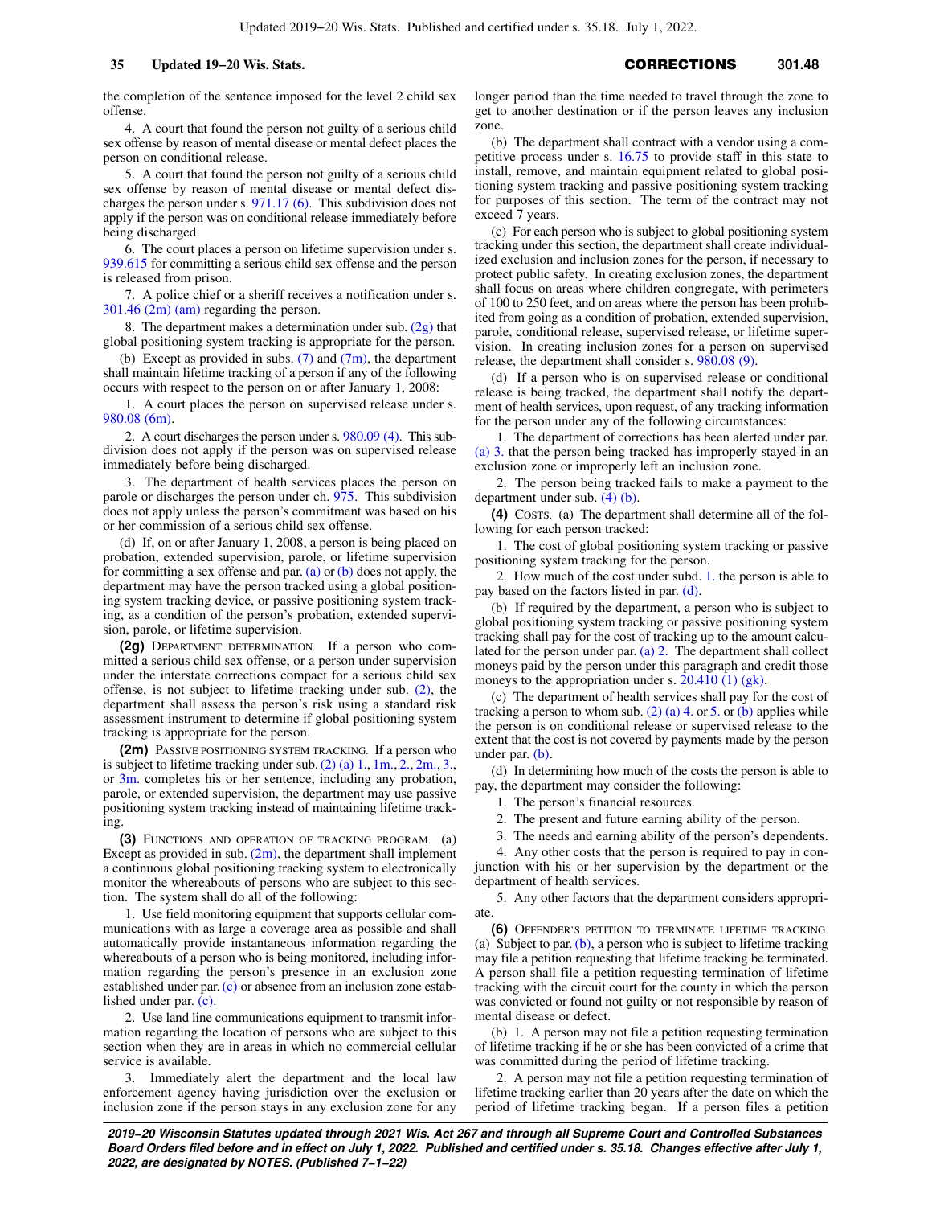the completion of the sentence imposed for the level 2 child sex offense.

4. A court that found the person not guilty of a serious child sex offense by reason of mental disease or mental defect places the person on conditional release.

5. A court that found the person not guilty of a serious child sex offense by reason of mental disease or mental defect discharges the person under s. 971.17 (6). This subdivision does not apply if the person was on conditional release immediately before being discharged.

6. The court places a person on lifetime supervision under s. 939.615 for committing a serious child sex offense and the person is released from prison.

7. A police chief or a sheriff receives a notification under s. 301.46 (2m) (am) regarding the person.

8. The department makes a determination under sub. (2g) that global positioning system tracking is appropriate for the person.

(b) Except as provided in subs. (7) and (7m), the department shall maintain lifetime tracking of a person if any of the following occurs with respect to the person on or after January 1, 2008:

1. A court places the person on supervised release under s. 980.08 (6m).

2. A court discharges the person under s. 980.09 (4). This subdivision does not apply if the person was on supervised release immediately before being discharged.

3. The department of health services places the person on parole or discharges the person under ch. 975. This subdivision does not apply unless the person's commitment was based on his or her commission of a serious child sex offense.

(d) If, on or after January 1, 2008, a person is being placed on probation, extended supervision, parole, or lifetime supervision for committing a sex offense and par. (a) or (b) does not apply, the department may have the person tracked using a global positioning system tracking device, or passive positioning system tracking, as a condition of the person's probation, extended supervision, parole, or lifetime supervision.

**(2g)** Department determination. If a person who committed a serious child sex offense, or a person under supervision under the interstate corrections compact for a serious child sex offense, is not subject to lifetime tracking under sub. (2), the department shall assess the person's risk using a standard risk assessment instrument to determine if global positioning system tracking is appropriate for the person.

**(2m)** Passive positioning system tracking. If a person who is subject to lifetime tracking under sub. (2) (a) 1., 1m., 2., 2m., 3., or 3m. completes his or her sentence, including any probation, parole, or extended supervision, the department may use passive positioning system tracking instead of maintaining lifetime tracking.

**(3)** Functions and operation of tracking program. (a) Except as provided in sub. (2m), the department shall implement a continuous global positioning tracking system to electronically monitor the whereabouts of persons who are subject to this section. The system shall do all of the following:

1. Use field monitoring equipment that supports cellular communications with as large a coverage area as possible and shall automatically provide instantaneous information regarding the whereabouts of a person who is being monitored, including information regarding the person's presence in an exclusion zone established under par. (c) or absence from an inclusion zone established under par. (c).

2. Use land line communications equipment to transmit information regarding the location of persons who are subject to this section when they are in areas in which no commercial cellular service is available.

3. Immediately alert the department and the local law enforcement agency having jurisdiction over the exclusion or inclusion zone if the person stays in any exclusion zone for any longer period than the time needed to travel through the zone to get to another destination or if the person leaves any inclusion zone.

(b) The department shall contract with a vendor using a competitive process under s. 16.75 to provide staff in this state to install, remove, and maintain equipment related to global positioning system tracking and passive positioning system tracking for purposes of this section. The term of the contract may not exceed 7 years.

(c) For each person who is subject to global positioning system tracking under this section, the department shall create individualized exclusion and inclusion zones for the person, if necessary to protect public safety. In creating exclusion zones, the department shall focus on areas where children congregate, with perimeters of 100 to 250 feet, and on areas where the person has been prohibited from going as a condition of probation, extended supervision, parole, conditional release, supervised release, or lifetime supervision. In creating inclusion zones for a person on supervised release, the department shall consider s. 980.08 (9).

(d) If a person who is on supervised release or conditional release is being tracked, the department shall notify the department of health services, upon request, of any tracking information for the person under any of the following circumstances:

1. The department of corrections has been alerted under par. (a) 3. that the person being tracked has improperly stayed in an exclusion zone or improperly left an inclusion zone.

2. The person being tracked fails to make a payment to the department under sub. (4) (b).

**(4)** Costs. (a) The department shall determine all of the following for each person tracked:

1. The cost of global positioning system tracking or passive positioning system tracking for the person.

2. How much of the cost under subd. 1. the person is able to pay based on the factors listed in par. (d).

(b) If required by the department, a person who is subject to global positioning system tracking or passive positioning system tracking shall pay for the cost of tracking up to the amount calculated for the person under par. (a) 2. The department shall collect moneys paid by the person under this paragraph and credit those moneys to the appropriation under s. 20.410 (1) (gk).

(c) The department of health services shall pay for the cost of tracking a person to whom sub. (2) (a) 4. or 5. or (b) applies while the person is on conditional release or supervised release to the extent that the cost is not covered by payments made by the person under par. (b).

(d) In determining how much of the costs the person is able to pay, the department may consider the following:

1. The person's financial resources.

2. The present and future earning ability of the person.

3. The needs and earning ability of the person's dependents.

4. Any other costs that the person is required to pay in conjunction with his or her supervision by the department or the department of health services.

5. Any other factors that the department considers appropriate.

**(6)** Offender's petition to terminate lifetime tracking. (a) Subject to par. (b), a person who is subject to lifetime tracking may file a petition requesting that lifetime tracking be terminated. A person shall file a petition requesting termination of lifetime tracking with the circuit court for the county in which the person was convicted or found not guilty or not responsible by reason of mental disease or defect.

(b) 1. A person may not file a petition requesting termination of lifetime tracking if he or she has been convicted of a crime that was committed during the period of lifetime tracking.

2. A person may not file a petition requesting termination of lifetime tracking earlier than 20 years after the date on which the period of lifetime tracking began. If a person files a petition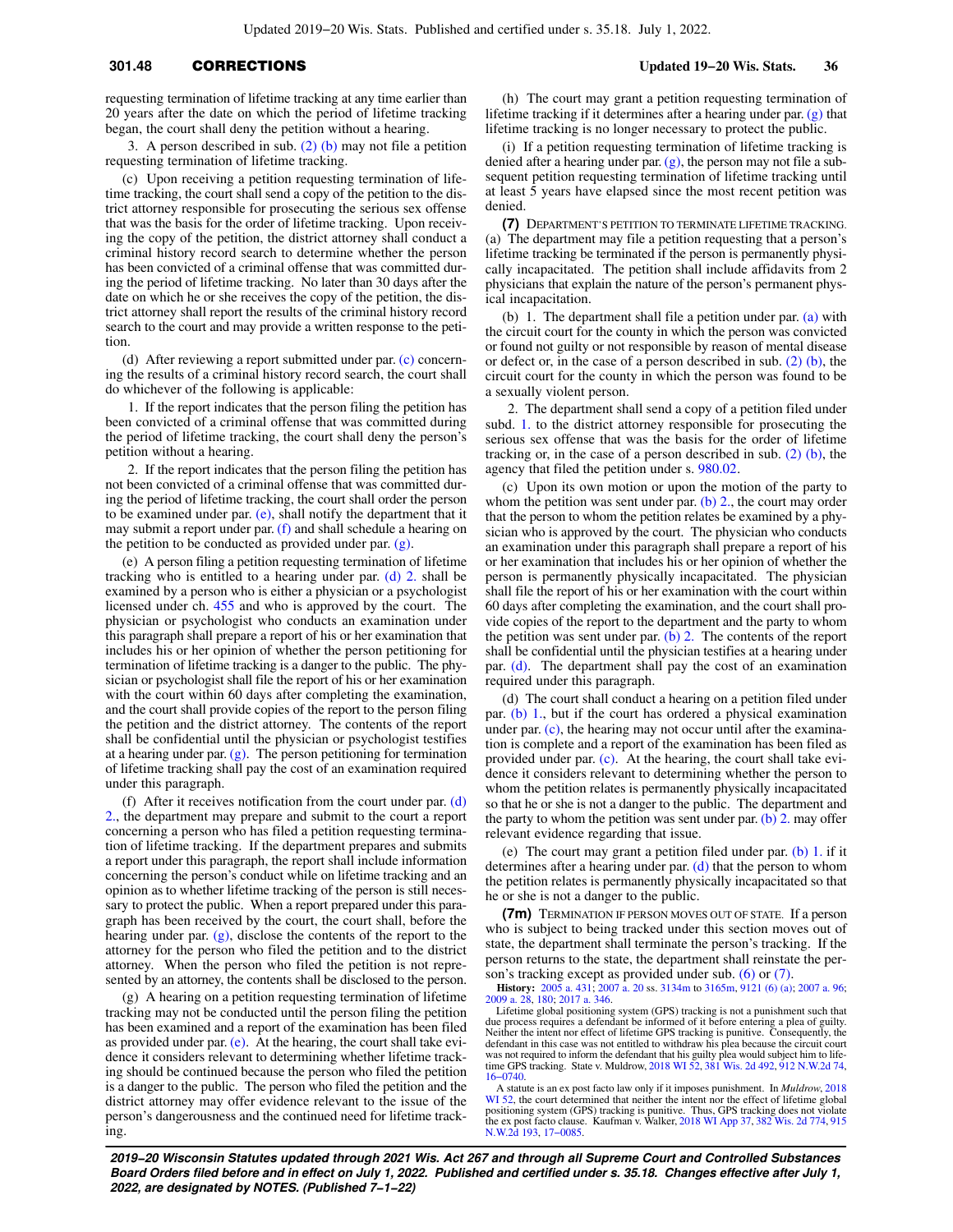requesting termination of lifetime tracking at any time earlier than 20 years after the date on which the period of lifetime tracking began, the court shall deny the petition without a hearing.

3. A person described in sub. (2) (b) may not file a petition requesting termination of lifetime tracking.

(c) Upon receiving a petition requesting termination of lifetime tracking, the court shall send a copy of the petition to the district attorney responsible for prosecuting the serious sex offense that was the basis for the order of lifetime tracking. Upon receiving the copy of the petition, the district attorney shall conduct a criminal history record search to determine whether the person has been convicted of a criminal offense that was committed during the period of lifetime tracking. No later than 30 days after the date on which he or she receives the copy of the petition, the district attorney shall report the results of the criminal history record search to the court and may provide a written response to the petition.

(d) After reviewing a report submitted under par. (c) concerning the results of a criminal history record search, the court shall do whichever of the following is applicable:

1. If the report indicates that the person filing the petition has been convicted of a criminal offense that was committed during the period of lifetime tracking, the court shall deny the person's petition without a hearing.

2. If the report indicates that the person filing the petition has not been convicted of a criminal offense that was committed during the period of lifetime tracking, the court shall order the person to be examined under par. (e), shall notify the department that it may submit a report under par. (f) and shall schedule a hearing on the petition to be conducted as provided under par. (g).

(e) A person filing a petition requesting termination of lifetime tracking who is entitled to a hearing under par. (d) 2. shall be examined by a person who is either a physician or a psychologist licensed under ch. 455 and who is approved by the court. The physician or psychologist who conducts an examination under this paragraph shall prepare a report of his or her examination that includes his or her opinion of whether the person petitioning for termination of lifetime tracking is a danger to the public. The physician or psychologist shall file the report of his or her examination with the court within 60 days after completing the examination, and the court shall provide copies of the report to the person filing the petition and the district attorney. The contents of the report shall be confidential until the physician or psychologist testifies at a hearing under par. (g). The person petitioning for termination of lifetime tracking shall pay the cost of an examination required under this paragraph.

(f) After it receives notification from the court under par. (d) 2., the department may prepare and submit to the court a report concerning a person who has filed a petition requesting termination of lifetime tracking. If the department prepares and submits a report under this paragraph, the report shall include information concerning the person's conduct while on lifetime tracking and an opinion as to whether lifetime tracking of the person is still necessary to protect the public. When a report prepared under this paragraph has been received by the court, the court shall, before the hearing under par. (g), disclose the contents of the report to the attorney for the person who filed the petition and to the district attorney. When the person who filed the petition is not represented by an attorney, the contents shall be disclosed to the person.

(g) A hearing on a petition requesting termination of lifetime tracking may not be conducted until the person filing the petition has been examined and a report of the examination has been filed as provided under par. (e). At the hearing, the court shall take evidence it considers relevant to determining whether lifetime tracking should be continued because the person who filed the petition is a danger to the public. The person who filed the petition and the district attorney may offer evidence relevant to the issue of the person's dangerousness and the continued need for lifetime tracking.

(h) The court may grant a petition requesting termination of lifetime tracking if it determines after a hearing under par. (g) that lifetime tracking is no longer necessary to protect the public.

(i) If a petition requesting termination of lifetime tracking is denied after a hearing under par. (g), the person may not file a subsequent petition requesting termination of lifetime tracking until at least 5 years have elapsed since the most recent petition was denied.

**(7)** DEPARTMENT'S PETITION TO TERMINATE LIFETIME TRACKING. (a) The department may file a petition requesting that a person's lifetime tracking be terminated if the person is permanently physically incapacitated. The petition shall include affidavits from 2 physicians that explain the nature of the person's permanent physical incapacitation.

(b) 1. The department shall file a petition under par. (a) with the circuit court for the county in which the person was convicted or found not guilty or not responsible by reason of mental disease or defect or, in the case of a person described in sub. (2) (b), the circuit court for the county in which the person was found to be a sexually violent person.

2. The department shall send a copy of a petition filed under subd. 1. to the district attorney responsible for prosecuting the serious sex offense that was the basis for the order of lifetime tracking or, in the case of a person described in sub. (2) (b), the agency that filed the petition under s. 980.02.

(c) Upon its own motion or upon the motion of the party to whom the petition was sent under par. (b) 2., the court may order that the person to whom the petition relates be examined by a physician who is approved by the court. The physician who conducts an examination under this paragraph shall prepare a report of his or her examination that includes his or her opinion of whether the person is permanently physically incapacitated. The physician shall file the report of his or her examination with the court within 60 days after completing the examination, and the court shall provide copies of the report to the department and the party to whom the petition was sent under par. (b) 2. The contents of the report shall be confidential until the physician testifies at a hearing under par. (d). The department shall pay the cost of an examination required under this paragraph.

(d) The court shall conduct a hearing on a petition filed under par. (b) 1., but if the court has ordered a physical examination under par. (c), the hearing may not occur until after the examination is complete and a report of the examination has been filed as provided under par. (c). At the hearing, the court shall take evidence it considers relevant to determining whether the person to whom the petition relates is permanently physically incapacitated so that he or she is not a danger to the public. The department and the party to whom the petition was sent under par. (b) 2. may offer relevant evidence regarding that issue.

(e) The court may grant a petition filed under par. (b) 1. if it determines after a hearing under par. (d) that the person to whom the petition relates is permanently physically incapacitated so that he or she is not a danger to the public.

**(7m)** TERMINATION IF PERSON MOVES OUT OF STATE. If a person who is subject to being tracked under this section moves out of state, the department shall terminate the person's tracking. If the person returns to the state, the department shall reinstate the person's tracking except as provided under sub. (6) or (7).

**History:** 2005 a. 431; 2007 a. 20 ss. 3134m to 3165m, 9121 (6) (a); 2007 a. 96; 2009 a. 28, 180; 2017 a. 346.

Lifetime global positioning system (GPS) tracking is not a punishment such that due process requires a defendant be informed of it before entering a plea of guilty. Neither the intent nor effect of lifetime GPS tracking is punitive. Consequently, the defendant in this case was not entitled to withdraw his plea because the circuit court was not required to inform the defendant that his guilty plea would subject him to lifetime GPS tracking. State v. Muldrow, 2018 WI 52, 381 Wis. 2d 492, 912 N.W.2d 74, 16–0740.

A statute is an ex post facto law only if it imposes punishment. In *Muldrow*, 2018 WI 52, the court determined that neither the intent nor the effect of lifetime global positioning system (GPS) tracking is punitive. Thus, GPS tracking does not violate the ex post facto clause. Kaufman v. Walker, 2018 WI App 37, 382 Wis. 2d 774, 915 N.W.2d 193, 17–0085.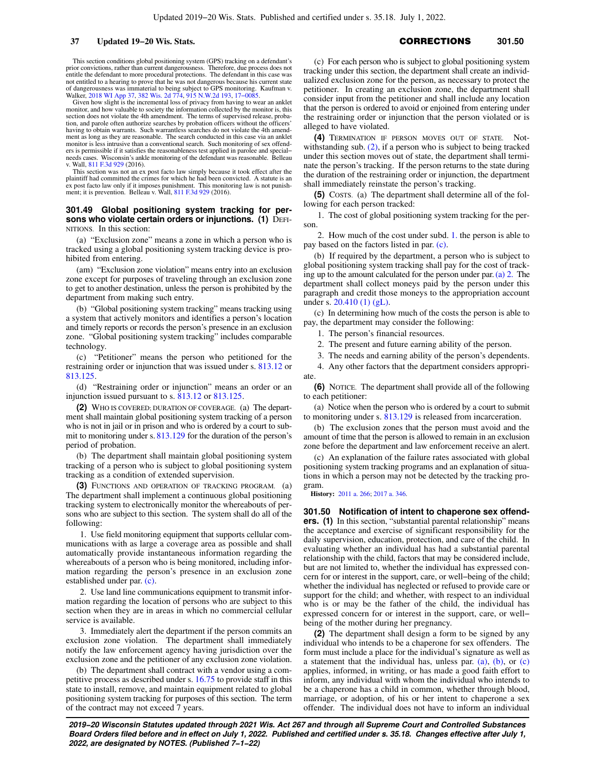This section conditions global positioning system (GPS) tracking on a defendant's prior convictions, rather than current dangerousness. Therefore, due process does not entitle the defendant to more procedural protections. The defendant in this case was not entitled to a hearing to prove that he was not dangerous because his current state of dangerousness was immaterial to being subject to GPS monitoring. Kaufman v. Walker, 2018 WI App 37, 382 Wis. 2d 774, 915 N.W.2d 193, 17−0085.

Given how slight is the incremental loss of privacy from having to wear an anklet monitor, and how valuable to society the information collected by the monitor is, this section does not violate the 4th amendment. The terms of supervised release, probation, and parole often authorize searches by probation officers without the officers' having to obtain warrants. Such warrantless searches do not violate the 4th amendment as long as they are reasonable. The search conducted in this case via an anklet monitor is less intrusive than a conventional search. Such monitoring of sex offenders is permissible if it satisfies the reasonableness test applied in parolee and special−needs cases. Wisconsin's ankle monitoring of the defendant was reasonable. Belleau v. Wall, 811 F.3d 929 (2016).

This section was not an ex post facto law simply because it took effect after the plaintiff had committed the crimes for which he had been convicted. A statute is an ex post facto law only if it imposes punishment. This monitoring law is not punishment; it is prevention. Belleau v. Wall, 811 F.3d 929 (2016).

**301.49 Global positioning system tracking for persons who violate certain orders or injunctions.** **(1)** DEFINITIONS. In this section:

(a) "Exclusion zone" means a zone in which a person who is tracked using a global positioning system tracking device is prohibited from entering.

(am) "Exclusion zone violation" means entry into an exclusion zone except for purposes of traveling through an exclusion zone to get to another destination, unless the person is prohibited by the department from making such entry.

(b) "Global positioning system tracking" means tracking using a system that actively monitors and identifies a person's location and timely reports or records the person's presence in an exclusion zone. "Global positioning system tracking" includes comparable technology.

(c) "Petitioner" means the person who petitioned for the restraining order or injunction that was issued under s. 813.12 or 813.125.

(d) "Restraining order or injunction" means an order or an injunction issued pursuant to s. 813.12 or 813.125.

**(2)** WHO IS COVERED; DURATION OF COVERAGE. (a) The department shall maintain global positioning system tracking of a person who is not in jail or in prison and who is ordered by a court to submit to monitoring under s. 813.129 for the duration of the person's period of probation.

(b) The department shall maintain global positioning system tracking of a person who is subject to global positioning system tracking as a condition of extended supervision.

**(3)** FUNCTIONS AND OPERATION OF TRACKING PROGRAM. (a) The department shall implement a continuous global positioning tracking system to electronically monitor the whereabouts of persons who are subject to this section. The system shall do all of the following:

1. Use field monitoring equipment that supports cellular communications with as large a coverage area as possible and shall automatically provide instantaneous information regarding the whereabouts of a person who is being monitored, including information regarding the person's presence in an exclusion zone established under par. (c).

2. Use land line communications equipment to transmit information regarding the location of persons who are subject to this section when they are in areas in which no commercial cellular service is available.

3. Immediately alert the department if the person commits an exclusion zone violation. The department shall immediately notify the law enforcement agency having jurisdiction over the exclusion zone and the petitioner of any exclusion zone violation.

(b) The department shall contract with a vendor using a competitive process as described under s. 16.75 to provide staff in this state to install, remove, and maintain equipment related to global positioning system tracking for purposes of this section. The term of the contract may not exceed 7 years.

(c) For each person who is subject to global positioning system tracking under this section, the department shall create an individualized exclusion zone for the person, as necessary to protect the petitioner. In creating an exclusion zone, the department shall consider input from the petitioner and shall include any location that the person is ordered to avoid or enjoined from entering under the restraining order or injunction that the person violated or is alleged to have violated.

**(4)** TERMINATION IF PERSON MOVES OUT OF STATE. Notwithstanding sub. (2), if a person who is subject to being tracked under this section moves out of state, the department shall terminate the person's tracking. If the person returns to the state during the duration of the restraining order or injunction, the department shall immediately reinstate the person's tracking.

**(5)** COSTS. (a) The department shall determine all of the following for each person tracked:

1. The cost of global positioning system tracking for the person.

2. How much of the cost under subd. 1. the person is able to pay based on the factors listed in par. (c).

(b) If required by the department, a person who is subject to global positioning system tracking shall pay for the cost of tracking up to the amount calculated for the person under par. (a) 2. The department shall collect moneys paid by the person under this paragraph and credit those moneys to the appropriation account under s. 20.410 (1) (gL).

(c) In determining how much of the costs the person is able to pay, the department may consider the following:

1. The person's financial resources.

2. The present and future earning ability of the person.

3. The needs and earning ability of the person's dependents.

4. Any other factors that the department considers appropriate.

**(6)** NOTICE. The department shall provide all of the following to each petitioner:

(a) Notice when the person who is ordered by a court to submit to monitoring under s. 813.129 is released from incarceration.

(b) The exclusion zones that the person must avoid and the amount of time that the person is allowed to remain in an exclusion zone before the department and law enforcement receive an alert.

(c) An explanation of the failure rates associated with global positioning system tracking programs and an explanation of situations in which a person may not be detected by the tracking program.

**History:** 2011 a. 266; 2017 a. 346.

**301.50 Notification of intent to chaperone sex offenders.** **(1)** In this section, "substantial parental relationship" means the acceptance and exercise of significant responsibility for the daily supervision, education, protection, and care of the child. In evaluating whether an individual has had a substantial parental relationship with the child, factors that may be considered include, but are not limited to, whether the individual has expressed concern for or interest in the support, care, or well−being of the child; whether the individual has neglected or refused to provide care or support for the child; and whether, with respect to an individual who is or may be the father of the child, the individual has expressed concern for or interest in the support, care, or well−being of the mother during her pregnancy.

**(2)** The department shall design a form to be signed by any individual who intends to be a chaperone for sex offenders. The form must include a place for the individual's signature as well as a statement that the individual has, unless par. (a), (b), or (c) applies, informed, in writing, or has made a good faith effort to inform, any individual with whom the individual who intends to be a chaperone has a child in common, whether through blood, marriage, or adoption, of his or her intent to chaperone a sex offender. The individual does not have to inform an individual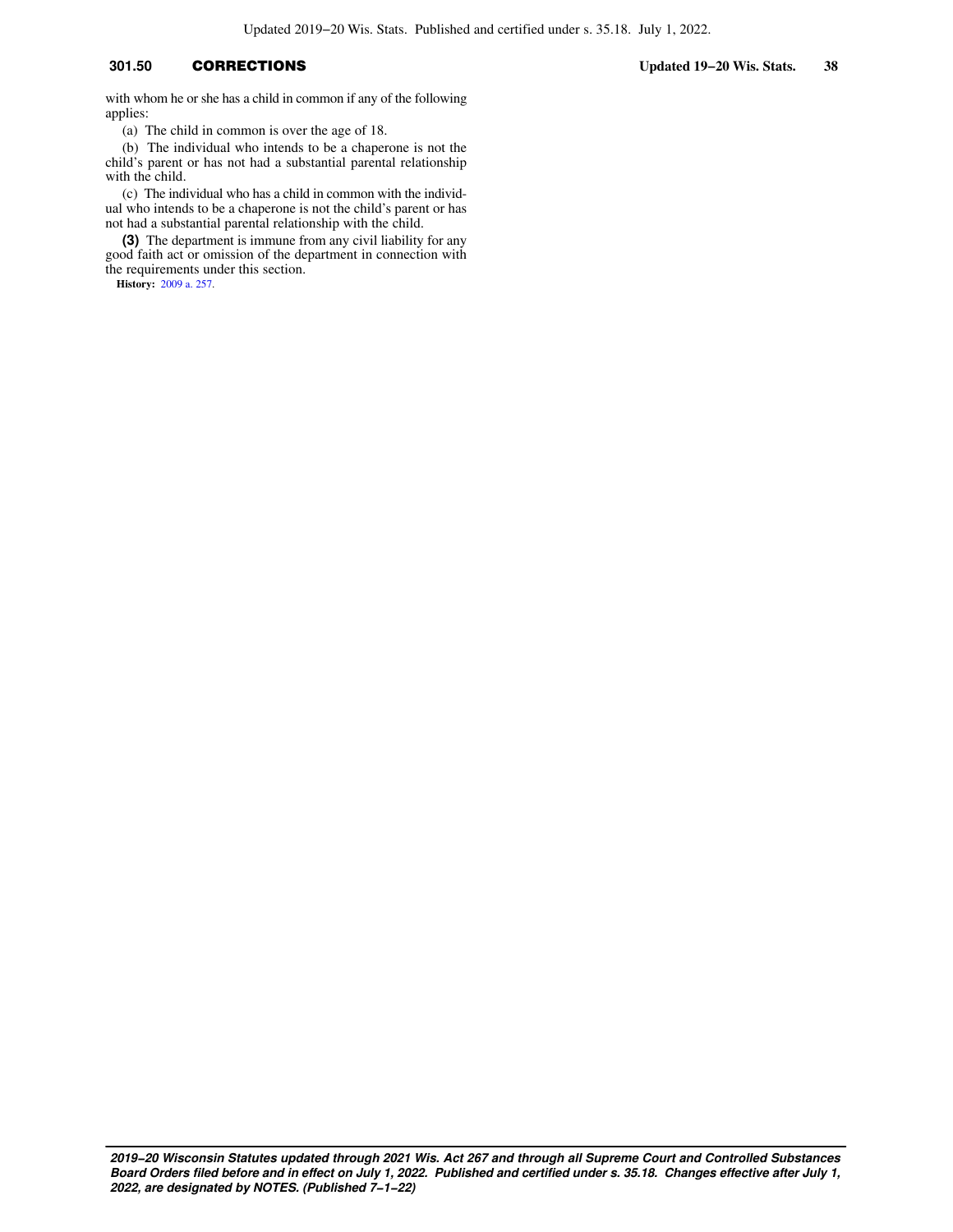with whom he or she has a child in common if any of the following applies:

(a) The child in common is over the age of 18.

(b) The individual who intends to be a chaperone is not the child's parent or has not had a substantial parental relationship with the child.

(c) The individual who has a child in common with the individual who intends to be a chaperone is not the child's parent or has not had a substantial parental relationship with the child.

**(3)** The department is immune from any civil liability for any good faith act or omission of the department in connection with the requirements under this section.

**History:** 2009 a. 257.